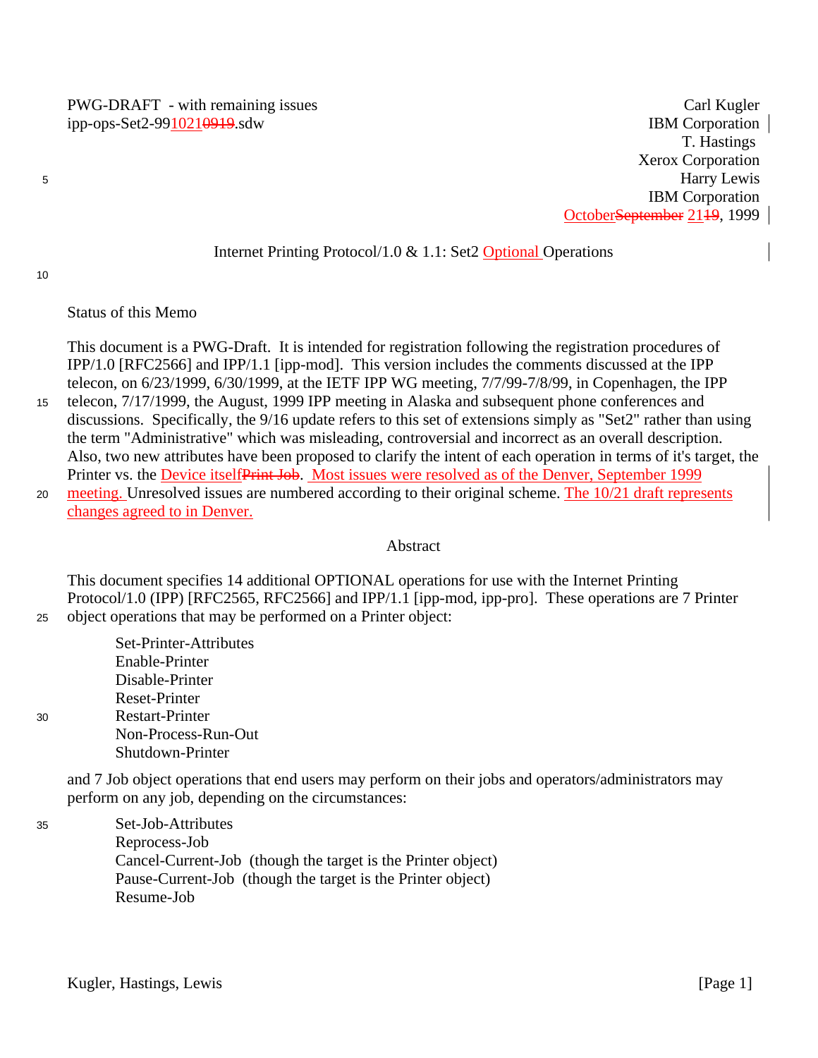PWG-DRAFT - with remaining issues
ipp-ops-Set2-991021~~0919~~.sdw

Carl Kugler
IBM Corporation
T. Hastings
Xerox Corporation
Harry Lewis
IBM Corporation
October~~September~~ 21~~19~~, 1999

# Internet Printing Protocol/1.0 & 1.1: Set2 Optional Operations

## Status of this Memo

This document is a PWG-Draft. It is intended for registration following the registration procedures of IPP/1.0 [RFC2566] and IPP/1.1 [ipp-mod]. This version includes the comments discussed at the IPP telecon, on 6/23/1999, 6/30/1999, at the IETF IPP WG meeting, 7/7/99-7/8/99, in Copenhagen, the IPP telecon, 7/17/1999, the August, 1999 IPP meeting in Alaska and subsequent phone conferences and discussions. Specifically, the 9/16 update refers to this set of extensions simply as "Set2" rather than using the term "Administrative" which was misleading, controversial and incorrect as an overall description. Also, two new attributes have been proposed to clarify the intent of each operation in terms of it's target, the Printer vs. the Device itself~~Print Job~~. Most issues were resolved as of the Denver, September 1999 meeting. Unresolved issues are numbered according to their original scheme. The 10/21 draft represents changes agreed to in Denver.

## Abstract

This document specifies 14 additional OPTIONAL operations for use with the Internet Printing Protocol/1.0 (IPP) [RFC2565, RFC2566] and IPP/1.1 [ipp-mod, ipp-pro]. These operations are 7 Printer object operations that may be performed on a Printer object:

- Set-Printer-Attributes
- Enable-Printer
- Disable-Printer
- Reset-Printer
- Restart-Printer
- Non-Process-Run-Out
- Shutdown-Printer

and 7 Job object operations that end users may perform on their jobs and operators/administrators may perform on any job, depending on the circumstances:

- Set-Job-Attributes
- Reprocess-Job
- Cancel-Current-Job (though the target is the Printer object)
- Pause-Current-Job (though the target is the Printer object)
- Resume-Job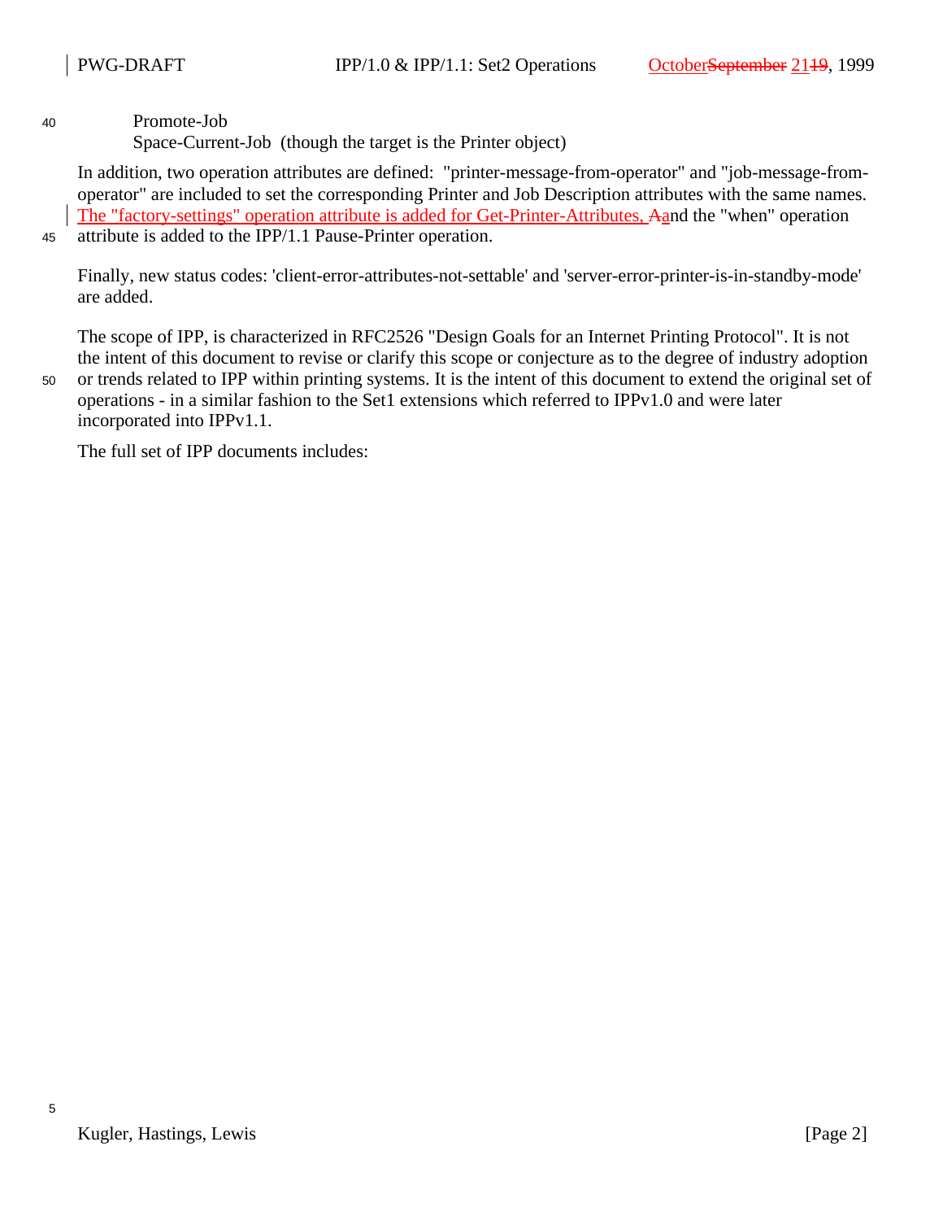Promote-Job
Space-Current-Job  (though the target is the Printer object)

In addition, two operation attributes are defined:  "printer-message-from-operator" and "job-message-from-operator" are included to set the corresponding Printer and Job Description attributes with the same names. The "factory-settings" operation attribute is added for Get-Printer-Attributes, and the "when" operation attribute is added to the IPP/1.1 Pause-Printer operation.

Finally, new status codes: 'client-error-attributes-not-settable' and 'server-error-printer-is-in-standby-mode' are added.

The scope of IPP, is characterized in RFC2526 "Design Goals for an Internet Printing Protocol". It is not the intent of this document to revise or clarify this scope or conjecture as to the degree of industry adoption or trends related to IPP within printing systems. It is the intent of this document to extend the original set of operations - in a similar fashion to the Set1 extensions which referred to IPPv1.0 and were later incorporated into IPPv1.1.

The full set of IPP documents includes: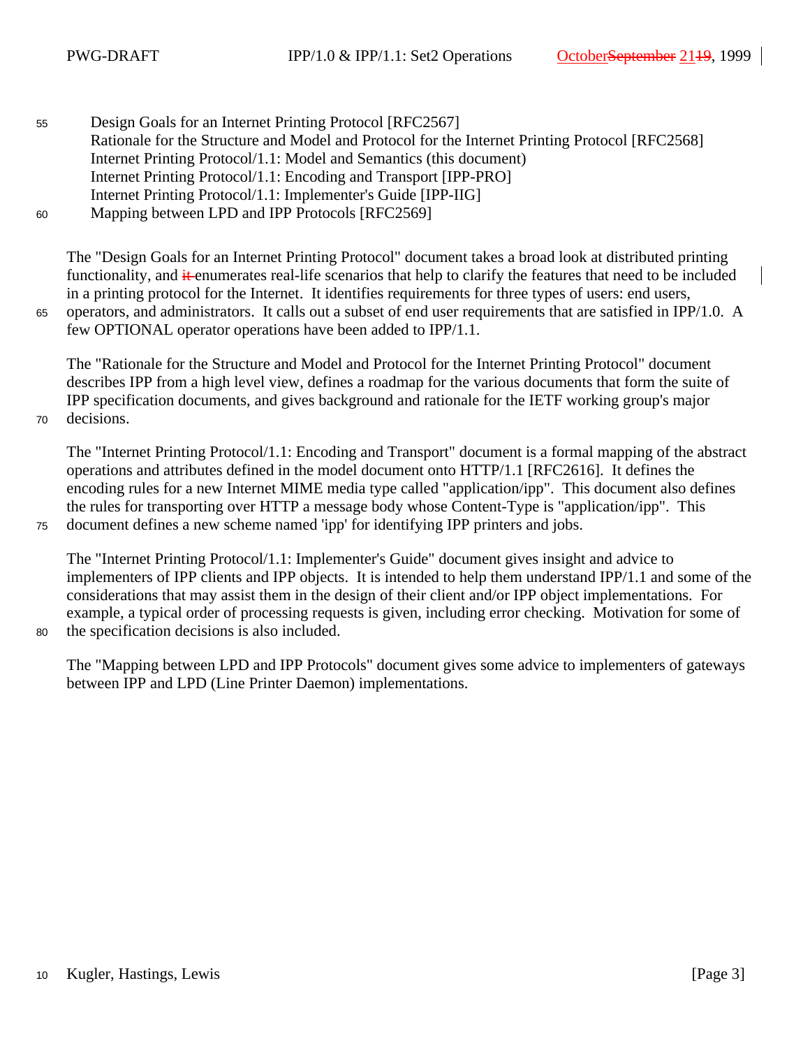Design Goals for an Internet Printing Protocol [RFC2567]
Rationale for the Structure and Model and Protocol for the Internet Printing Protocol [RFC2568]
Internet Printing Protocol/1.1: Model and Semantics (this document)
Internet Printing Protocol/1.1: Encoding and Transport [IPP-PRO]
Internet Printing Protocol/1.1: Implementer's Guide [IPP-IIG]
Mapping between LPD and IPP Protocols [RFC2569]

The "Design Goals for an Internet Printing Protocol" document takes a broad look at distributed printing functionality, and enumerates real-life scenarios that help to clarify the features that need to be included in a printing protocol for the Internet. It identifies requirements for three types of users: end users, operators, and administrators. It calls out a subset of end user requirements that are satisfied in IPP/1.0. A few OPTIONAL operator operations have been added to IPP/1.1.

The "Rationale for the Structure and Model and Protocol for the Internet Printing Protocol" document describes IPP from a high level view, defines a roadmap for the various documents that form the suite of IPP specification documents, and gives background and rationale for the IETF working group's major decisions.

The "Internet Printing Protocol/1.1: Encoding and Transport" document is a formal mapping of the abstract operations and attributes defined in the model document onto HTTP/1.1 [RFC2616]. It defines the encoding rules for a new Internet MIME media type called "application/ipp". This document also defines the rules for transporting over HTTP a message body whose Content-Type is "application/ipp". This document defines a new scheme named 'ipp' for identifying IPP printers and jobs.

The "Internet Printing Protocol/1.1: Implementer's Guide" document gives insight and advice to implementers of IPP clients and IPP objects. It is intended to help them understand IPP/1.1 and some of the considerations that may assist them in the design of their client and/or IPP object implementations. For example, a typical order of processing requests is given, including error checking. Motivation for some of the specification decisions is also included.

The "Mapping between LPD and IPP Protocols" document gives some advice to implementers of gateways between IPP and LPD (Line Printer Daemon) implementations.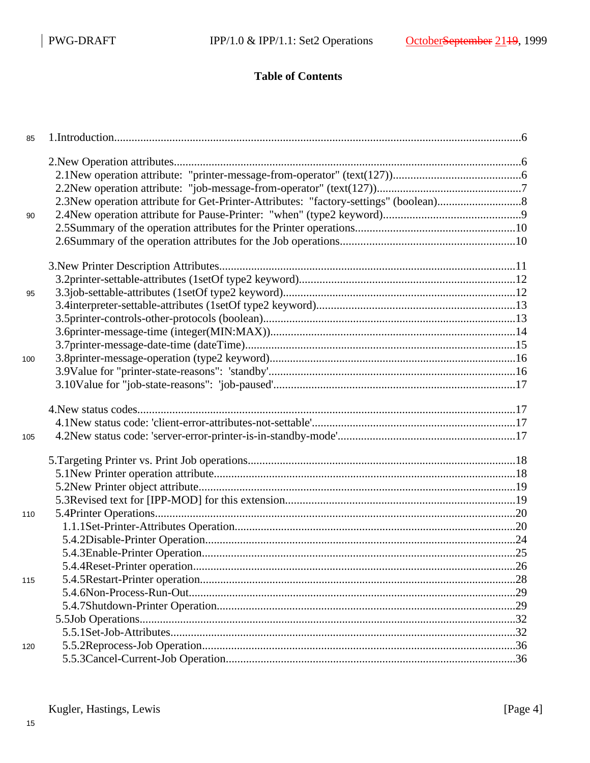# Table of Contents

1.Introduction.....6

2.New Operation attributes.....6
- 2.1New operation attribute: "printer-message-from-operator" (text(127)).....6
- 2.2New operation attribute: "job-message-from-operator" (text(127)).....7
- 2.3New operation attribute for Get-Printer-Attributes: "factory-settings" (boolean).....8
- 2.4New operation attribute for Pause-Printer: "when" (type2 keyword).....9
- 2.5Summary of the operation attributes for the Printer operations.....10
- 2.6Summary of the operation attributes for the Job operations.....10

3.New Printer Description Attributes.....11
- 3.2printer-settable-attributes (1setOf type2 keyword).....12
- 3.3job-settable-attributes (1setOf type2 keyword).....12
- 3.4interpreter-settable-attributes (1setOf type2 keyword).....13
- 3.5printer-controls-other-protocols (boolean).....13
- 3.6printer-message-time (integer(MIN:MAX)).....14
- 3.7printer-message-date-time (dateTime).....15
- 3.8printer-message-operation (type2 keyword).....16
- 3.9Value for "printer-state-reasons": 'standby'.....16
- 3.10Value for "job-state-reasons": 'job-paused'.....17

4.New status codes.....17
- 4.1New status code: 'client-error-attributes-not-settable'.....17
- 4.2New status code: 'server-error-printer-is-in-standby-mode'.....17

5.Targeting Printer vs. Print Job operations.....18
- 5.1New Printer operation attribute.....18
- 5.2New Printer object attribute.....19
- 5.3Revised text for [IPP-MOD] for this extension.....19
- 5.4Printer Operations.....20
  - 1.1.1Set-Printer-Attributes Operation.....20
  - 5.4.2Disable-Printer Operation.....24
  - 5.4.3Enable-Printer Operation.....25
  - 5.4.4Reset-Printer operation.....26
  - 5.4.5Restart-Printer operation.....28
  - 5.4.6Non-Process-Run-Out.....29
  - 5.4.7Shutdown-Printer Operation.....29
- 5.5Job Operations.....32
  - 5.5.1Set-Job-Attributes.....32
  - 5.5.2Reprocess-Job Operation.....36
  - 5.5.3Cancel-Current-Job Operation.....36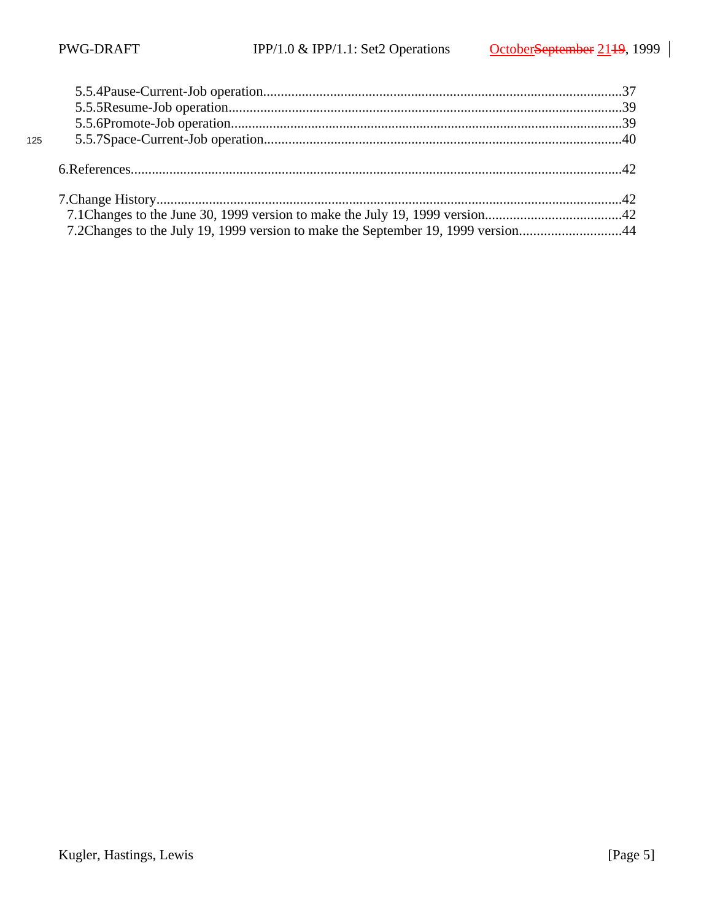5.5.4 Pause-Current-Job operation......................................................................................................37
5.5.5 Resume-Job operation................................................................................................................39
5.5.6 Promote-Job operation...............................................................................................................39
5.5.7 Space-Current-Job operation......................................................................................................40

6. References..........................................................................................................................................42

7. Change History...................................................................................................................................42
7.1 Changes to the June 30, 1999 version to make the July 19, 1999 version.......................................42
7.2 Changes to the July 19, 1999 version to make the September 19, 1999 version.............................44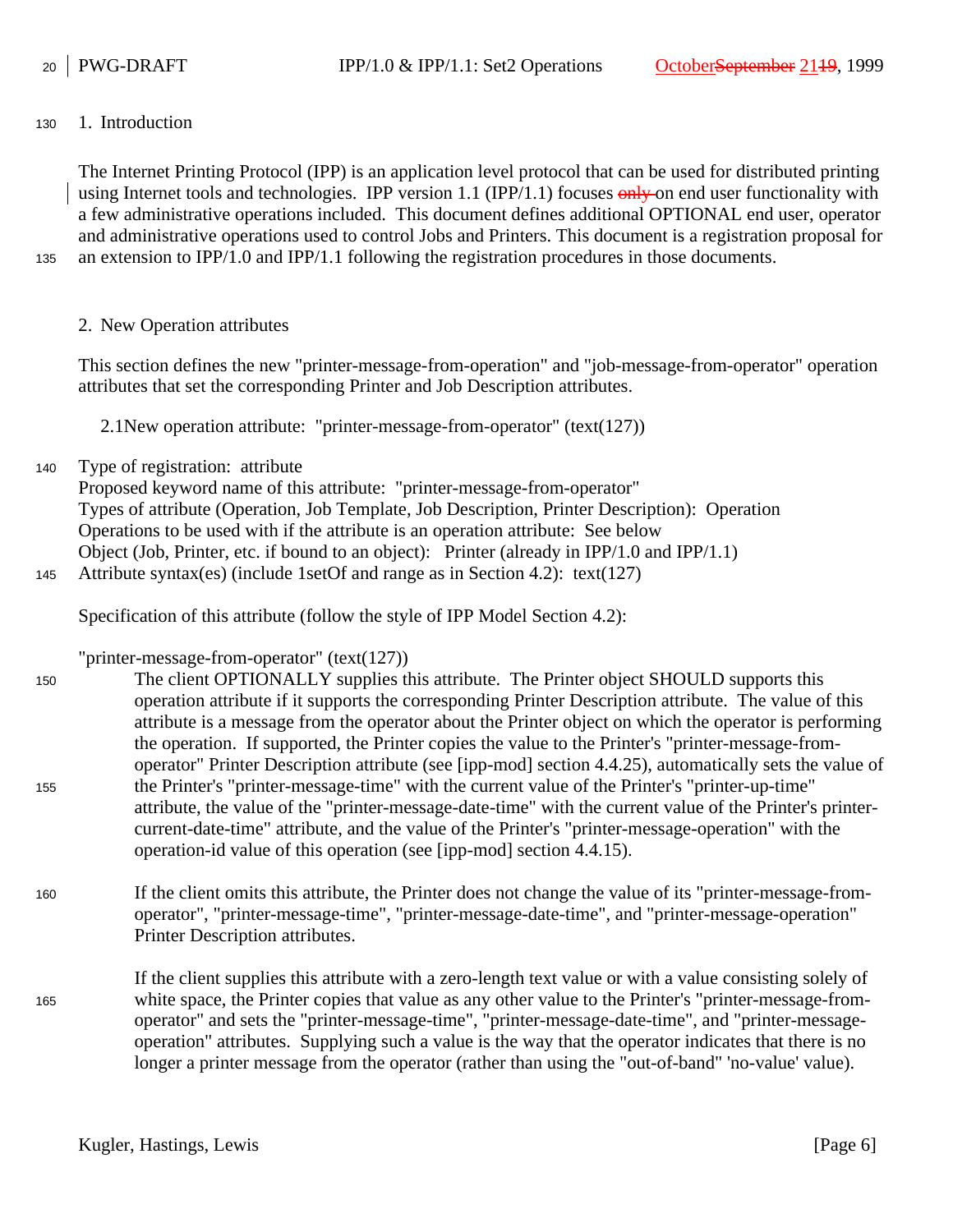# 1. Introduction

The Internet Printing Protocol (IPP) is an application level protocol that can be used for distributed printing using Internet tools and technologies. IPP version 1.1 (IPP/1.1) focuses ~~only~~ on end user functionality with a few administrative operations included. This document defines additional OPTIONAL end user, operator and administrative operations used to control Jobs and Printers. This document is a registration proposal for an extension to IPP/1.0 and IPP/1.1 following the registration procedures in those documents.

# 2. New Operation attributes

This section defines the new "printer-message-from-operation" and "job-message-from-operator" operation attributes that set the corresponding Printer and Job Description attributes.

## 2.1 New operation attribute: "printer-message-from-operator" (text(127))

Type of registration: attribute
Proposed keyword name of this attribute: "printer-message-from-operator"
Types of attribute (Operation, Job Template, Job Description, Printer Description): Operation
Operations to be used with if the attribute is an operation attribute: See below
Object (Job, Printer, etc. if bound to an object): Printer (already in IPP/1.0 and IPP/1.1)
Attribute syntax(es) (include 1setOf and range as in Section 4.2): text(127)

Specification of this attribute (follow the style of IPP Model Section 4.2):

"printer-message-from-operator" (text(127))

The client OPTIONALLY supplies this attribute. The Printer object SHOULD supports this operation attribute if it supports the corresponding Printer Description attribute. The value of this attribute is a message from the operator about the Printer object on which the operator is performing the operation. If supported, the Printer copies the value to the Printer's "printer-message-from-operator" Printer Description attribute (see [ipp-mod] section 4.4.25), automatically sets the value of the Printer's "printer-message-time" with the current value of the Printer's "printer-up-time" attribute, the value of the "printer-message-date-time" with the current value of the Printer's printer-current-date-time" attribute, and the value of the Printer's "printer-message-operation" with the operation-id value of this operation (see [ipp-mod] section 4.4.15).

If the client omits this attribute, the Printer does not change the value of its "printer-message-from-operator", "printer-message-time", "printer-message-date-time", and "printer-message-operation" Printer Description attributes.

If the client supplies this attribute with a zero-length text value or with a value consisting solely of white space, the Printer copies that value as any other value to the Printer's "printer-message-from-operator" and sets the "printer-message-time", "printer-message-date-time", and "printer-message-operation" attributes. Supplying such a value is the way that the operator indicates that there is no longer a printer message from the operator (rather than using the "out-of-band" 'no-value' value).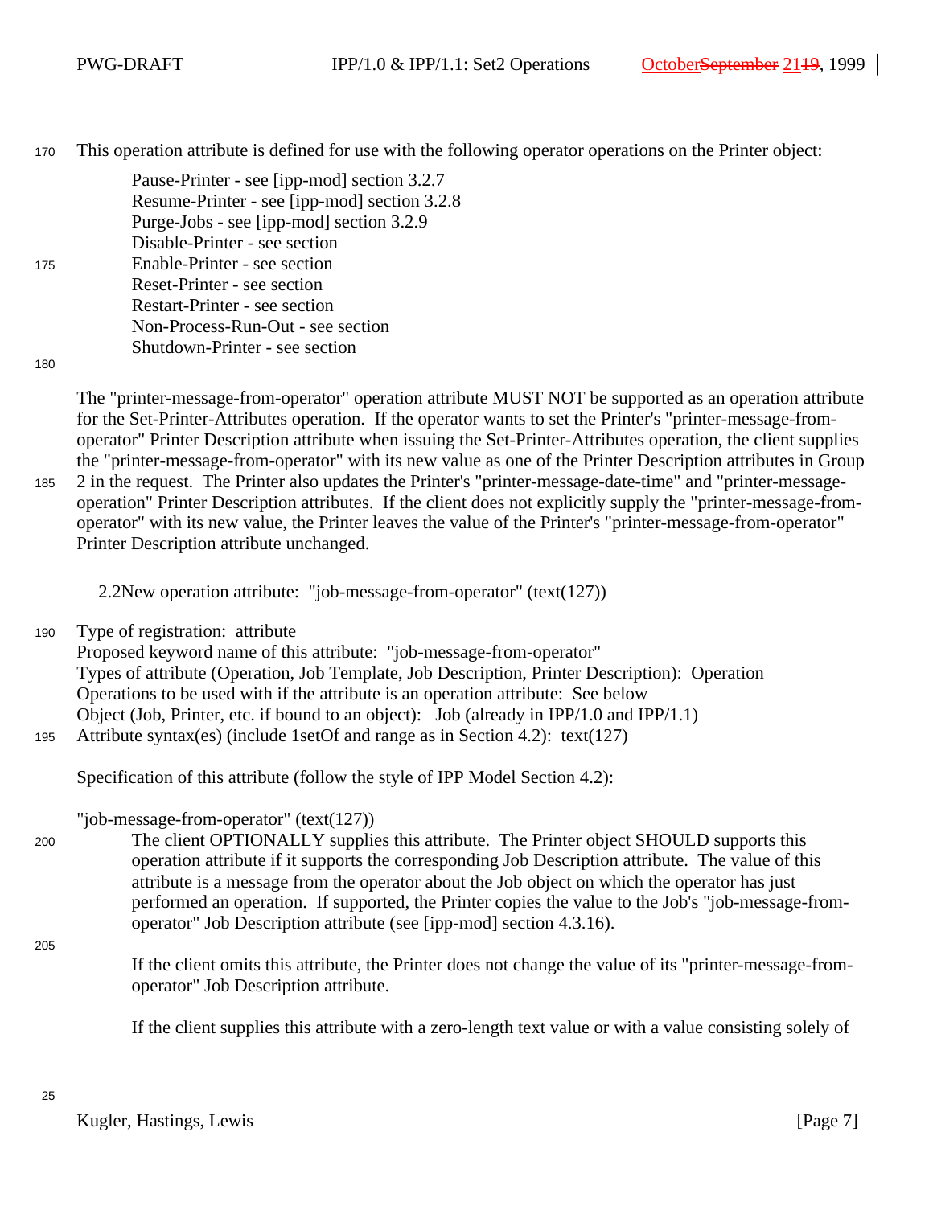This operation attribute is defined for use with the following operator operations on the Printer object:

Pause-Printer - see [ipp-mod] section 3.2.7
Resume-Printer - see [ipp-mod] section 3.2.8
Purge-Jobs - see [ipp-mod] section 3.2.9
Disable-Printer - see section
Enable-Printer - see section
Reset-Printer - see section
Restart-Printer - see section
Non-Process-Run-Out - see section
Shutdown-Printer - see section

The "printer-message-from-operator" operation attribute MUST NOT be supported as an operation attribute for the Set-Printer-Attributes operation. If the operator wants to set the Printer's "printer-message-from-operator" Printer Description attribute when issuing the Set-Printer-Attributes operation, the client supplies the "printer-message-from-operator" with its new value as one of the Printer Description attributes in Group 2 in the request. The Printer also updates the Printer's "printer-message-date-time" and "printer-message-operation" Printer Description attributes. If the client does not explicitly supply the "printer-message-from-operator" with its new value, the Printer leaves the value of the Printer's "printer-message-from-operator" Printer Description attribute unchanged.

## 2.2 New operation attribute: "job-message-from-operator" (text(127))

Type of registration: attribute
Proposed keyword name of this attribute: "job-message-from-operator"
Types of attribute (Operation, Job Template, Job Description, Printer Description): Operation
Operations to be used with if the attribute is an operation attribute: See below
Object (Job, Printer, etc. if bound to an object): Job (already in IPP/1.0 and IPP/1.1)
Attribute syntax(es) (include 1setOf and range as in Section 4.2): text(127)

Specification of this attribute (follow the style of IPP Model Section 4.2):

"job-message-from-operator" (text(127))

The client OPTIONALLY supplies this attribute. The Printer object SHOULD supports this operation attribute if it supports the corresponding Job Description attribute. The value of this attribute is a message from the operator about the Job object on which the operator has just performed an operation. If supported, the Printer copies the value to the Job's "job-message-from-operator" Job Description attribute (see [ipp-mod] section 4.3.16).

If the client omits this attribute, the Printer does not change the value of its "printer-message-from-operator" Job Description attribute.

If the client supplies this attribute with a zero-length text value or with a value consisting solely of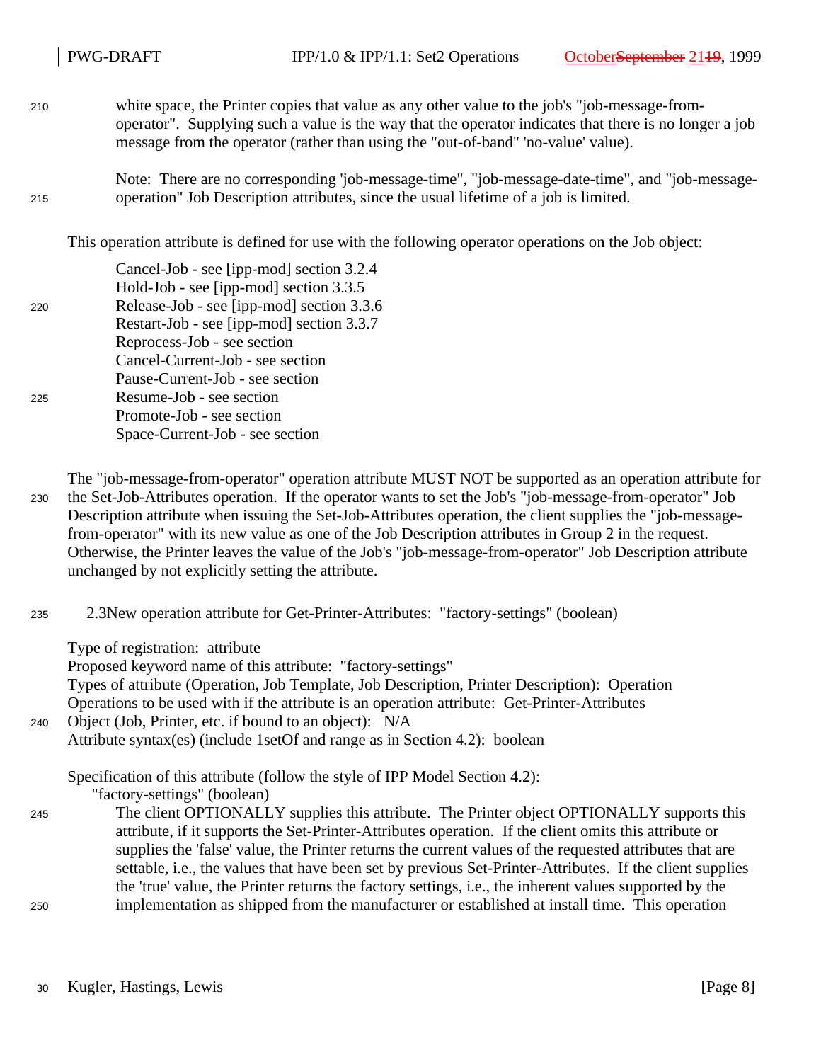white space, the Printer copies that value as any other value to the job's "job-message-from-operator". Supplying such a value is the way that the operator indicates that there is no longer a job message from the operator (rather than using the "out-of-band" 'no-value' value).

Note: There are no corresponding 'job-message-time", "job-message-date-time", and "job-message-operation" Job Description attributes, since the usual lifetime of a job is limited.

This operation attribute is defined for use with the following operator operations on the Job object:

Cancel-Job - see [ipp-mod] section 3.2.4
Hold-Job - see [ipp-mod] section 3.3.5
Release-Job - see [ipp-mod] section 3.3.6
Restart-Job - see [ipp-mod] section 3.3.7
Reprocess-Job - see section
Cancel-Current-Job - see section
Pause-Current-Job - see section
Resume-Job - see section
Promote-Job - see section
Space-Current-Job - see section

The "job-message-from-operator" operation attribute MUST NOT be supported as an operation attribute for the Set-Job-Attributes operation. If the operator wants to set the Job's "job-message-from-operator" Job Description attribute when issuing the Set-Job-Attributes operation, the client supplies the "job-message-from-operator" with its new value as one of the Job Description attributes in Group 2 in the request. Otherwise, the Printer leaves the value of the Job's "job-message-from-operator" Job Description attribute unchanged by not explicitly setting the attribute.

### 2.3 New operation attribute for Get-Printer-Attributes: "factory-settings" (boolean)

Type of registration: attribute
Proposed keyword name of this attribute: "factory-settings"
Types of attribute (Operation, Job Template, Job Description, Printer Description): Operation
Operations to be used with if the attribute is an operation attribute: Get-Printer-Attributes
Object (Job, Printer, etc. if bound to an object): N/A
Attribute syntax(es) (include 1setOf and range as in Section 4.2): boolean

Specification of this attribute (follow the style of IPP Model Section 4.2):

"factory-settings" (boolean)

The client OPTIONALLY supplies this attribute. The Printer object OPTIONALLY supports this attribute, if it supports the Set-Printer-Attributes operation. If the client omits this attribute or supplies the 'false' value, the Printer returns the current values of the requested attributes that are settable, i.e., the values that have been set by previous Set-Printer-Attributes. If the client supplies the 'true' value, the Printer returns the factory settings, i.e., the inherent values supported by the implementation as shipped from the manufacturer or established at install time. This operation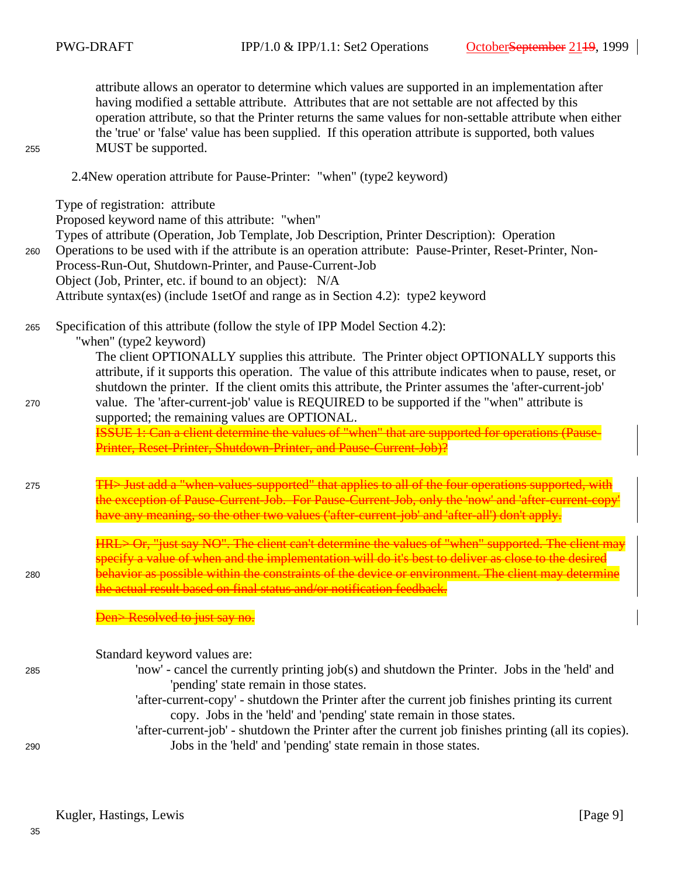attribute allows an operator to determine which values are supported in an implementation after having modified a settable attribute. Attributes that are not settable are not affected by this operation attribute, so that the Printer returns the same values for non-settable attribute when either the 'true' or 'false' value has been supplied. If this operation attribute is supported, both values MUST be supported.

### 2.4 New operation attribute for Pause-Printer: "when" (type2 keyword)

Type of registration: attribute
Proposed keyword name of this attribute: "when"
Types of attribute (Operation, Job Template, Job Description, Printer Description): Operation
Operations to be used with if the attribute is an operation attribute: Pause-Printer, Reset-Printer, Non-Process-Run-Out, Shutdown-Printer, and Pause-Current-Job
Object (Job, Printer, etc. if bound to an object): N/A
Attribute syntax(es) (include 1setOf and range as in Section 4.2): type2 keyword

Specification of this attribute (follow the style of IPP Model Section 4.2):

"when" (type2 keyword)

The client OPTIONALLY supplies this attribute. The Printer object OPTIONALLY supports this attribute, if it supports this operation. The value of this attribute indicates when to pause, reset, or shutdown the printer. If the client omits this attribute, the Printer assumes the 'after-current-job' value. The 'after-current-job' value is REQUIRED to be supported if the "when" attribute is supported; the remaining values are OPTIONAL.

~~ISSUE 1: Can a client determine the values of "when" that are supported for operations (Pause-Printer, Reset-Printer, Shutdown-Printer, and Pause-Current-Job)?~~

~~TH> Just add a "when-values-supported" that applies to all of the four operations supported, with the exception of Pause-Current-Job. For Pause-Current-Job, only the 'now' and 'after-current-copy' have any meaning, so the other two values ('after-current-job' and 'after-all') don't apply.~~

~~HRL> Or, "just say NO". The client can't determine the values of "when" supported. The client may specify a value of when and the implementation will do it's best to deliver as close to the desired behavior as possible within the constraints of the device or environment. The client may determine the actual result based on final status and/or notification feedback.~~

~~Den> Resolved to just say no.~~

Standard keyword values are:

- 'now' - cancel the currently printing job(s) and shutdown the Printer. Jobs in the 'held' and 'pending' state remain in those states.
- 'after-current-copy' - shutdown the Printer after the current job finishes printing its current copy. Jobs in the 'held' and 'pending' state remain in those states.
- 'after-current-job' - shutdown the Printer after the current job finishes printing (all its copies). Jobs in the 'held' and 'pending' state remain in those states.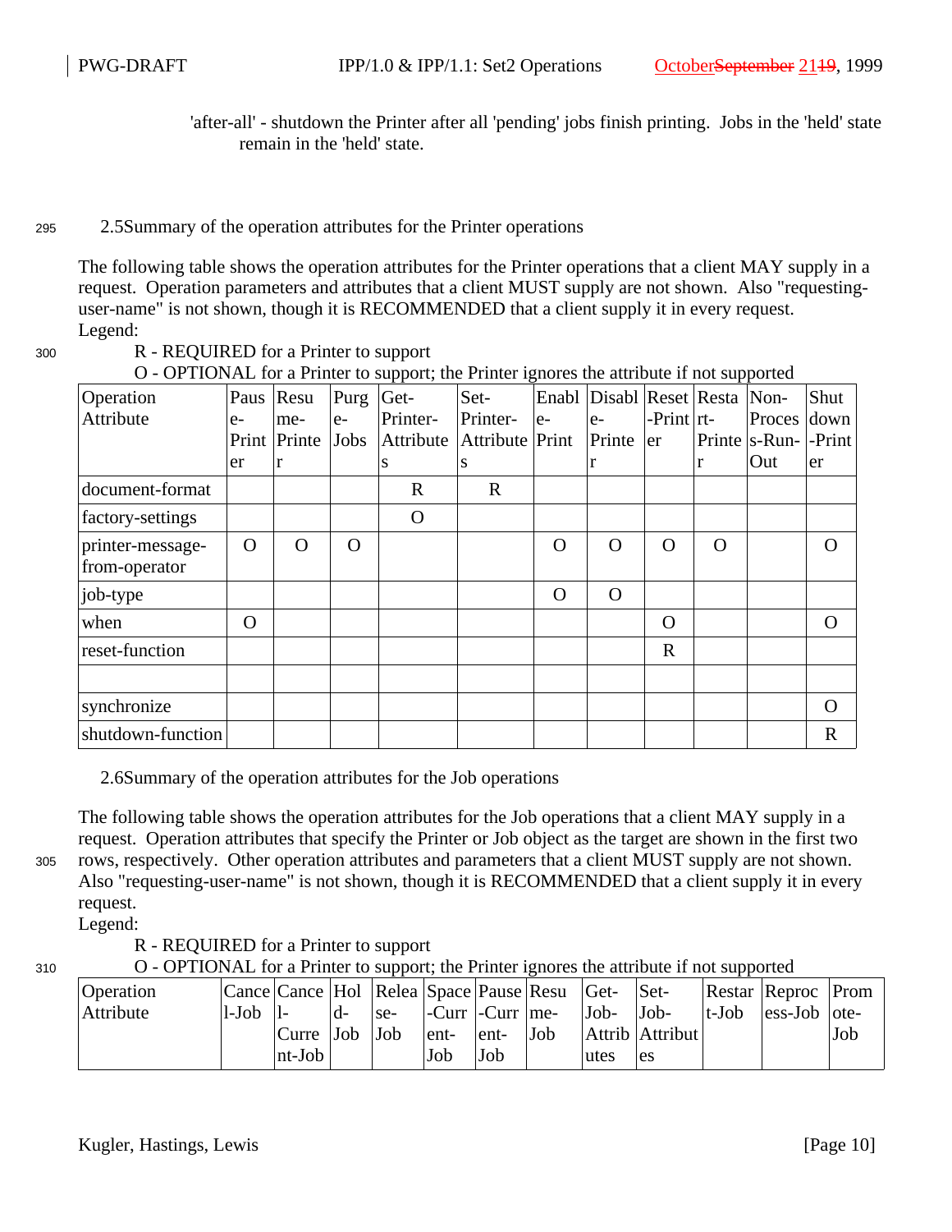'after-all' - shutdown the Printer after all 'pending' jobs finish printing. Jobs in the 'held' state remain in the 'held' state.

## 2.5 Summary of the operation attributes for the Printer operations

The following table shows the operation attributes for the Printer operations that a client MAY supply in a request. Operation parameters and attributes that a client MUST supply are not shown. Also "requesting-user-name" is not shown, though it is RECOMMENDED that a client supply it in every request.

Legend:

R - REQUIRED for a Printer to support
O - OPTIONAL for a Printer to support; the Printer ignores the attribute if not supported

| Operation Attribute | Pause-Printer | Resume-Printer | Purge-Jobs | Get-Printer-Attributes | Set-Printer-Attributes | Enable-Print | Disable-Printer | Reset-Printer | Restart-Printer | Non-Process-Run-Out | Shutdown-Printer |
|---|---|---|---|---|---|---|---|---|---|---|---|
| document-format | | | | R | R | | | | | | |
| factory-settings | | | | O | | | | | | | |
| printer-message-from-operator | O | O | O | | | O | O | O | O | | O |
| job-type | | | | | | O | O | | | | |
| when | O | | | | | | | O | | | O |
| reset-function | | | | | | | | R | | | |
| | | | | | | | | | | | |
| synchronize | | | | | | | | | | | O |
| shutdown-function | | | | | | | | | | | R |

## 2.6 Summary of the operation attributes for the Job operations

The following table shows the operation attributes for the Job operations that a client MAY supply in a request. Operation attributes that specify the Printer or Job object as the target are shown in the first two rows, respectively. Other operation attributes and parameters that a client MUST supply are not shown. Also "requesting-user-name" is not shown, though it is RECOMMENDED that a client supply it in every request.

Legend:

R - REQUIRED for a Printer to support
O - OPTIONAL for a Printer to support; the Printer ignores the attribute if not supported

| Operation Attribute | Cancel-Job | Cancel-Current-Job | Hold-Job | Release-Job | Space-Current-Job | Pause-Current-Job | Resume-Job | Get-Job-Attributes | Set-Job-Attributes | Restart-Job | Reprocess-Job | Promote-Job |
|---|---|---|---|---|---|---|---|---|---|---|---|---|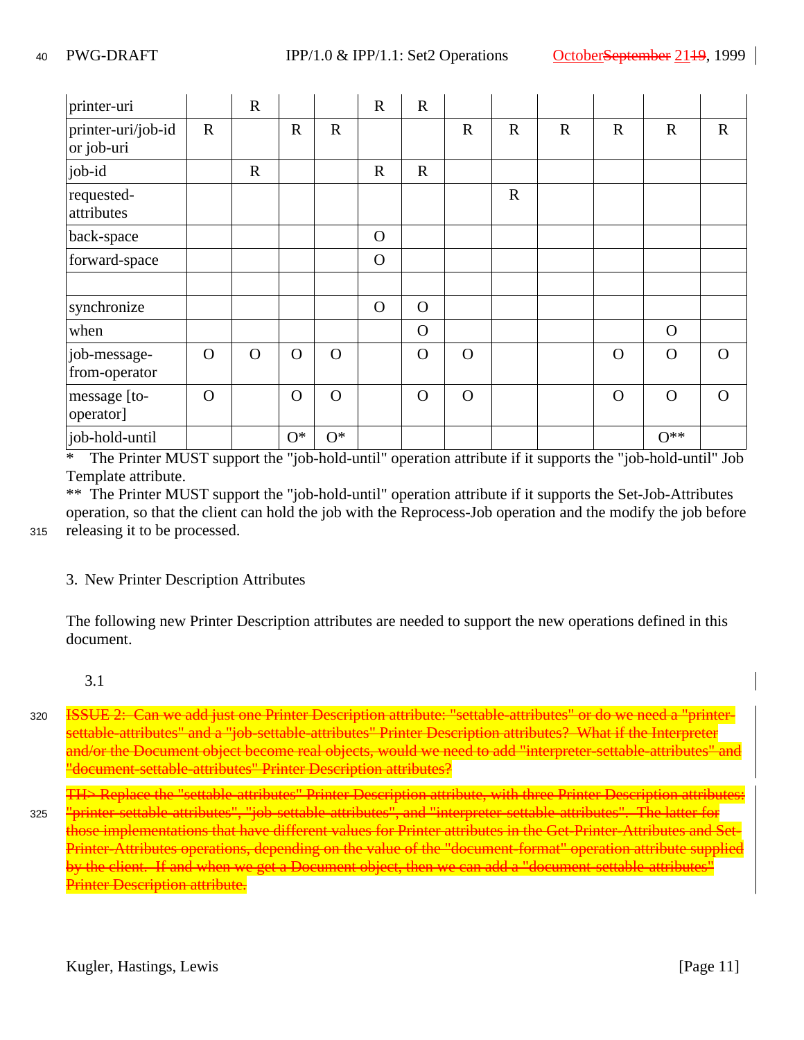| printer-uri | | R | | | R | R | | | | | | |
|---|---|---|---|---|---|---|---|---|---|---|---|---|
| printer-uri/job-id or job-uri | R | | R | R | | | R | R | R | R | R | R |
| job-id | | R | | | R | R | | | | | | |
| requested-attributes | | | | | | | | R | | | | |
| back-space | | | | | O | | | | | | | |
| forward-space | | | | | O | | | | | | | |
| | | | | | | | | | | | | |
| synchronize | | | | | O | O | | | | | | |
| when | | | | | | O | | | | | O | |
| job-message-from-operator | O | O | O | O | | O | O | | | O | O | O |
| message [to-operator] | O | | O | O | | O | O | | | O | O | O |
| job-hold-until | | | O* | O* | | | | | | | O** | |

\* The Printer MUST support the "job-hold-until" operation attribute if it supports the "job-hold-until" Job Template attribute.

\*\* The Printer MUST support the "job-hold-until" operation attribute if it supports the Set-Job-Attributes operation, so that the client can hold the job with the Reprocess-Job operation and the modify the job before releasing it to be processed.

## 3. New Printer Description Attributes

The following new Printer Description attributes are needed to support the new operations defined in this document.

### 3.1

~~ISSUE 2: Can we add just one Printer Description attribute: "settable-attributes" or do we need a "printer-settable-attributes" and a "job-settable-attributes" Printer Description attributes? What if the Interpreter and/or the Document object become real objects, would we need to add "interpreter-settable-attributes" and "document-settable-attributes" Printer Description attributes?~~

~~TH> Replace the "settable-attributes" Printer Description attribute, with three Printer Description attributes: "printer-settable-attributes", "job-settable-attributes", and "interpreter-settable-attributes". The latter for those implementations that have different values for Printer attributes in the Get-Printer-Attributes and Set-Printer-Attributes operations, depending on the value of the "document-format" operation attribute supplied by the client. If and when we get a Document object, then we can add a "document-settable-attributes" Printer Description attribute.~~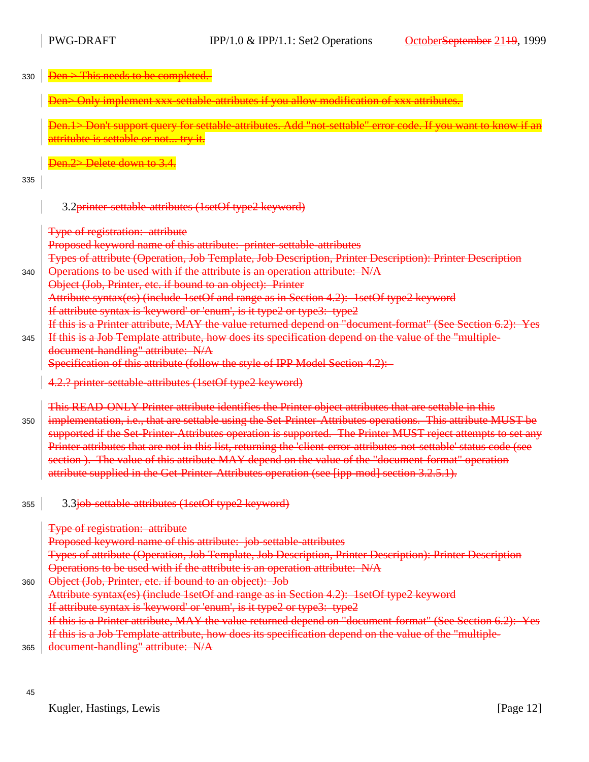Den > This needs to be completed.

Den> Only implement xxx-settable-attributes if you allow modification of xxx attributes.

Den.1> Don't support query for settable-attributes. Add "not-settable" error code. If you want to know if an attritubte is settable or not... try it.

Den.2> Delete down to 3.4.

### 3.2 printer-settable-attributes (1setOf type2 keyword)

Type of registration: attribute
Proposed keyword name of this attribute: printer-settable-attributes
Types of attribute (Operation, Job Template, Job Description, Printer Description): Printer Description
Operations to be used with if the attribute is an operation attribute: N/A
Object (Job, Printer, etc. if bound to an object): Printer
Attribute syntax(es) (include 1setOf and range as in Section 4.2): 1setOf type2 keyword
If attribute syntax is 'keyword' or 'enum', is it type2 or type3: type2
If this is a Printer attribute, MAY the value returned depend on "document-format" (See Section 6.2): Yes
If this is a Job Template attribute, how does its specification depend on the value of the "multiple-document-handling" attribute: N/A
Specification of this attribute (follow the style of IPP Model Section 4.2):

4.2.? printer-settable-attributes (1setOf type2 keyword)

This READ-ONLY Printer attribute identifies the Printer object attributes that are settable in this implementation, i.e., that are settable using the Set-Printer-Attributes operations. This attribute MUST be supported if the Set-Printer-Attributes operation is supported. The Printer MUST reject attempts to set any Printer attributes that are not in this list, returning the 'client-error-attributes-not-settable' status code (see section ). The value of this attribute MAY depend on the value of the "document-format" operation attribute supplied in the Get-Printer-Attributes operation (see [ipp-mod] section 3.2.5.1).

### 3.3 job-settable-attributes (1setOf type2 keyword)

Type of registration: attribute
Proposed keyword name of this attribute: job-settable-attributes
Types of attribute (Operation, Job Template, Job Description, Printer Description): Printer Description
Operations to be used with if the attribute is an operation attribute: N/A
Object (Job, Printer, etc. if bound to an object): Job
Attribute syntax(es) (include 1setOf and range as in Section 4.2): 1setOf type2 keyword
If attribute syntax is 'keyword' or 'enum', is it type2 or type3: type2
If this is a Printer attribute, MAY the value returned depend on "document-format" (See Section 6.2): Yes
If this is a Job Template attribute, how does its specification depend on the value of the "multiple-document-handling" attribute: N/A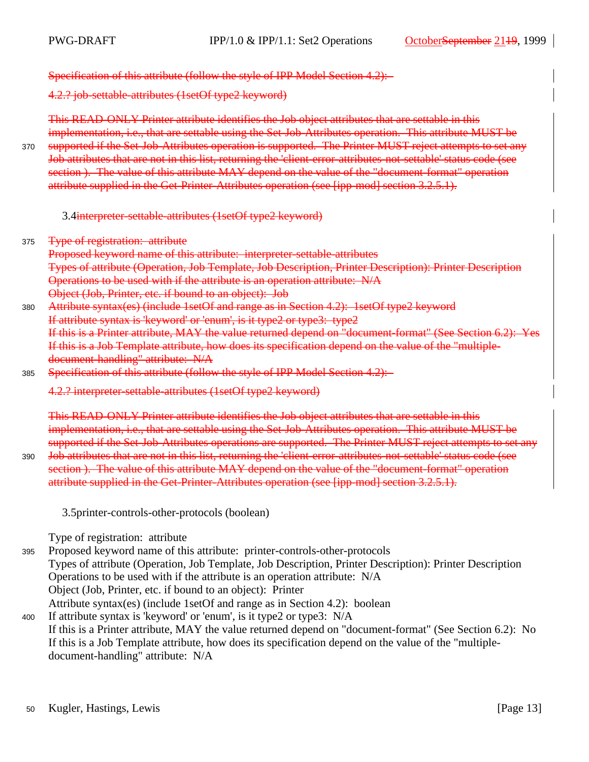~~Specification of this attribute (follow the style of IPP Model Section 4.2):~~

~~4.2.? job-settable-attributes (1setOf type2 keyword)~~

~~This READ-ONLY Printer attribute identifies the Job object attributes that are settable in this implementation, i.e., that are settable using the Set-Job-Attributes operation. This attribute MUST be supported if the Set-Job-Attributes operation is supported. The Printer MUST reject attempts to set any Job attributes that are not in this list, returning the 'client-error-attributes-not-settable' status code (see section ). The value of this attribute MAY depend on the value of the "document-format" operation attribute supplied in the Get-Printer-Attributes operation (see [ipp-mod] section 3.2.5.1).~~

### 3.4~~interpreter-settable-attributes (1setOf type2 keyword)~~

~~Type of registration: attribute~~
~~Proposed keyword name of this attribute: interpreter-settable-attributes~~
~~Types of attribute (Operation, Job Template, Job Description, Printer Description): Printer Description~~
~~Operations to be used with if the attribute is an operation attribute: N/A~~
~~Object (Job, Printer, etc. if bound to an object): Job~~
~~Attribute syntax(es) (include 1setOf and range as in Section 4.2): 1setOf type2 keyword~~
~~If attribute syntax is 'keyword' or 'enum', is it type2 or type3: type2~~
~~If this is a Printer attribute, MAY the value returned depend on "document-format" (See Section 6.2): Yes~~
~~If this is a Job Template attribute, how does its specification depend on the value of the "multiple-document-handling" attribute: N/A~~
~~Specification of this attribute (follow the style of IPP Model Section 4.2):~~

~~4.2.? interpreter-settable-attributes (1setOf type2 keyword)~~

~~This READ-ONLY Printer attribute identifies the Job object attributes that are settable in this implementation, i.e., that are settable using the Set-Job-Attributes operation. This attribute MUST be supported if the Set-Job-Attributes operations are supported. The Printer MUST reject attempts to set any Job attributes that are not in this list, returning the 'client-error-attributes-not-settable' status code (see section ). The value of this attribute MAY depend on the value of the "document-format" operation attribute supplied in the Get-Printer-Attributes operation (see [ipp-mod] section 3.2.5.1).~~

### 3.5 printer-controls-other-protocols (boolean)

Type of registration: attribute
Proposed keyword name of this attribute: printer-controls-other-protocols
Types of attribute (Operation, Job Template, Job Description, Printer Description): Printer Description
Operations to be used with if the attribute is an operation attribute: N/A
Object (Job, Printer, etc. if bound to an object): Printer
Attribute syntax(es) (include 1setOf and range as in Section 4.2): boolean
If attribute syntax is 'keyword' or 'enum', is it type2 or type3: N/A
If this is a Printer attribute, MAY the value returned depend on "document-format" (See Section 6.2): No
If this is a Job Template attribute, how does its specification depend on the value of the "multiple-document-handling" attribute: N/A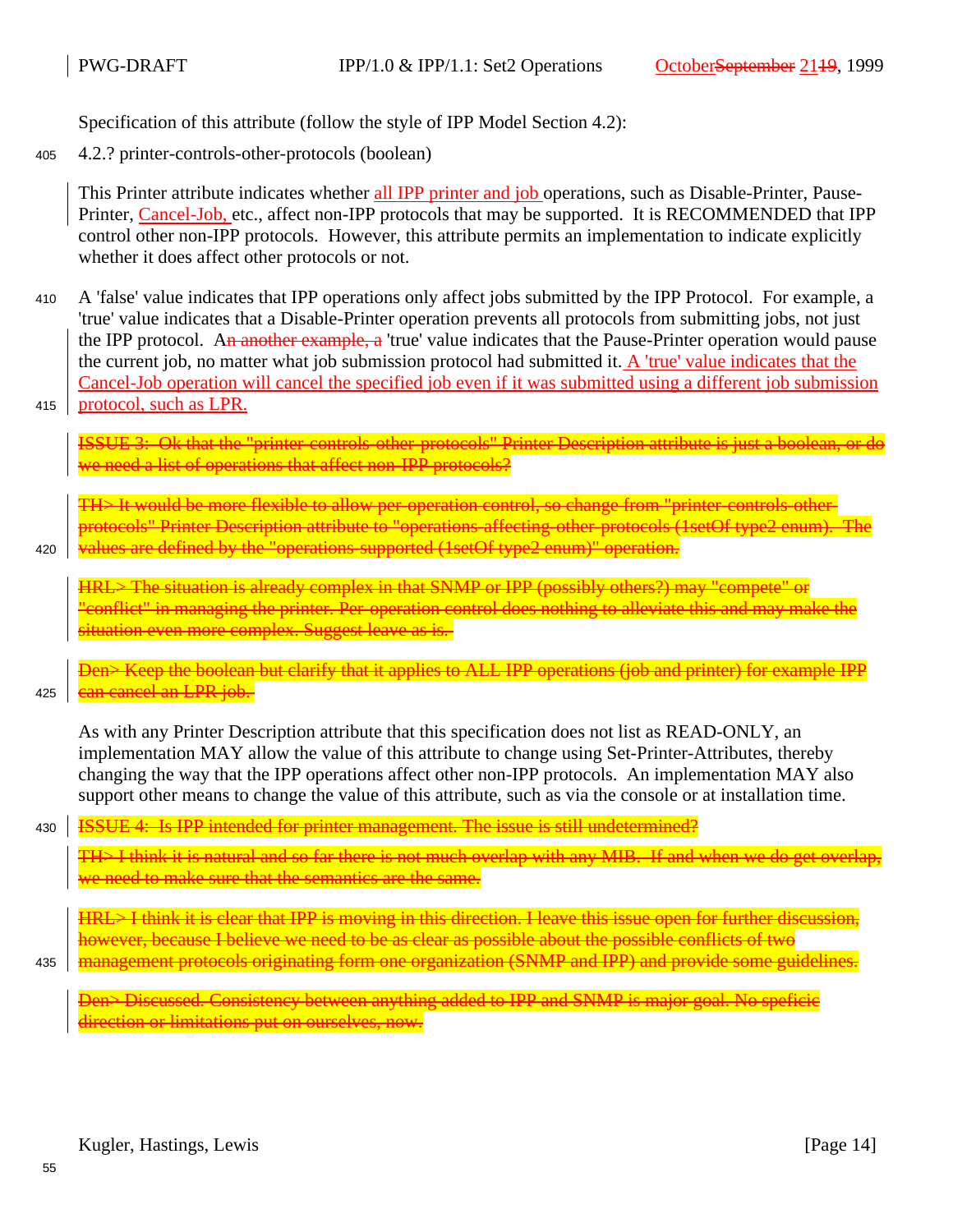Specification of this attribute (follow the style of IPP Model Section 4.2):

4.2.? printer-controls-other-protocols (boolean)

This Printer attribute indicates whether all IPP printer and job operations, such as Disable-Printer, Pause-Printer, Cancel-Job, etc., affect non-IPP protocols that may be supported. It is RECOMMENDED that IPP control other non-IPP protocols. However, this attribute permits an implementation to indicate explicitly whether it does affect other protocols or not.

A 'false' value indicates that IPP operations only affect jobs submitted by the IPP Protocol. For example, a 'true' value indicates that a Disable-Printer operation prevents all protocols from submitting jobs, not just the IPP protocol. A~~n another example, a~~ 'true' value indicates that the Pause-Printer operation would pause the current job, no matter what job submission protocol had submitted it. A 'true' value indicates that the Cancel-Job operation will cancel the specified job even if it was submitted using a different job submission protocol, such as LPR.

~~ISSUE 3: Ok that the "printer-controls-other-protocols" Printer Description attribute is just a boolean, or do we need a list of operations that affect non-IPP protocols?~~

~~TH> It would be more flexible to allow per-operation control, so change from "printer-controls-other-protocols" Printer Description attribute to "operations-affecting-other-protocols (1setOf type2 enum). The values are defined by the "operations-supported (1setOf type2 enum)" operation.~~

~~HRL> The situation is already complex in that SNMP or IPP (possibly others?) may "compete" or "conflict" in managing the printer. Per-operation control does nothing to alleviate this and may make the situation even more complex. Suggest leave as is.~~

~~Den> Keep the boolean but clarify that it applies to ALL IPP operations (job and printer) for example IPP can cancel an LPR job.~~

As with any Printer Description attribute that this specification does not list as READ-ONLY, an implementation MAY allow the value of this attribute to change using Set-Printer-Attributes, thereby changing the way that the IPP operations affect other non-IPP protocols. An implementation MAY also support other means to change the value of this attribute, such as via the console or at installation time.

~~ISSUE 4: Is IPP intended for printer management. The issue is still undetermined?~~

~~TH> I think it is natural and so far there is not much overlap with any MIB. If and when we do get overlap, we need to make sure that the semantics are the same.~~

~~HRL> I think it is clear that IPP is moving in this direction. I leave this issue open for further discussion, however, because I believe we need to be as clear as possible about the possible conflicts of two management protocols originating form one organization (SNMP and IPP) and provide some guidelines.~~

~~Den> Discussed. Consistency between anything added to IPP and SNMP is major goal. No speficic direction or limitations put on ourselves, now.~~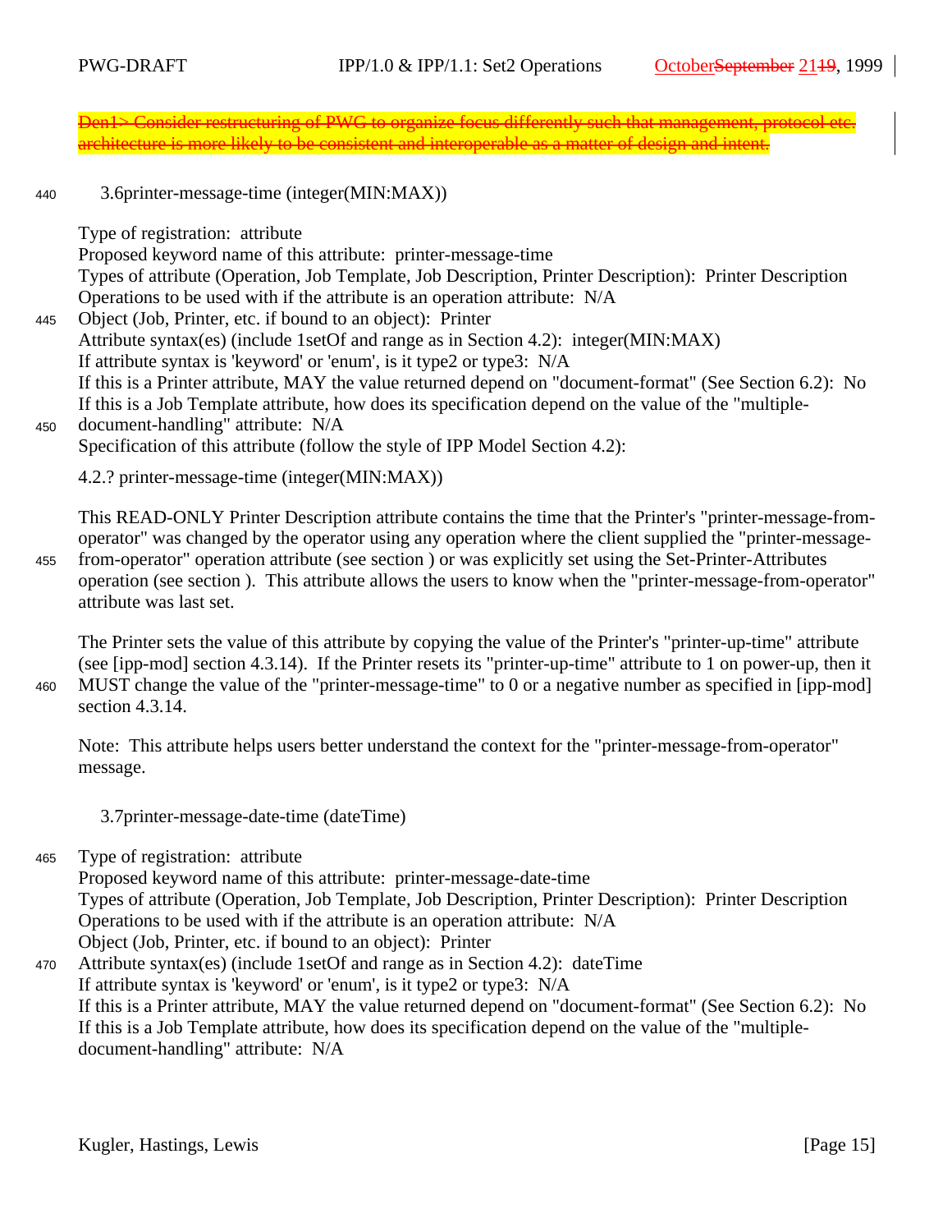~~Den1> Consider restructuring of PWG to organize focus differently such that management, protocol etc. architecture is more likely to be consistent and interoperable as a matter of design and intent.~~

### 3.6 printer-message-time (integer(MIN:MAX))

Type of registration: attribute
Proposed keyword name of this attribute: printer-message-time
Types of attribute (Operation, Job Template, Job Description, Printer Description): Printer Description
Operations to be used with if the attribute is an operation attribute: N/A
Object (Job, Printer, etc. if bound to an object): Printer
Attribute syntax(es) (include 1setOf and range as in Section 4.2): integer(MIN:MAX)
If attribute syntax is 'keyword' or 'enum', is it type2 or type3: N/A
If this is a Printer attribute, MAY the value returned depend on "document-format" (See Section 6.2): No
If this is a Job Template attribute, how does its specification depend on the value of the "multiple-document-handling" attribute: N/A
Specification of this attribute (follow the style of IPP Model Section 4.2):

4.2.? printer-message-time (integer(MIN:MAX))

This READ-ONLY Printer Description attribute contains the time that the Printer's "printer-message-from-operator" was changed by the operator using any operation where the client supplied the "printer-message-from-operator" operation attribute (see section ) or was explicitly set using the Set-Printer-Attributes operation (see section ). This attribute allows the users to know when the "printer-message-from-operator" attribute was last set.

The Printer sets the value of this attribute by copying the value of the Printer's "printer-up-time" attribute (see [ipp-mod] section 4.3.14). If the Printer resets its "printer-up-time" attribute to 1 on power-up, then it MUST change the value of the "printer-message-time" to 0 or a negative number as specified in [ipp-mod] section 4.3.14.

Note: This attribute helps users better understand the context for the "printer-message-from-operator" message.

### 3.7 printer-message-date-time (dateTime)

Type of registration: attribute
Proposed keyword name of this attribute: printer-message-date-time
Types of attribute (Operation, Job Template, Job Description, Printer Description): Printer Description
Operations to be used with if the attribute is an operation attribute: N/A
Object (Job, Printer, etc. if bound to an object): Printer
Attribute syntax(es) (include 1setOf and range as in Section 4.2): dateTime
If attribute syntax is 'keyword' or 'enum', is it type2 or type3: N/A
If this is a Printer attribute, MAY the value returned depend on "document-format" (See Section 6.2): No
If this is a Job Template attribute, how does its specification depend on the value of the "multiple-document-handling" attribute: N/A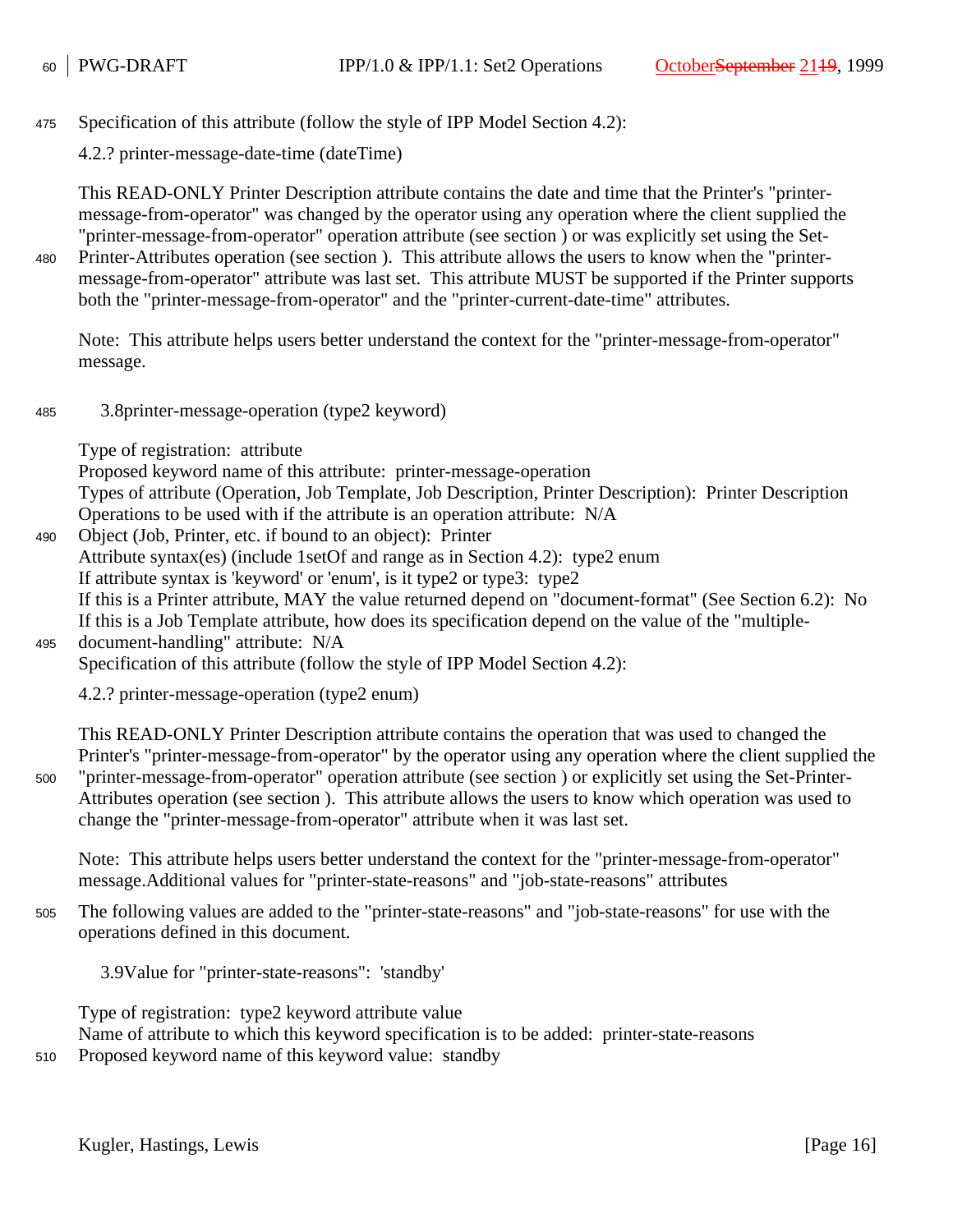Specification of this attribute (follow the style of IPP Model Section 4.2):

4.2.? printer-message-date-time (dateTime)

This READ-ONLY Printer Description attribute contains the date and time that the Printer's "printer-message-from-operator" was changed by the operator using any operation where the client supplied the "printer-message-from-operator" operation attribute (see section ) or was explicitly set using the Set-Printer-Attributes operation (see section ). This attribute allows the users to know when the "printer-message-from-operator" attribute was last set. This attribute MUST be supported if the Printer supports both the "printer-message-from-operator" and the "printer-current-date-time" attributes.

Note: This attribute helps users better understand the context for the "printer-message-from-operator" message.

### 3.8 printer-message-operation (type2 keyword)

Type of registration: attribute
Proposed keyword name of this attribute: printer-message-operation
Types of attribute (Operation, Job Template, Job Description, Printer Description): Printer Description
Operations to be used with if the attribute is an operation attribute: N/A
Object (Job, Printer, etc. if bound to an object): Printer
Attribute syntax(es) (include 1setOf and range as in Section 4.2): type2 enum
If attribute syntax is 'keyword' or 'enum', is it type2 or type3: type2
If this is a Printer attribute, MAY the value returned depend on "document-format" (See Section 6.2): No
If this is a Job Template attribute, how does its specification depend on the value of the "multiple-document-handling" attribute: N/A
Specification of this attribute (follow the style of IPP Model Section 4.2):

4.2.? printer-message-operation (type2 enum)

This READ-ONLY Printer Description attribute contains the operation that was used to changed the Printer's "printer-message-from-operator" by the operator using any operation where the client supplied the "printer-message-from-operator" operation attribute (see section ) or explicitly set using the Set-Printer-Attributes operation (see section ). This attribute allows the users to know which operation was used to change the "printer-message-from-operator" attribute when it was last set.

Note: This attribute helps users better understand the context for the "printer-message-from-operator" message.Additional values for "printer-state-reasons" and "job-state-reasons" attributes

The following values are added to the "printer-state-reasons" and "job-state-reasons" for use with the operations defined in this document.

### 3.9 Value for "printer-state-reasons": 'standby'

Type of registration: type2 keyword attribute value
Name of attribute to which this keyword specification is to be added: printer-state-reasons
Proposed keyword name of this keyword value: standby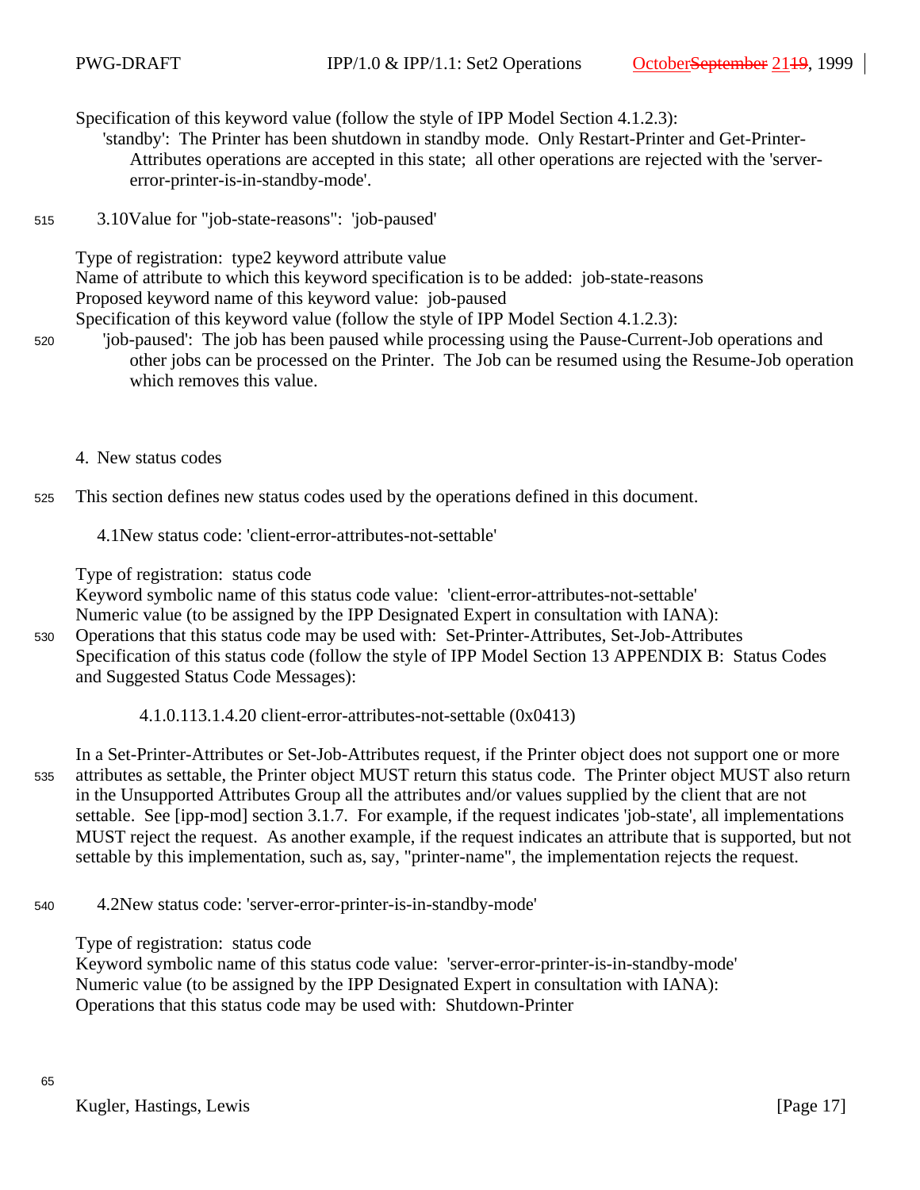Specification of this keyword value (follow the style of IPP Model Section 4.1.2.3):

'standby': The Printer has been shutdown in standby mode. Only Restart-Printer and Get-Printer-Attributes operations are accepted in this state; all other operations are rejected with the 'server-error-printer-is-in-standby-mode'.

### 3.10 Value for "job-state-reasons": 'job-paused'

Type of registration: type2 keyword attribute value
Name of attribute to which this keyword specification is to be added: job-state-reasons
Proposed keyword name of this keyword value: job-paused
Specification of this keyword value (follow the style of IPP Model Section 4.1.2.3):

'job-paused': The job has been paused while processing using the Pause-Current-Job operations and other jobs can be processed on the Printer. The Job can be resumed using the Resume-Job operation which removes this value.

## 4. New status codes

This section defines new status codes used by the operations defined in this document.

### 4.1 New status code: 'client-error-attributes-not-settable'

Type of registration: status code
Keyword symbolic name of this status code value: 'client-error-attributes-not-settable'
Numeric value (to be assigned by the IPP Designated Expert in consultation with IANA):
Operations that this status code may be used with: Set-Printer-Attributes, Set-Job-Attributes
Specification of this status code (follow the style of IPP Model Section 13 APPENDIX B: Status Codes and Suggested Status Code Messages):

4.1.0.113.1.4.20 client-error-attributes-not-settable (0x0413)

In a Set-Printer-Attributes or Set-Job-Attributes request, if the Printer object does not support one or more attributes as settable, the Printer object MUST return this status code. The Printer object MUST also return in the Unsupported Attributes Group all the attributes and/or values supplied by the client that are not settable. See [ipp-mod] section 3.1.7. For example, if the request indicates 'job-state', all implementations MUST reject the request. As another example, if the request indicates an attribute that is supported, but not settable by this implementation, such as, say, "printer-name", the implementation rejects the request.

### 4.2 New status code: 'server-error-printer-is-in-standby-mode'

Type of registration: status code
Keyword symbolic name of this status code value: 'server-error-printer-is-in-standby-mode'
Numeric value (to be assigned by the IPP Designated Expert in consultation with IANA):
Operations that this status code may be used with: Shutdown-Printer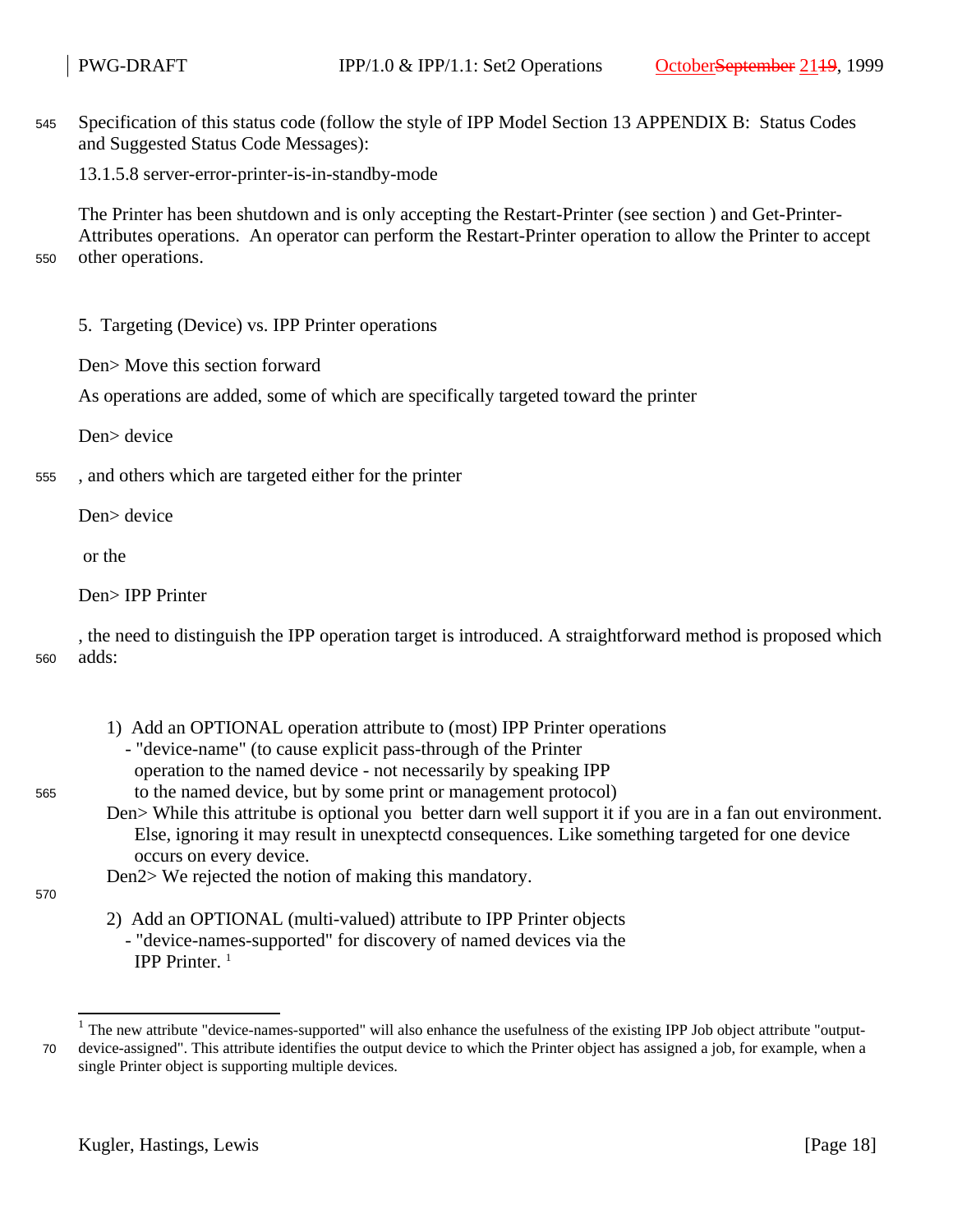Specification of this status code (follow the style of IPP Model Section 13 APPENDIX B: Status Codes and Suggested Status Code Messages):

13.1.5.8 server-error-printer-is-in-standby-mode

The Printer has been shutdown and is only accepting the Restart-Printer (see section ) and Get-Printer-Attributes operations. An operator can perform the Restart-Printer operation to allow the Printer to accept other operations.

5. Targeting (Device) vs. IPP Printer operations

Den> Move this section forward

As operations are added, some of which are specifically targeted toward the printer

Den> device

, and others which are targeted either for the printer

Den> device

or the

Den> IPP Printer

, the need to distinguish the IPP operation target is introduced. A straightforward method is proposed which adds:

1) Add an OPTIONAL operation attribute to (most) IPP Printer operations
   - "device-name" (to cause explicit pass-through of the Printer operation to the named device - not necessarily by speaking IPP to the named device, but by some print or management protocol)

   Den> While this attritube is optional you better darn well support it if you are in a fan out environment. Else, ignoring it may result in unexptectd consequences. Like something targeted for one device occurs on every device.

   Den2> We rejected the notion of making this mandatory.

2) Add an OPTIONAL (multi-valued) attribute to IPP Printer objects
   - "device-names-supported" for discovery of named devices via the IPP Printer. [1]

---

[1] The new attribute "device-names-supported" will also enhance the usefulness of the existing IPP Job object attribute "output-device-assigned". This attribute identifies the output device to which the Printer object has assigned a job, for example, when a single Printer object is supporting multiple devices.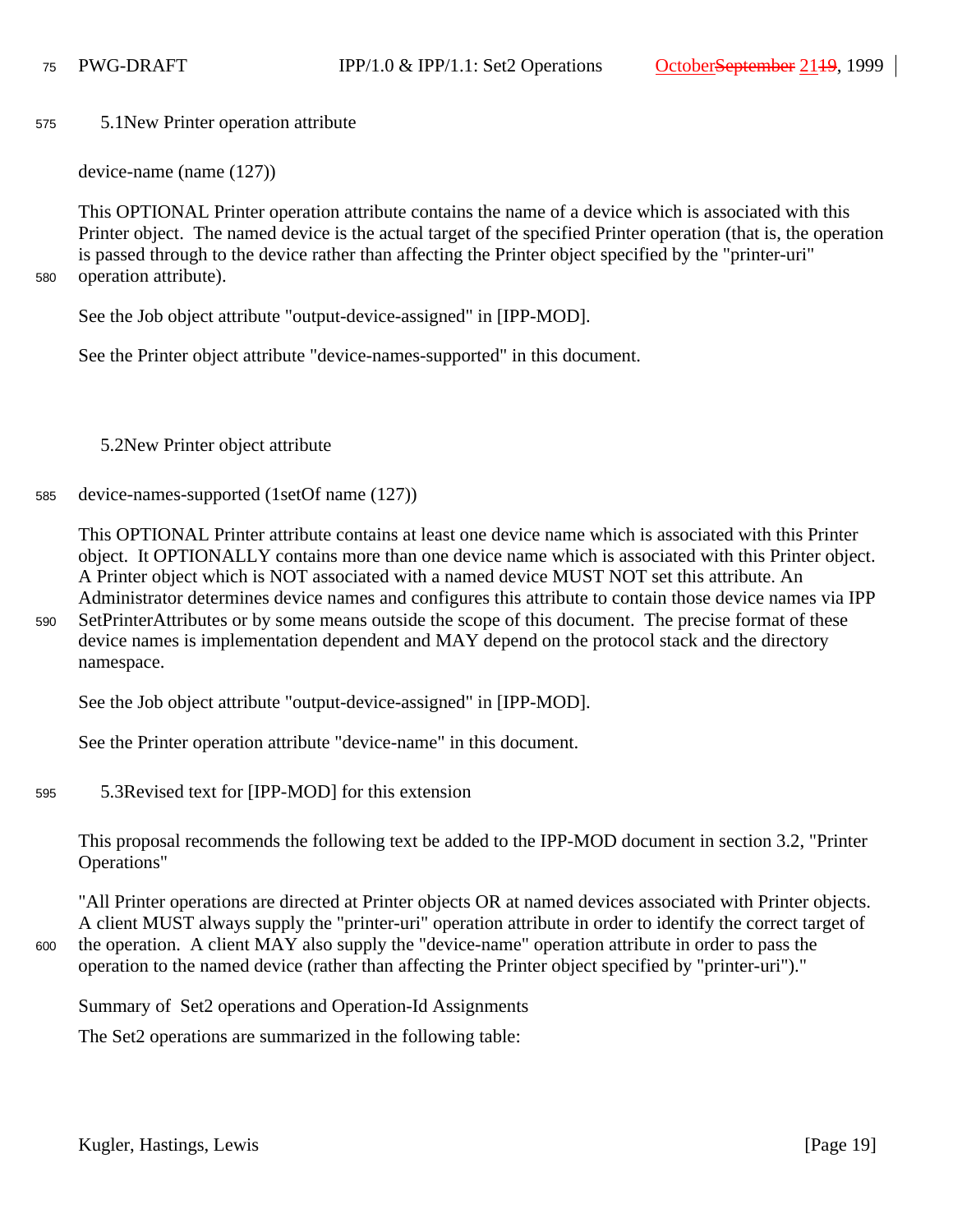### 5.1 New Printer operation attribute

device-name (name (127))

This OPTIONAL Printer operation attribute contains the name of a device which is associated with this Printer object. The named device is the actual target of the specified Printer operation (that is, the operation is passed through to the device rather than affecting the Printer object specified by the "printer-uri" operation attribute).

See the Job object attribute "output-device-assigned" in [IPP-MOD].

See the Printer object attribute "device-names-supported" in this document.

### 5.2 New Printer object attribute

device-names-supported (1setOf name (127))

This OPTIONAL Printer attribute contains at least one device name which is associated with this Printer object. It OPTIONALLY contains more than one device name which is associated with this Printer object. A Printer object which is NOT associated with a named device MUST NOT set this attribute. An Administrator determines device names and configures this attribute to contain those device names via IPP SetPrinterAttributes or by some means outside the scope of this document. The precise format of these device names is implementation dependent and MAY depend on the protocol stack and the directory namespace.

See the Job object attribute "output-device-assigned" in [IPP-MOD].

See the Printer operation attribute "device-name" in this document.

### 5.3 Revised text for [IPP-MOD] for this extension

This proposal recommends the following text be added to the IPP-MOD document in section 3.2, "Printer Operations"

"All Printer operations are directed at Printer objects OR at named devices associated with Printer objects. A client MUST always supply the "printer-uri" operation attribute in order to identify the correct target of the operation. A client MAY also supply the "device-name" operation attribute in order to pass the operation to the named device (rather than affecting the Printer object specified by "printer-uri")."

Summary of Set2 operations and Operation-Id Assignments

The Set2 operations are summarized in the following table: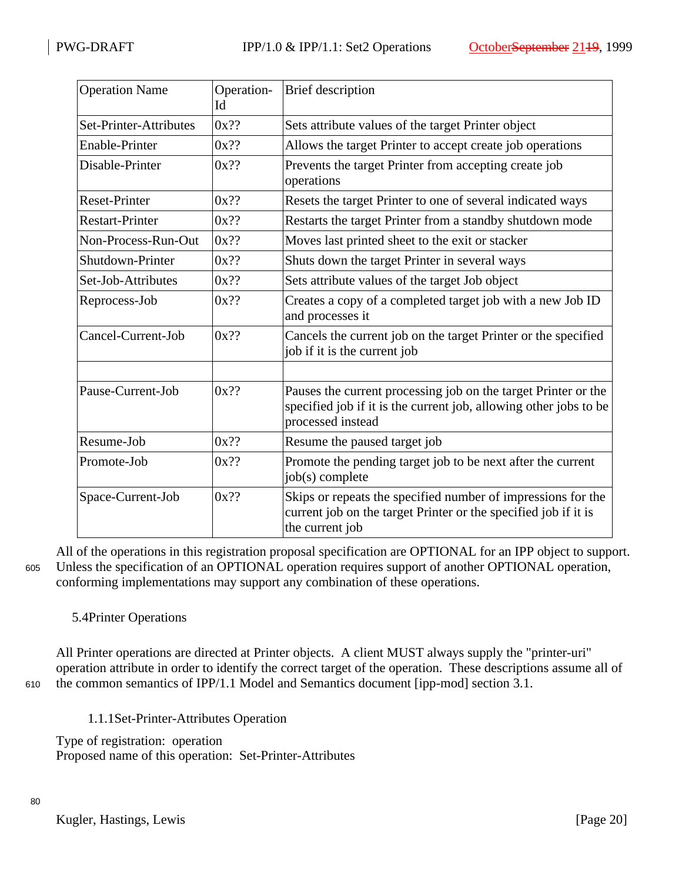| Operation Name | Operation-Id | Brief description |
|---|---|---|
| Set-Printer-Attributes | 0x?? | Sets attribute values of the target Printer object |
| Enable-Printer | 0x?? | Allows the target Printer to accept create job operations |
| Disable-Printer | 0x?? | Prevents the target Printer from accepting create job operations |
| Reset-Printer | 0x?? | Resets the target Printer to one of several indicated ways |
| Restart-Printer | 0x?? | Restarts the target Printer from a standby shutdown mode |
| Non-Process-Run-Out | 0x?? | Moves last printed sheet to the exit or stacker |
| Shutdown-Printer | 0x?? | Shuts down the target Printer in several ways |
| Set-Job-Attributes | 0x?? | Sets attribute values of the target Job object |
| Reprocess-Job | 0x?? | Creates a copy of a completed target job with a new Job ID and processes it |
| Cancel-Current-Job | 0x?? | Cancels the current job on the target Printer or the specified job if it is the current job |
| | | |
| Pause-Current-Job | 0x?? | Pauses the current processing job on the target Printer or the specified job if it is the current job, allowing other jobs to be processed instead |
| Resume-Job | 0x?? | Resume the paused target job |
| Promote-Job | 0x?? | Promote the pending target job to be next after the current job(s) complete |
| Space-Current-Job | 0x?? | Skips or repeats the specified number of impressions for the current job on the target Printer or the specified job if it is the current job |

All of the operations in this registration proposal specification are OPTIONAL for an IPP object to support. Unless the specification of an OPTIONAL operation requires support of another OPTIONAL operation, conforming implementations may support any combination of these operations.

## 5.4 Printer Operations

All Printer operations are directed at Printer objects. A client MUST always supply the "printer-uri" operation attribute in order to identify the correct target of the operation. These descriptions assume all of the common semantics of IPP/1.1 Model and Semantics document [ipp-mod] section 3.1.

### 1.1.1 Set-Printer-Attributes Operation

Type of registration: operation
Proposed name of this operation: Set-Printer-Attributes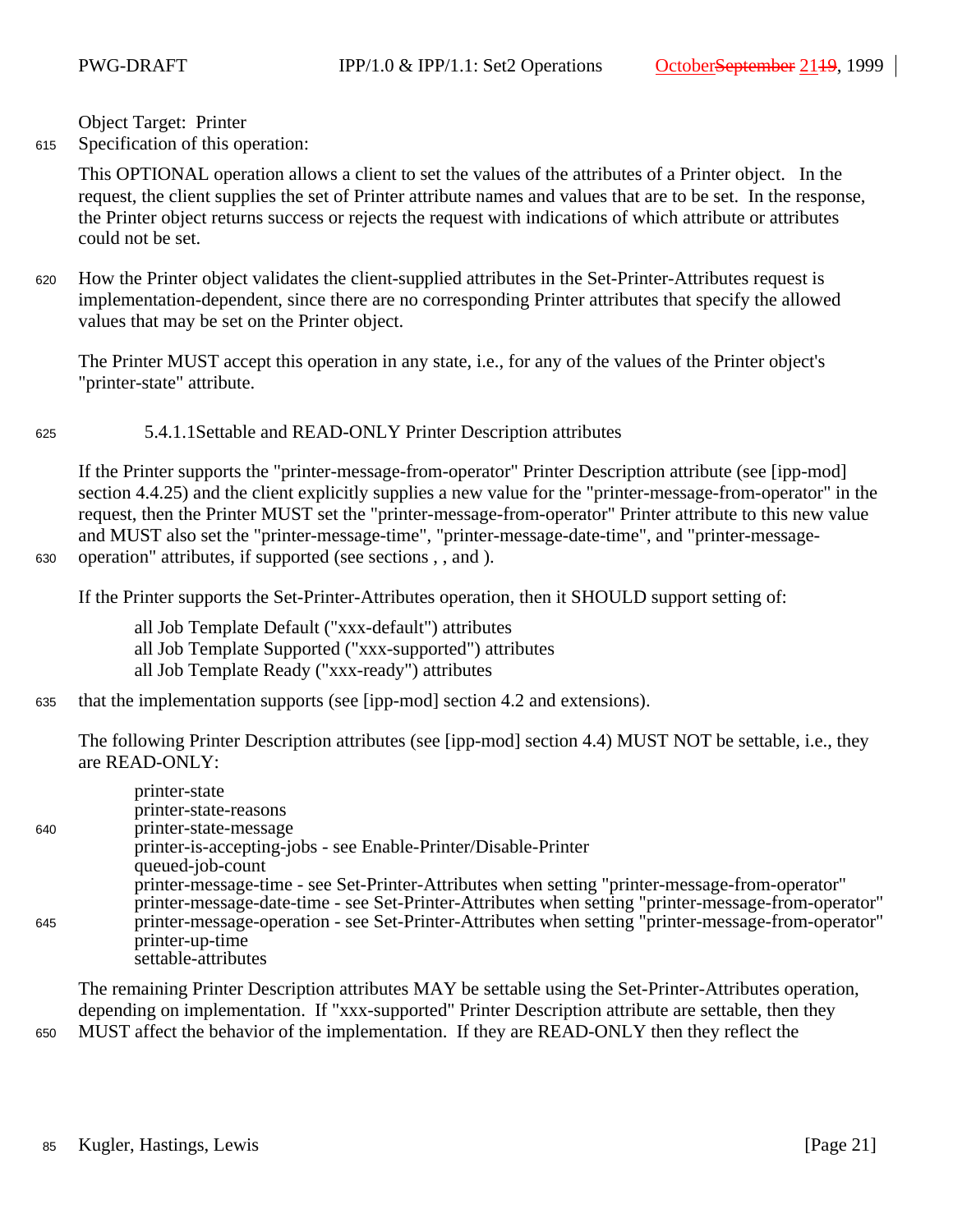Object Target: Printer

Specification of this operation:

This OPTIONAL operation allows a client to set the values of the attributes of a Printer object. In the request, the client supplies the set of Printer attribute names and values that are to be set. In the response, the Printer object returns success or rejects the request with indications of which attribute or attributes could not be set.

How the Printer object validates the client-supplied attributes in the Set-Printer-Attributes request is implementation-dependent, since there are no corresponding Printer attributes that specify the allowed values that may be set on the Printer object.

The Printer MUST accept this operation in any state, i.e., for any of the values of the Printer object's "printer-state" attribute.

#### 5.4.1.1 Settable and READ-ONLY Printer Description attributes

If the Printer supports the "printer-message-from-operator" Printer Description attribute (see [ipp-mod] section 4.4.25) and the client explicitly supplies a new value for the "printer-message-from-operator" in the request, then the Printer MUST set the "printer-message-from-operator" Printer attribute to this new value and MUST also set the "printer-message-time", "printer-message-date-time", and "printer-message-operation" attributes, if supported (see sections , , and ).

If the Printer supports the Set-Printer-Attributes operation, then it SHOULD support setting of:

- all Job Template Default ("xxx-default") attributes
- all Job Template Supported ("xxx-supported") attributes
- all Job Template Ready ("xxx-ready") attributes

that the implementation supports (see [ipp-mod] section 4.2 and extensions).

The following Printer Description attributes (see [ipp-mod] section 4.4) MUST NOT be settable, i.e., they are READ-ONLY:

- printer-state
- printer-state-reasons
- printer-state-message
- printer-is-accepting-jobs - see Enable-Printer/Disable-Printer
- queued-job-count
- printer-message-time - see Set-Printer-Attributes when setting "printer-message-from-operator"
- printer-message-date-time - see Set-Printer-Attributes when setting "printer-message-from-operator"
- printer-message-operation - see Set-Printer-Attributes when setting "printer-message-from-operator"
- printer-up-time
- settable-attributes

The remaining Printer Description attributes MAY be settable using the Set-Printer-Attributes operation, depending on implementation. If "xxx-supported" Printer Description attribute are settable, then they MUST affect the behavior of the implementation. If they are READ-ONLY then they reflect the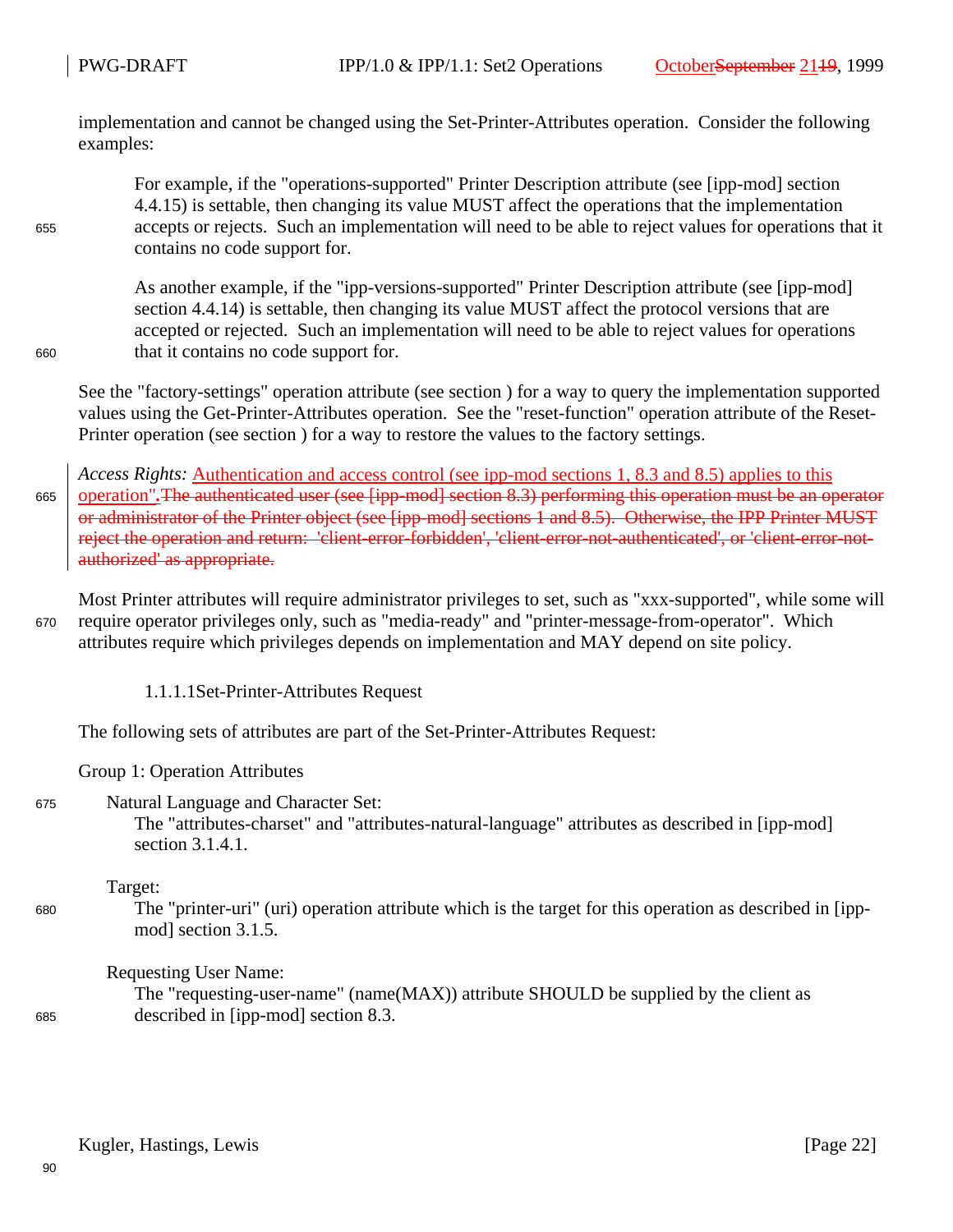implementation and cannot be changed using the Set-Printer-Attributes operation. Consider the following examples:

For example, if the "operations-supported" Printer Description attribute (see [ipp-mod] section 4.4.15) is settable, then changing its value MUST affect the operations that the implementation accepts or rejects. Such an implementation will need to be able to reject values for operations that it contains no code support for.

As another example, if the "ipp-versions-supported" Printer Description attribute (see [ipp-mod] section 4.4.14) is settable, then changing its value MUST affect the protocol versions that are accepted or rejected. Such an implementation will need to be able to reject values for operations that it contains no code support for.

See the "factory-settings" operation attribute (see section ) for a way to query the implementation supported values using the Get-Printer-Attributes operation. See the "reset-function" operation attribute of the Reset-Printer operation (see section ) for a way to restore the values to the factory settings.

*Access Rights:* Authentication and access control (see ipp-mod sections 1, 8.3 and 8.5) applies to this operation"**.**~~The authenticated user (see [ipp-mod] section 8.3) performing this operation must be an operator or administrator of the Printer object (see [ipp-mod] sections 1 and 8.5). Otherwise, the IPP Printer MUST reject the operation and return: 'client-error-forbidden', 'client-error-not-authenticated', or 'client-error-not-authorized' as appropriate.~~

Most Printer attributes will require administrator privileges to set, such as "xxx-supported", while some will require operator privileges only, such as "media-ready" and "printer-message-from-operator". Which attributes require which privileges depends on implementation and MAY depend on site policy.

#### 1.1.1.1 Set-Printer-Attributes Request

The following sets of attributes are part of the Set-Printer-Attributes Request:

Group 1: Operation Attributes

Natural Language and Character Set:
The "attributes-charset" and "attributes-natural-language" attributes as described in [ipp-mod] section 3.1.4.1.

Target:
The "printer-uri" (uri) operation attribute which is the target for this operation as described in [ipp-mod] section 3.1.5.

Requesting User Name:
The "requesting-user-name" (name(MAX)) attribute SHOULD be supplied by the client as described in [ipp-mod] section 8.3.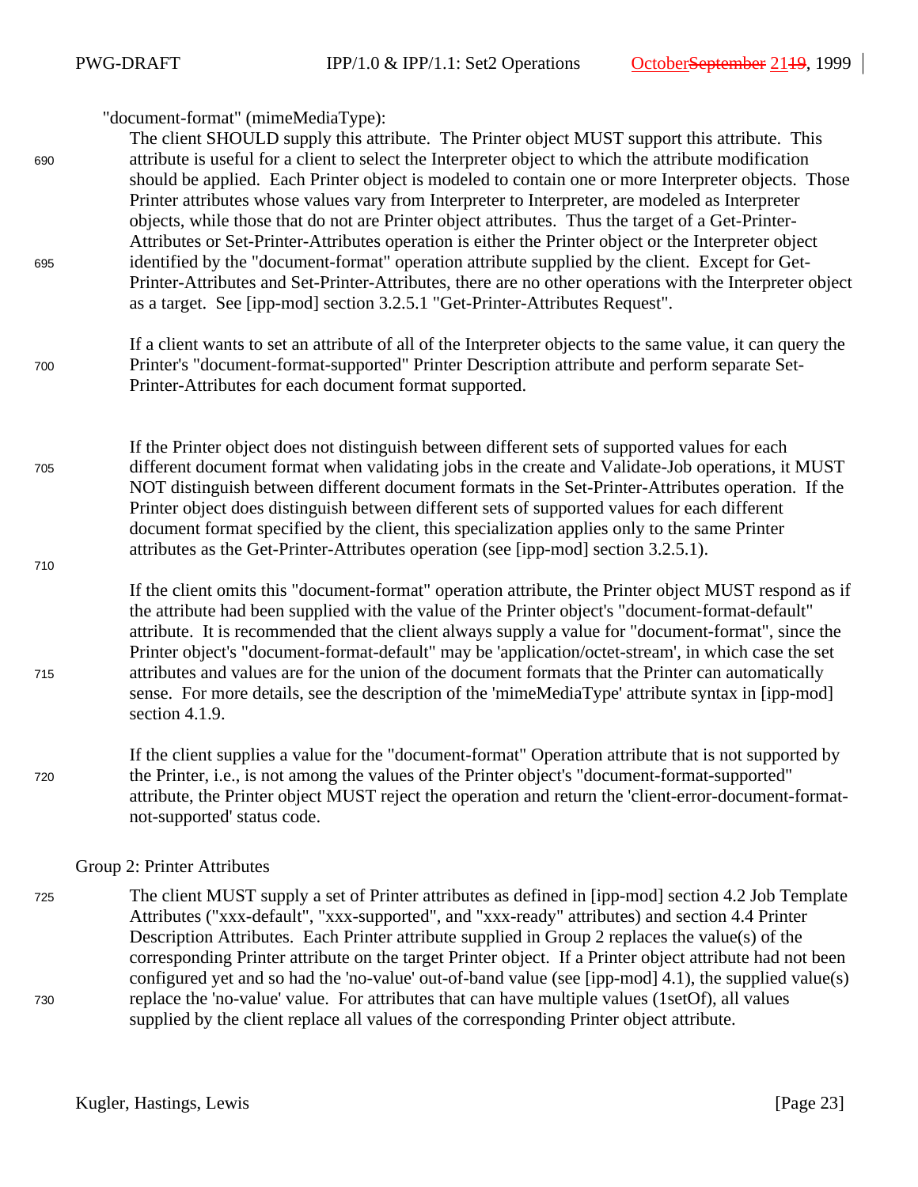"document-format" (mimeMediaType):

The client SHOULD supply this attribute. The Printer object MUST support this attribute. This attribute is useful for a client to select the Interpreter object to which the attribute modification should be applied. Each Printer object is modeled to contain one or more Interpreter objects. Those Printer attributes whose values vary from Interpreter to Interpreter, are modeled as Interpreter objects, while those that do not are Printer object attributes. Thus the target of a Get-Printer-Attributes or Set-Printer-Attributes operation is either the Printer object or the Interpreter object identified by the "document-format" operation attribute supplied by the client. Except for Get-Printer-Attributes and Set-Printer-Attributes, there are no other operations with the Interpreter object as a target. See [ipp-mod] section 3.2.5.1 "Get-Printer-Attributes Request".

If a client wants to set an attribute of all of the Interpreter objects to the same value, it can query the Printer's "document-format-supported" Printer Description attribute and perform separate Set-Printer-Attributes for each document format supported.

If the Printer object does not distinguish between different sets of supported values for each different document format when validating jobs in the create and Validate-Job operations, it MUST NOT distinguish between different document formats in the Set-Printer-Attributes operation. If the Printer object does distinguish between different sets of supported values for each different document format specified by the client, this specialization applies only to the same Printer attributes as the Get-Printer-Attributes operation (see [ipp-mod] section 3.2.5.1).

If the client omits this "document-format" operation attribute, the Printer object MUST respond as if the attribute had been supplied with the value of the Printer object's "document-format-default" attribute. It is recommended that the client always supply a value for "document-format", since the Printer object's "document-format-default" may be 'application/octet-stream', in which case the set attributes and values are for the union of the document formats that the Printer can automatically sense. For more details, see the description of the 'mimeMediaType' attribute syntax in [ipp-mod] section 4.1.9.

If the client supplies a value for the "document-format" Operation attribute that is not supported by the Printer, i.e., is not among the values of the Printer object's "document-format-supported" attribute, the Printer object MUST reject the operation and return the 'client-error-document-format-not-supported' status code.

Group 2: Printer Attributes

The client MUST supply a set of Printer attributes as defined in [ipp-mod] section 4.2 Job Template Attributes ("xxx-default", "xxx-supported", and "xxx-ready" attributes) and section 4.4 Printer Description Attributes. Each Printer attribute supplied in Group 2 replaces the value(s) of the corresponding Printer attribute on the target Printer object. If a Printer object attribute had not been configured yet and so had the 'no-value' out-of-band value (see [ipp-mod] 4.1), the supplied value(s) replace the 'no-value' value. For attributes that can have multiple values (1setOf), all values supplied by the client replace all values of the corresponding Printer object attribute.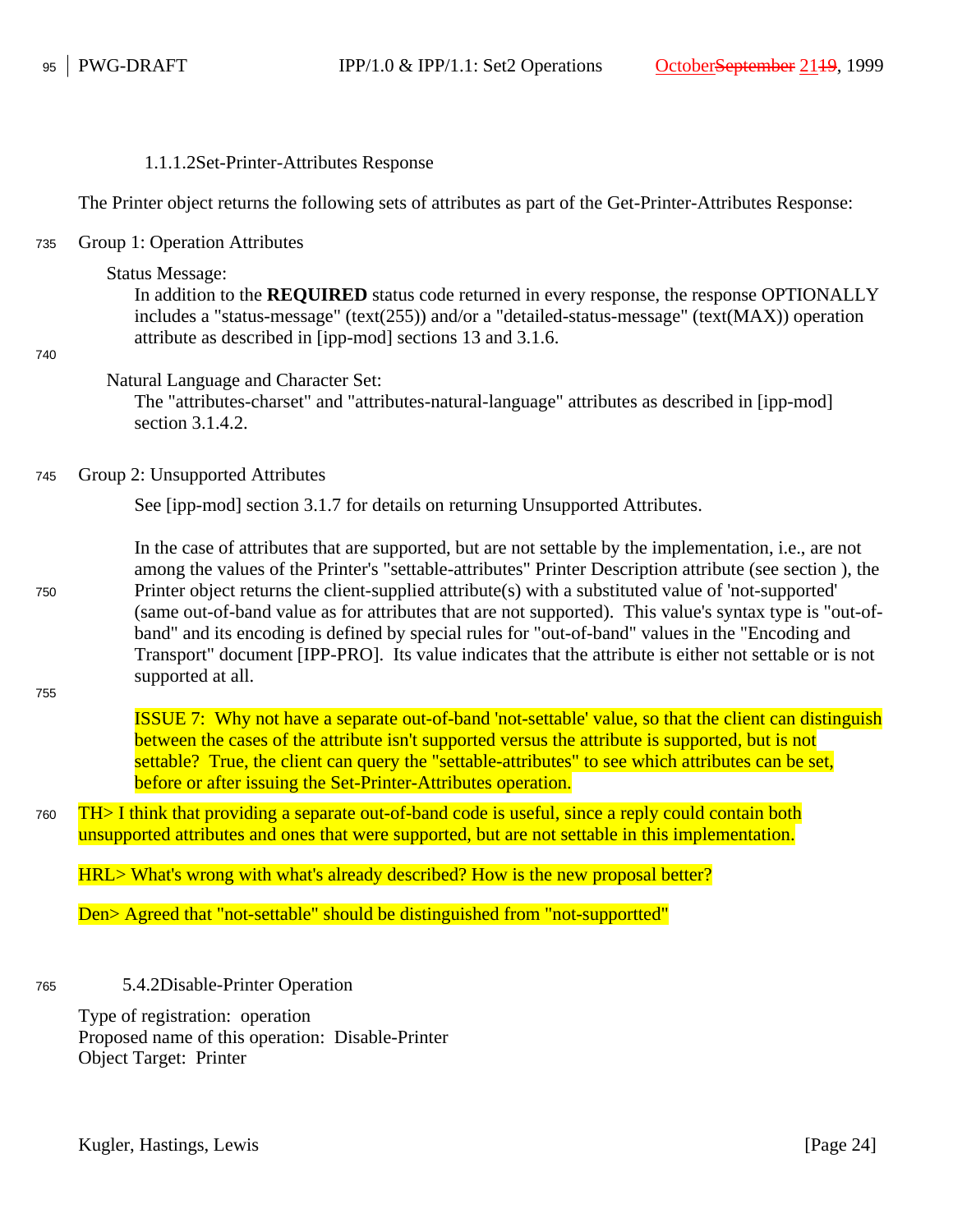#### 1.1.1.2 Set-Printer-Attributes Response

The Printer object returns the following sets of attributes as part of the Get-Printer-Attributes Response:

Group 1: Operation Attributes

Status Message:
In addition to the **REQUIRED** status code returned in every response, the response OPTIONALLY includes a "status-message" (text(255)) and/or a "detailed-status-message" (text(MAX)) operation attribute as described in [ipp-mod] sections 13 and 3.1.6.

Natural Language and Character Set:
The "attributes-charset" and "attributes-natural-language" attributes as described in [ipp-mod] section 3.1.4.2.

Group 2: Unsupported Attributes

See [ipp-mod] section 3.1.7 for details on returning Unsupported Attributes.

In the case of attributes that are supported, but are not settable by the implementation, i.e., are not among the values of the Printer's "settable-attributes" Printer Description attribute (see section ), the Printer object returns the client-supplied attribute(s) with a substituted value of 'not-supported' (same out-of-band value as for attributes that are not supported). This value's syntax type is "out-of-band" and its encoding is defined by special rules for "out-of-band" values in the "Encoding and Transport" document [IPP-PRO]. Its value indicates that the attribute is either not settable or is not supported at all.

ISSUE 7: Why not have a separate out-of-band 'not-settable' value, so that the client can distinguish between the cases of the attribute isn't supported versus the attribute is supported, but is not settable? True, the client can query the "settable-attributes" to see which attributes can be set, before or after issuing the Set-Printer-Attributes operation.

TH> I think that providing a separate out-of-band code is useful, since a reply could contain both unsupported attributes and ones that were supported, but are not settable in this implementation.

HRL> What's wrong with what's already described? How is the new proposal better?

Den> Agreed that "not-settable" should be distinguished from "not-supportted"

### 5.4.2 Disable-Printer Operation

Type of registration: operation
Proposed name of this operation: Disable-Printer
Object Target: Printer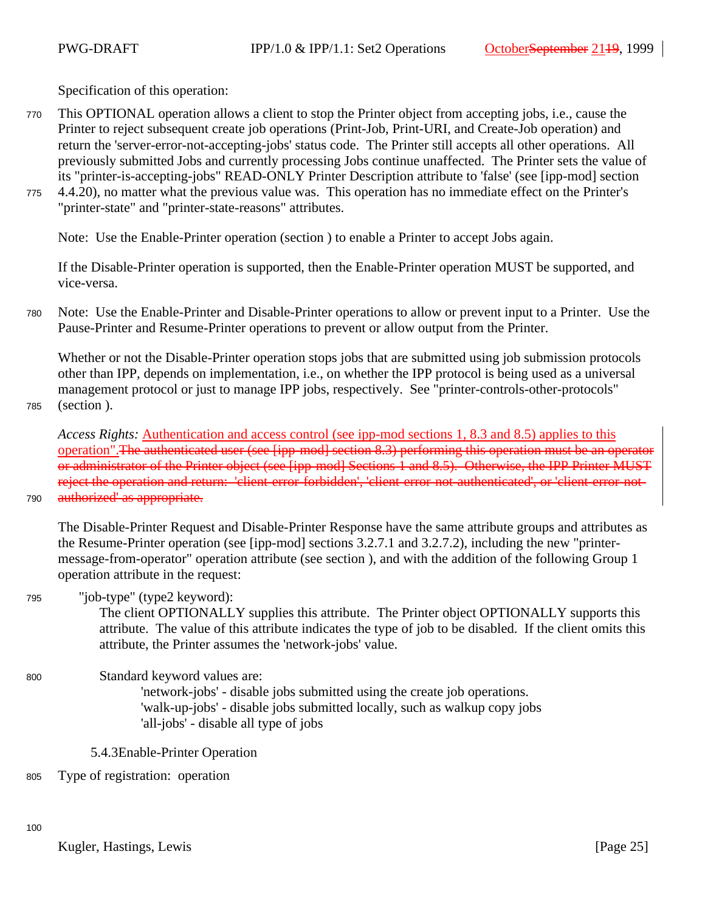Specification of this operation:

This OPTIONAL operation allows a client to stop the Printer object from accepting jobs, i.e., cause the Printer to reject subsequent create job operations (Print-Job, Print-URI, and Create-Job operation) and return the 'server-error-not-accepting-jobs' status code. The Printer still accepts all other operations. All previously submitted Jobs and currently processing Jobs continue unaffected. The Printer sets the value of its "printer-is-accepting-jobs" READ-ONLY Printer Description attribute to 'false' (see [ipp-mod] section 4.4.20), no matter what the previous value was. This operation has no immediate effect on the Printer's "printer-state" and "printer-state-reasons" attributes.

Note: Use the Enable-Printer operation (section ) to enable a Printer to accept Jobs again.

If the Disable-Printer operation is supported, then the Enable-Printer operation MUST be supported, and vice-versa.

Note: Use the Enable-Printer and Disable-Printer operations to allow or prevent input to a Printer. Use the Pause-Printer and Resume-Printer operations to prevent or allow output from the Printer.

Whether or not the Disable-Printer operation stops jobs that are submitted using job submission protocols other than IPP, depends on implementation, i.e., on whether the IPP protocol is being used as a universal management protocol or just to manage IPP jobs, respectively. See "printer-controls-other-protocols" (section ).

*Access Rights:* Authentication and access control (see ipp-mod sections 1, 8.3 and 8.5) applies to this operation".~~The authenticated user (see [ipp-mod] section 8.3) performing this operation must be an operator or administrator of the Printer object (see [ipp-mod] Sections 1 and 8.5). Otherwise, the IPP Printer MUST reject the operation and return: 'client-error-forbidden', 'client-error-not-authenticated', or 'client-error-not-authorized' as appropriate.~~

The Disable-Printer Request and Disable-Printer Response have the same attribute groups and attributes as the Resume-Printer operation (see [ipp-mod] sections 3.2.7.1 and 3.2.7.2), including the new "printer-message-from-operator" operation attribute (see section ), and with the addition of the following Group 1 operation attribute in the request:

"job-type" (type2 keyword):
The client OPTIONALLY supplies this attribute. The Printer object OPTIONALLY supports this attribute. The value of this attribute indicates the type of job to be disabled. If the client omits this attribute, the Printer assumes the 'network-jobs' value.

Standard keyword values are:
'network-jobs' - disable jobs submitted using the create job operations.
'walk-up-jobs' - disable jobs submitted locally, such as walkup copy jobs
'all-jobs' - disable all type of jobs

### 5.4.3 Enable-Printer Operation

Type of registration: operation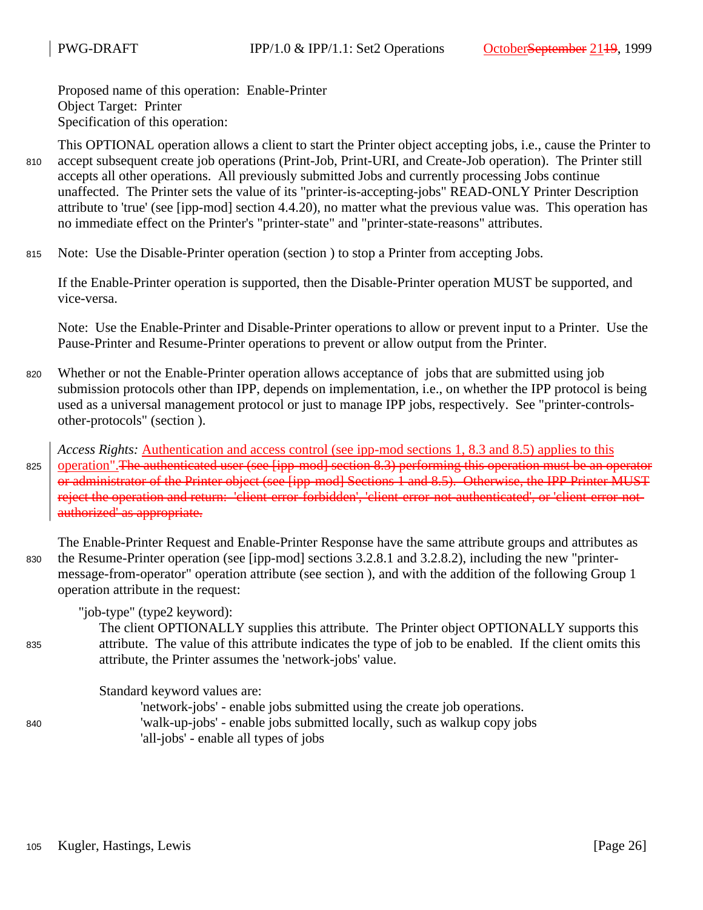Proposed name of this operation: Enable-Printer
Object Target: Printer
Specification of this operation:

This OPTIONAL operation allows a client to start the Printer object accepting jobs, i.e., cause the Printer to accept subsequent create job operations (Print-Job, Print-URI, and Create-Job operation). The Printer still accepts all other operations. All previously submitted Jobs and currently processing Jobs continue unaffected. The Printer sets the value of its "printer-is-accepting-jobs" READ-ONLY Printer Description attribute to 'true' (see [ipp-mod] section 4.4.20), no matter what the previous value was. This operation has no immediate effect on the Printer's "printer-state" and "printer-state-reasons" attributes.

Note: Use the Disable-Printer operation (section ) to stop a Printer from accepting Jobs.

If the Enable-Printer operation is supported, then the Disable-Printer operation MUST be supported, and vice-versa.

Note: Use the Enable-Printer and Disable-Printer operations to allow or prevent input to a Printer. Use the Pause-Printer and Resume-Printer operations to prevent or allow output from the Printer.

Whether or not the Enable-Printer operation allows acceptance of jobs that are submitted using job submission protocols other than IPP, depends on implementation, i.e., on whether the IPP protocol is being used as a universal management protocol or just to manage IPP jobs, respectively. See "printer-controls-other-protocols" (section ).

*Access Rights:* Authentication and access control (see ipp-mod sections 1, 8.3 and 8.5) applies to this operation".~~The authenticated user (see [ipp-mod] section 8.3) performing this operation must be an operator or administrator of the Printer object (see [ipp-mod] Sections 1 and 8.5). Otherwise, the IPP Printer MUST reject the operation and return: 'client-error-forbidden', 'client-error-not-authenticated', or 'client-error-not-authorized' as appropriate.~~

The Enable-Printer Request and Enable-Printer Response have the same attribute groups and attributes as the Resume-Printer operation (see [ipp-mod] sections 3.2.8.1 and 3.2.8.2), including the new "printer-message-from-operator" operation attribute (see section ), and with the addition of the following Group 1 operation attribute in the request:

"job-type" (type2 keyword):
The client OPTIONALLY supplies this attribute. The Printer object OPTIONALLY supports this attribute. The value of this attribute indicates the type of job to be enabled. If the client omits this attribute, the Printer assumes the 'network-jobs' value.

Standard keyword values are:
- 'network-jobs' - enable jobs submitted using the create job operations.
- 'walk-up-jobs' - enable jobs submitted locally, such as walkup copy jobs
- 'all-jobs' - enable all types of jobs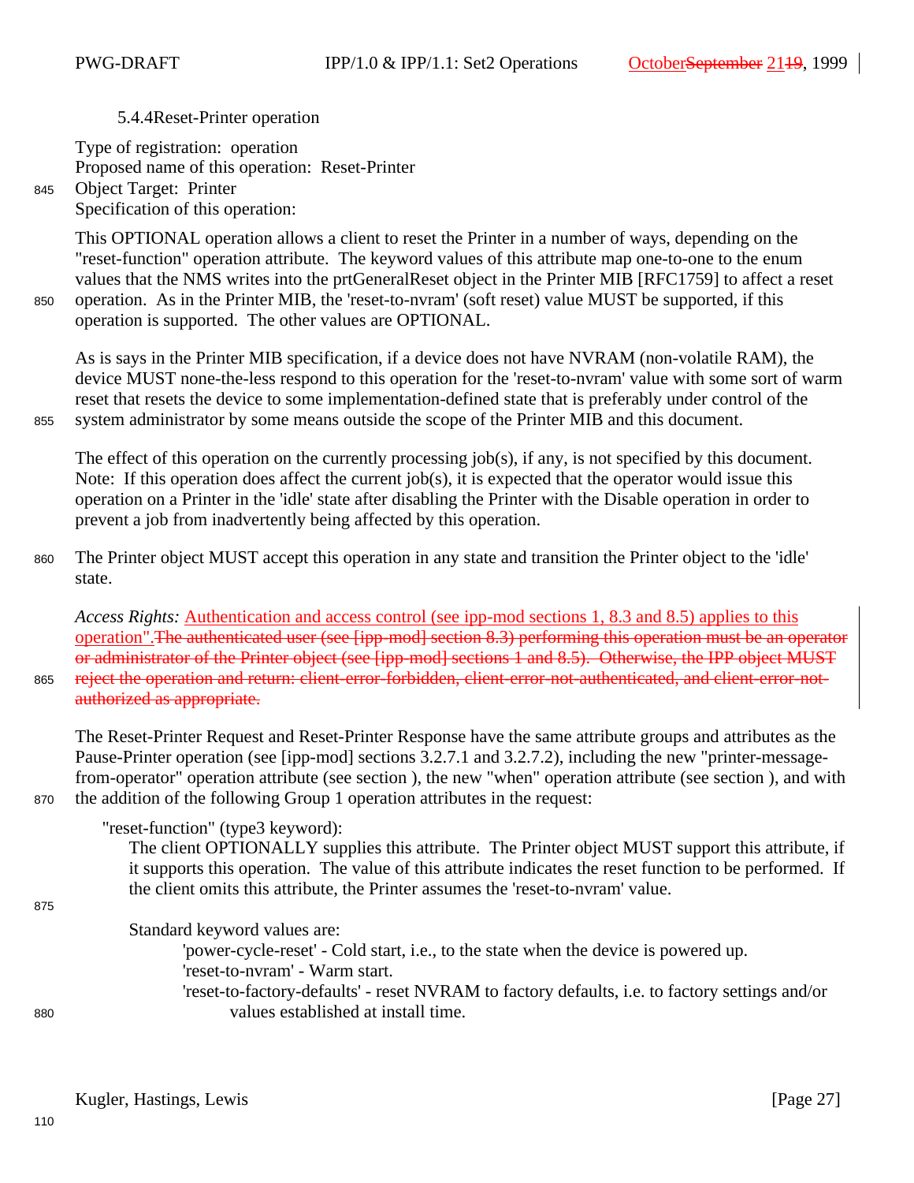### 5.4.4Reset-Printer operation

Type of registration: operation
Proposed name of this operation: Reset-Printer
Object Target: Printer
Specification of this operation:

This OPTIONAL operation allows a client to reset the Printer in a number of ways, depending on the "reset-function" operation attribute. The keyword values of this attribute map one-to-one to the enum values that the NMS writes into the prtGeneralReset object in the Printer MIB [RFC1759] to affect a reset operation. As in the Printer MIB, the 'reset-to-nvram' (soft reset) value MUST be supported, if this operation is supported. The other values are OPTIONAL.

As is says in the Printer MIB specification, if a device does not have NVRAM (non-volatile RAM), the device MUST none-the-less respond to this operation for the 'reset-to-nvram' value with some sort of warm reset that resets the device to some implementation-defined state that is preferably under control of the system administrator by some means outside the scope of the Printer MIB and this document.

The effect of this operation on the currently processing job(s), if any, is not specified by this document. Note: If this operation does affect the current job(s), it is expected that the operator would issue this operation on a Printer in the 'idle' state after disabling the Printer with the Disable operation in order to prevent a job from inadvertently being affected by this operation.

The Printer object MUST accept this operation in any state and transition the Printer object to the 'idle' state.

*Access Rights:* Authentication and access control (see ipp-mod sections 1, 8.3 and 8.5) applies to this operation".~~The authenticated user (see [ipp-mod] section 8.3) performing this operation must be an operator or administrator of the Printer object (see [ipp-mod] sections 1 and 8.5). Otherwise, the IPP object MUST reject the operation and return: client-error-forbidden, client-error-not-authenticated, and client-error-not-authorized as appropriate.~~

The Reset-Printer Request and Reset-Printer Response have the same attribute groups and attributes as the Pause-Printer operation (see [ipp-mod] sections 3.2.7.1 and 3.2.7.2), including the new "printer-message-from-operator" operation attribute (see section ), the new "when" operation attribute (see section ), and with the addition of the following Group 1 operation attributes in the request:

"reset-function" (type3 keyword):
The client OPTIONALLY supplies this attribute. The Printer object MUST support this attribute, if it supports this operation. The value of this attribute indicates the reset function to be performed. If the client omits this attribute, the Printer assumes the 'reset-to-nvram' value.

Standard keyword values are:
- 'power-cycle-reset' - Cold start, i.e., to the state when the device is powered up.
- 'reset-to-nvram' - Warm start.
- 'reset-to-factory-defaults' - reset NVRAM to factory defaults, i.e. to factory settings and/or values established at install time.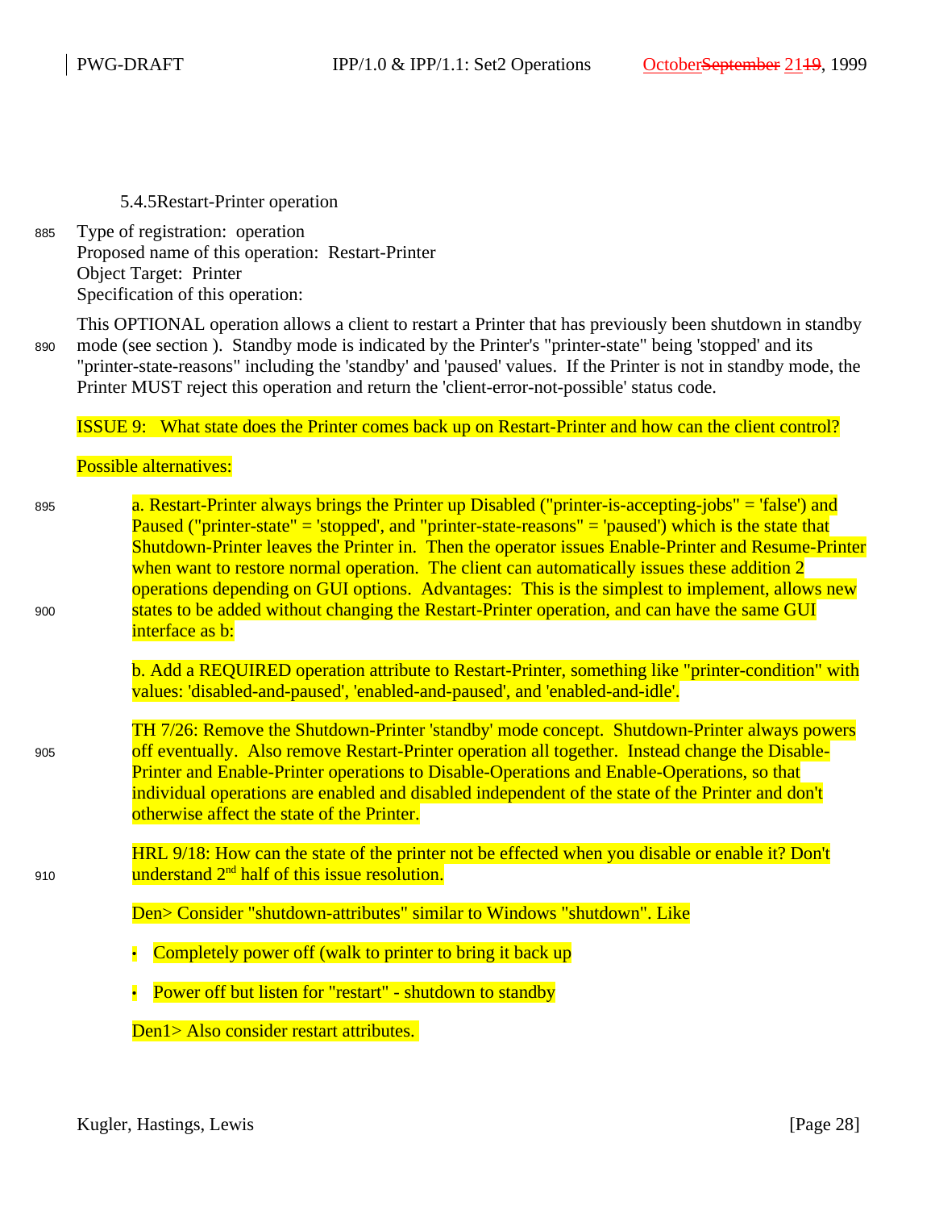### 5.4.5 Restart-Printer operation

Type of registration: operation
Proposed name of this operation: Restart-Printer
Object Target: Printer
Specification of this operation:

This OPTIONAL operation allows a client to restart a Printer that has previously been shutdown in standby mode (see section ). Standby mode is indicated by the Printer's "printer-state" being 'stopped' and its "printer-state-reasons" including the 'standby' and 'paused' values. If the Printer is not in standby mode, the Printer MUST reject this operation and return the 'client-error-not-possible' status code.

ISSUE 9: What state does the Printer comes back up on Restart-Printer and how can the client control?

Possible alternatives:

a. Restart-Printer always brings the Printer up Disabled ("printer-is-accepting-jobs" = 'false') and Paused ("printer-state" = 'stopped', and "printer-state-reasons" = 'paused') which is the state that Shutdown-Printer leaves the Printer in. Then the operator issues Enable-Printer and Resume-Printer when want to restore normal operation. The client can automatically issues these addition 2 operations depending on GUI options. Advantages: This is the simplest to implement, allows new states to be added without changing the Restart-Printer operation, and can have the same GUI interface as b:

b. Add a REQUIRED operation attribute to Restart-Printer, something like "printer-condition" with values: 'disabled-and-paused', 'enabled-and-paused', and 'enabled-and-idle'.

TH 7/26: Remove the Shutdown-Printer 'standby' mode concept. Shutdown-Printer always powers off eventually. Also remove Restart-Printer operation all together. Instead change the Disable-Printer and Enable-Printer operations to Disable-Operations and Enable-Operations, so that individual operations are enabled and disabled independent of the state of the Printer and don't otherwise affect the state of the Printer.

HRL 9/18: How can the state of the printer not be effected when you disable or enable it? Don't understand 2nd half of this issue resolution.

Den> Consider "shutdown-attributes" similar to Windows "shutdown". Like

- Completely power off (walk to printer to bring it back up
- Power off but listen for "restart" - shutdown to standby

Den1> Also consider restart attributes.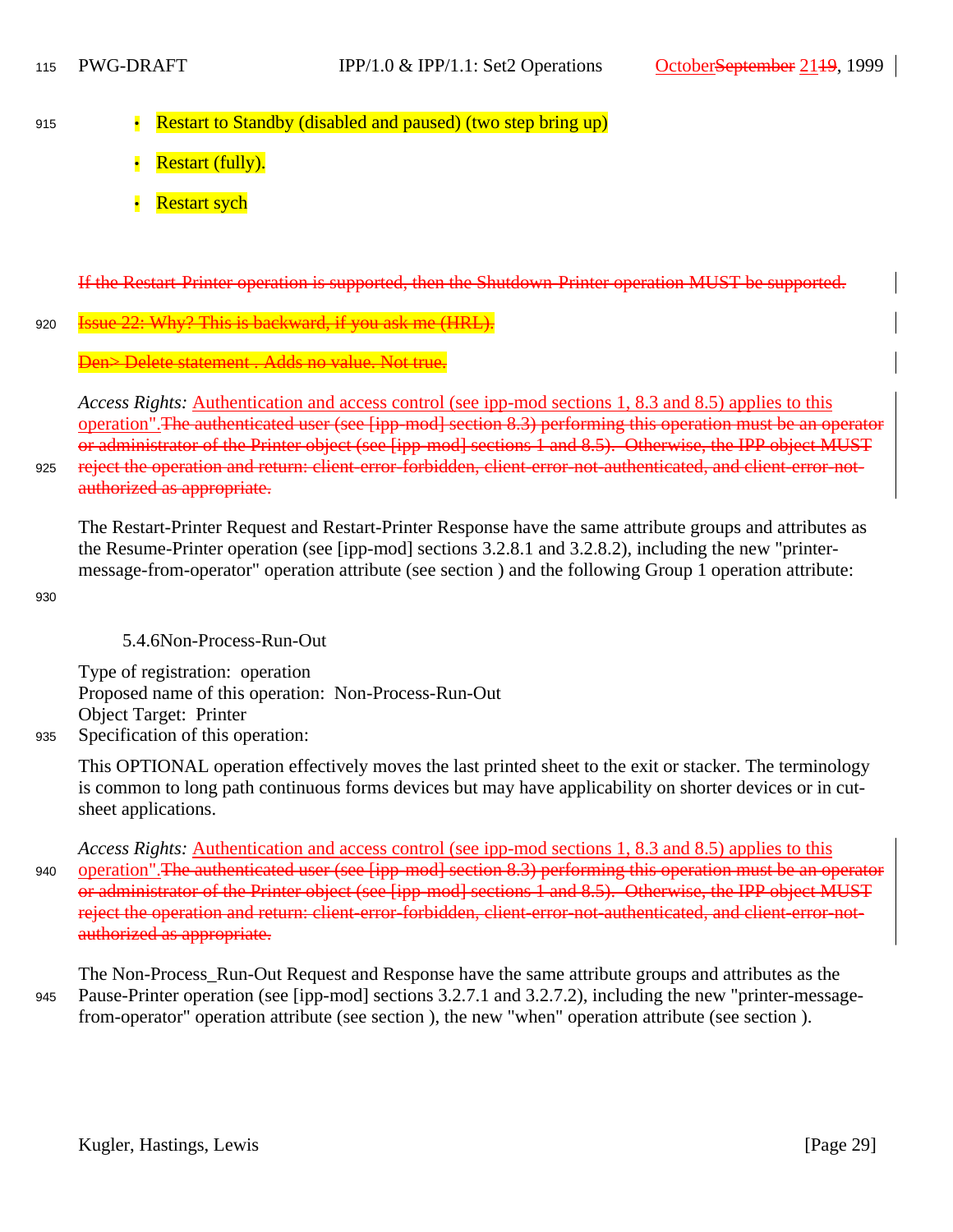- Restart to Standby (disabled and paused) (two step bring up)
- Restart (fully).
- Restart sych

~~If the Restart-Printer operation is supported, then the Shutdown-Printer operation MUST be supported.~~

~~Issue 22: Why? This is backward, if you ask me (HRL).~~

~~Den> Delete statement . Adds no value. Not true.~~

*Access Rights:* Authentication and access control (see ipp-mod sections 1, 8.3 and 8.5) applies to this operation".~~The authenticated user (see [ipp-mod] section 8.3) performing this operation must be an operator or administrator of the Printer object (see [ipp-mod] sections 1 and 8.5). Otherwise, the IPP object MUST reject the operation and return: client-error-forbidden, client-error-not-authenticated, and client-error-not-authorized as appropriate.~~

The Restart-Printer Request and Restart-Printer Response have the same attribute groups and attributes as the Resume-Printer operation (see [ipp-mod] sections 3.2.8.1 and 3.2.8.2), including the new "printer-message-from-operator" operation attribute (see section ) and the following Group 1 operation attribute:

### 5.4.6 Non-Process-Run-Out

Type of registration: operation
Proposed name of this operation: Non-Process-Run-Out
Object Target: Printer
Specification of this operation:

This OPTIONAL operation effectively moves the last printed sheet to the exit or stacker. The terminology is common to long path continuous forms devices but may have applicability on shorter devices or in cut-sheet applications.

*Access Rights:* Authentication and access control (see ipp-mod sections 1, 8.3 and 8.5) applies to this operation".~~The authenticated user (see [ipp-mod] section 8.3) performing this operation must be an operator or administrator of the Printer object (see [ipp-mod] sections 1 and 8.5). Otherwise, the IPP object MUST reject the operation and return: client-error-forbidden, client-error-not-authenticated, and client-error-not-authorized as appropriate.~~

The Non-Process_Run-Out Request and Response have the same attribute groups and attributes as the Pause-Printer operation (see [ipp-mod] sections 3.2.7.1 and 3.2.7.2), including the new "printer-message-from-operator" operation attribute (see section ), the new "when" operation attribute (see section ).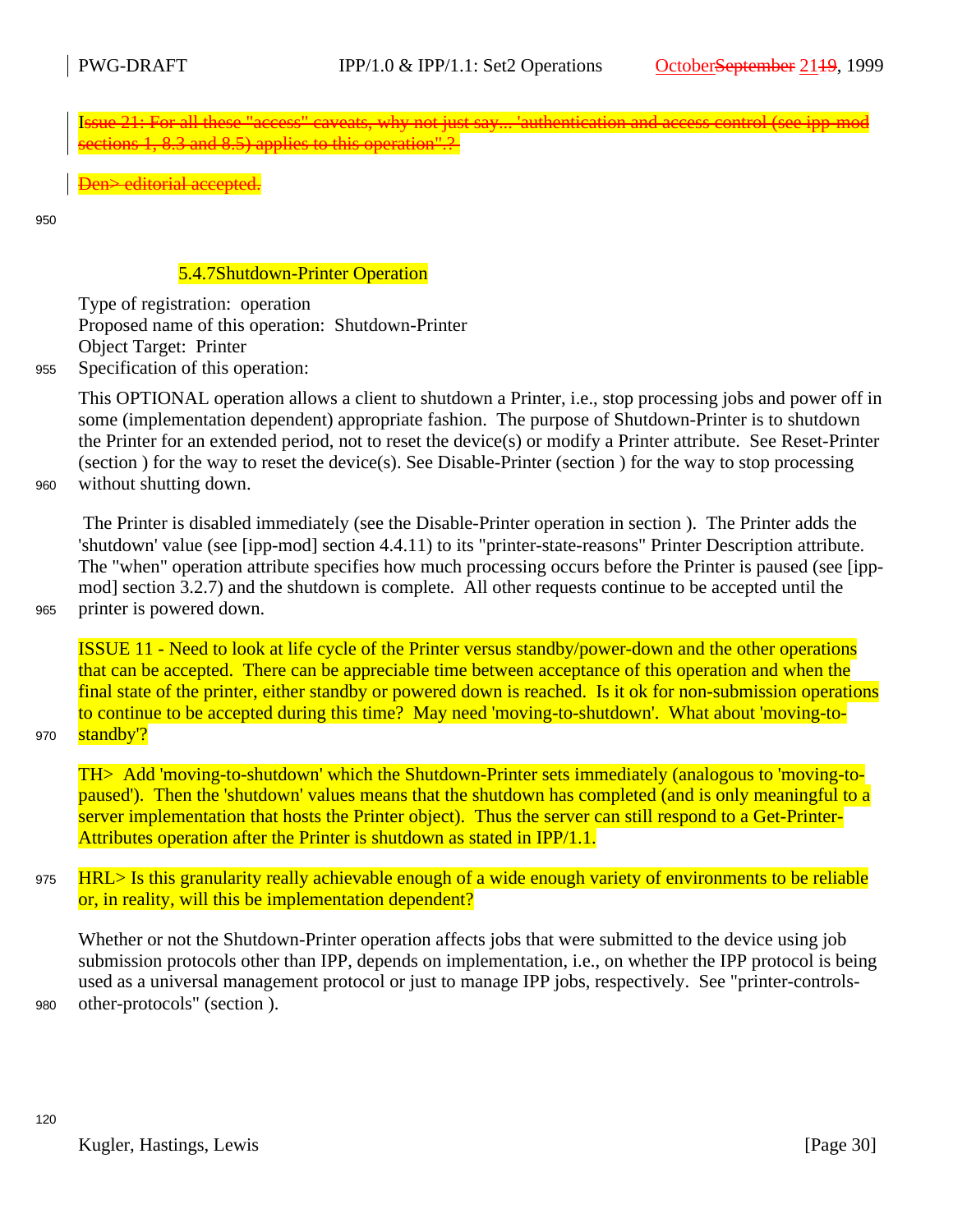Issue 21: For all these "access" caveats, why not just say... 'authentication and access control (see ipp-mod sections 1, 8.3 and 8.5) applies to this operation".?

Den> editorial accepted.

### 5.4.7 Shutdown-Printer Operation

Type of registration: operation
Proposed name of this operation: Shutdown-Printer
Object Target: Printer
Specification of this operation:

This OPTIONAL operation allows a client to shutdown a Printer, i.e., stop processing jobs and power off in some (implementation dependent) appropriate fashion. The purpose of Shutdown-Printer is to shutdown the Printer for an extended period, not to reset the device(s) or modify a Printer attribute. See Reset-Printer (section ) for the way to reset the device(s). See Disable-Printer (section ) for the way to stop processing without shutting down.

The Printer is disabled immediately (see the Disable-Printer operation in section ). The Printer adds the 'shutdown' value (see [ipp-mod] section 4.4.11) to its "printer-state-reasons" Printer Description attribute. The "when" operation attribute specifies how much processing occurs before the Printer is paused (see [ipp-mod] section 3.2.7) and the shutdown is complete. All other requests continue to be accepted until the printer is powered down.

ISSUE 11 - Need to look at life cycle of the Printer versus standby/power-down and the other operations that can be accepted. There can be appreciable time between acceptance of this operation and when the final state of the printer, either standby or powered down is reached. Is it ok for non-submission operations to continue to be accepted during this time? May need 'moving-to-shutdown'. What about 'moving-to-standby'?

TH> Add 'moving-to-shutdown' which the Shutdown-Printer sets immediately (analogous to 'moving-to-paused'). Then the 'shutdown' values means that the shutdown has completed (and is only meaningful to a server implementation that hosts the Printer object). Thus the server can still respond to a Get-Printer-Attributes operation after the Printer is shutdown as stated in IPP/1.1.

HRL> Is this granularity really achievable enough of a wide enough variety of environments to be reliable or, in reality, will this be implementation dependent?

Whether or not the Shutdown-Printer operation affects jobs that were submitted to the device using job submission protocols other than IPP, depends on implementation, i.e., on whether the IPP protocol is being used as a universal management protocol or just to manage IPP jobs, respectively. See "printer-controls-other-protocols" (section ).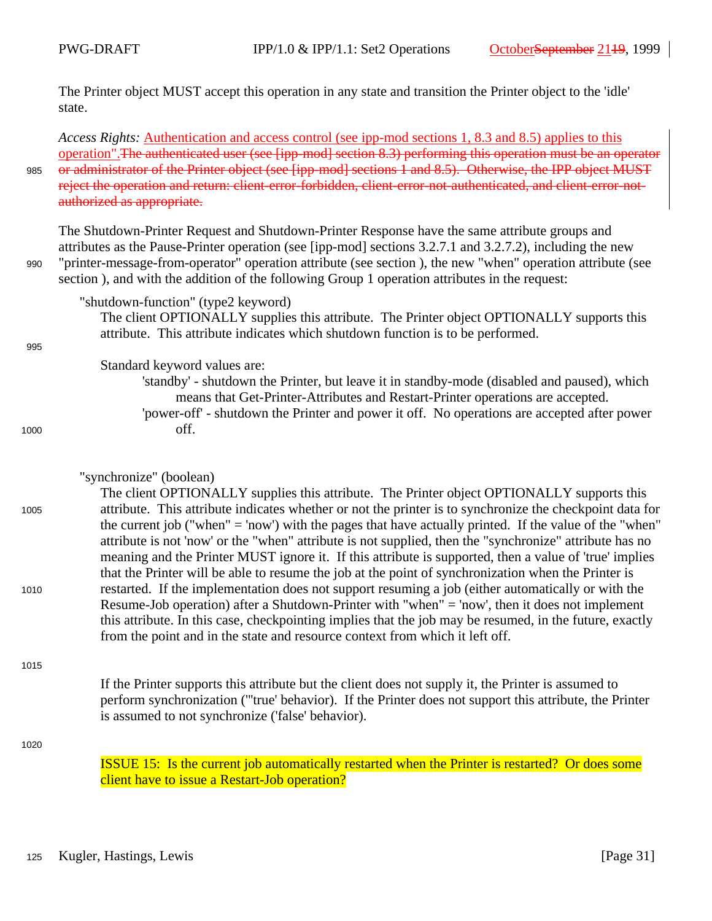The Printer object MUST accept this operation in any state and transition the Printer object to the 'idle' state.

*Access Rights:* Authentication and access control (see ipp-mod sections 1, 8.3 and 8.5) applies to this operation".~~The authenticated user (see [ipp-mod] section 8.3) performing this operation must be an operator or administrator of the Printer object (see [ipp-mod] sections 1 and 8.5). Otherwise, the IPP object MUST reject the operation and return: client-error-forbidden, client-error-not-authenticated, and client-error-not-authorized as appropriate.~~

The Shutdown-Printer Request and Shutdown-Printer Response have the same attribute groups and attributes as the Pause-Printer operation (see [ipp-mod] sections 3.2.7.1 and 3.2.7.2), including the new "printer-message-from-operator" operation attribute (see section ), the new "when" operation attribute (see section ), and with the addition of the following Group 1 operation attributes in the request:

"shutdown-function" (type2 keyword)

The client OPTIONALLY supplies this attribute. The Printer object OPTIONALLY supports this attribute. This attribute indicates which shutdown function is to be performed.

Standard keyword values are:

- 'standby' - shutdown the Printer, but leave it in standby-mode (disabled and paused), which means that Get-Printer-Attributes and Restart-Printer operations are accepted.
- 'power-off' - shutdown the Printer and power it off. No operations are accepted after power off.

"synchronize" (boolean)

The client OPTIONALLY supplies this attribute. The Printer object OPTIONALLY supports this attribute. This attribute indicates whether or not the printer is to synchronize the checkpoint data for the current job ("when" = 'now') with the pages that have actually printed. If the value of the "when" attribute is not 'now' or the "when" attribute is not supplied, then the "synchronize" attribute has no meaning and the Printer MUST ignore it. If this attribute is supported, then a value of 'true' implies that the Printer will be able to resume the job at the point of synchronization when the Printer is restarted. If the implementation does not support resuming a job (either automatically or with the Resume-Job operation) after a Shutdown-Printer with "when" = 'now', then it does not implement this attribute. In this case, checkpointing implies that the job may be resumed, in the future, exactly from the point and in the state and resource context from which it left off.

If the Printer supports this attribute but the client does not supply it, the Printer is assumed to perform synchronization ("'true' behavior). If the Printer does not support this attribute, the Printer is assumed to not synchronize ('false' behavior).

ISSUE 15: Is the current job automatically restarted when the Printer is restarted? Or does some client have to issue a Restart-Job operation?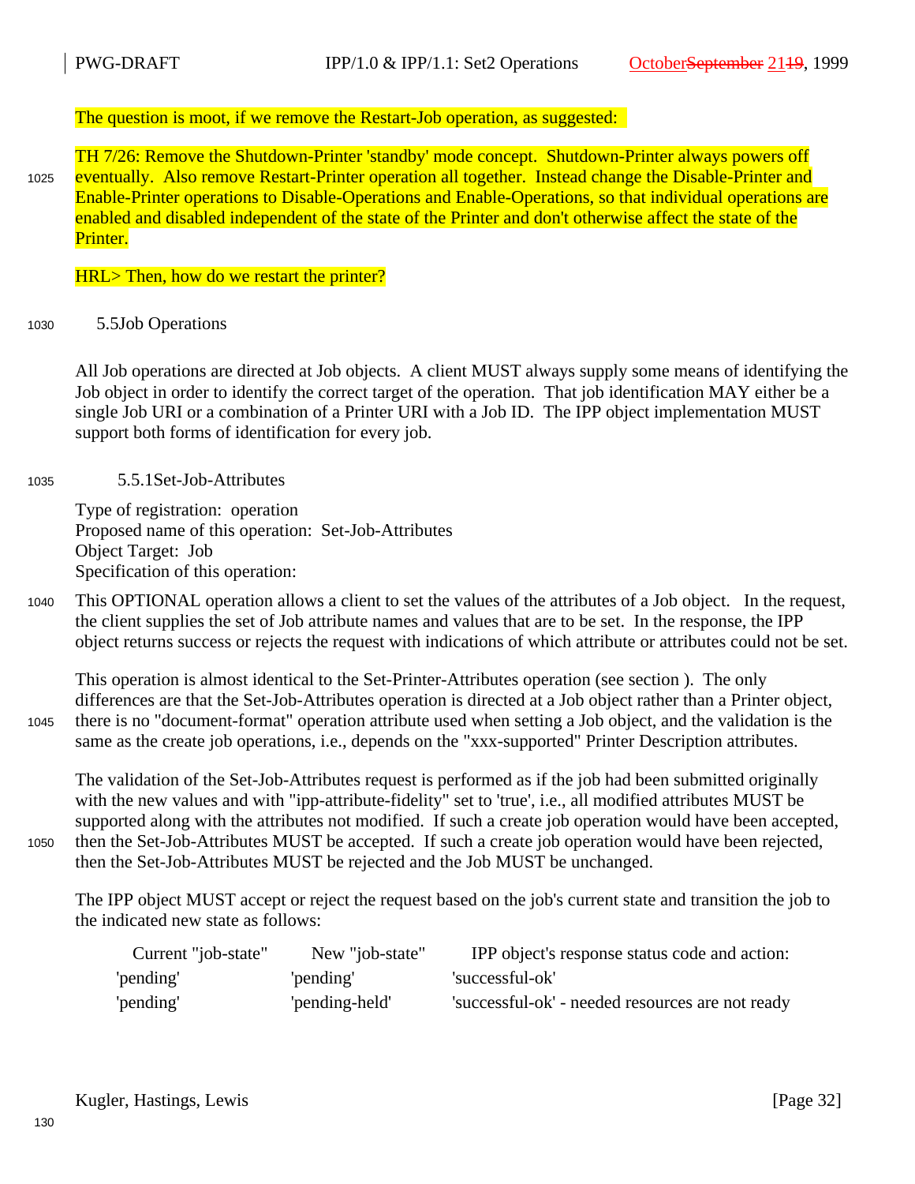The question is moot, if we remove the Restart-Job operation, as suggested:

TH 7/26: Remove the Shutdown-Printer 'standby' mode concept. Shutdown-Printer always powers off eventually. Also remove Restart-Printer operation all together. Instead change the Disable-Printer and Enable-Printer operations to Disable-Operations and Enable-Operations, so that individual operations are enabled and disabled independent of the state of the Printer and don't otherwise affect the state of the Printer.

HRL> Then, how do we restart the printer?

## 5.5 Job Operations

All Job operations are directed at Job objects. A client MUST always supply some means of identifying the Job object in order to identify the correct target of the operation. That job identification MAY either be a single Job URI or a combination of a Printer URI with a Job ID. The IPP object implementation MUST support both forms of identification for every job.

### 5.5.1 Set-Job-Attributes

Type of registration: operation
Proposed name of this operation: Set-Job-Attributes
Object Target: Job
Specification of this operation:

This OPTIONAL operation allows a client to set the values of the attributes of a Job object. In the request, the client supplies the set of Job attribute names and values that are to be set. In the response, the IPP object returns success or rejects the request with indications of which attribute or attributes could not be set.

This operation is almost identical to the Set-Printer-Attributes operation (see section ). The only differences are that the Set-Job-Attributes operation is directed at a Job object rather than a Printer object, there is no "document-format" operation attribute used when setting a Job object, and the validation is the same as the create job operations, i.e., depends on the "xxx-supported" Printer Description attributes.

The validation of the Set-Job-Attributes request is performed as if the job had been submitted originally with the new values and with "ipp-attribute-fidelity" set to 'true', i.e., all modified attributes MUST be supported along with the attributes not modified. If such a create job operation would have been accepted, then the Set-Job-Attributes MUST be accepted. If such a create job operation would have been rejected, then the Set-Job-Attributes MUST be rejected and the Job MUST be unchanged.

The IPP object MUST accept or reject the request based on the job's current state and transition the job to the indicated new state as follows:

| Current "job-state" | New "job-state" | IPP object's response status code and action: |
|---|---|---|
| 'pending' | 'pending' | 'successful-ok' |
| 'pending' | 'pending-held' | 'successful-ok' - needed resources are not ready |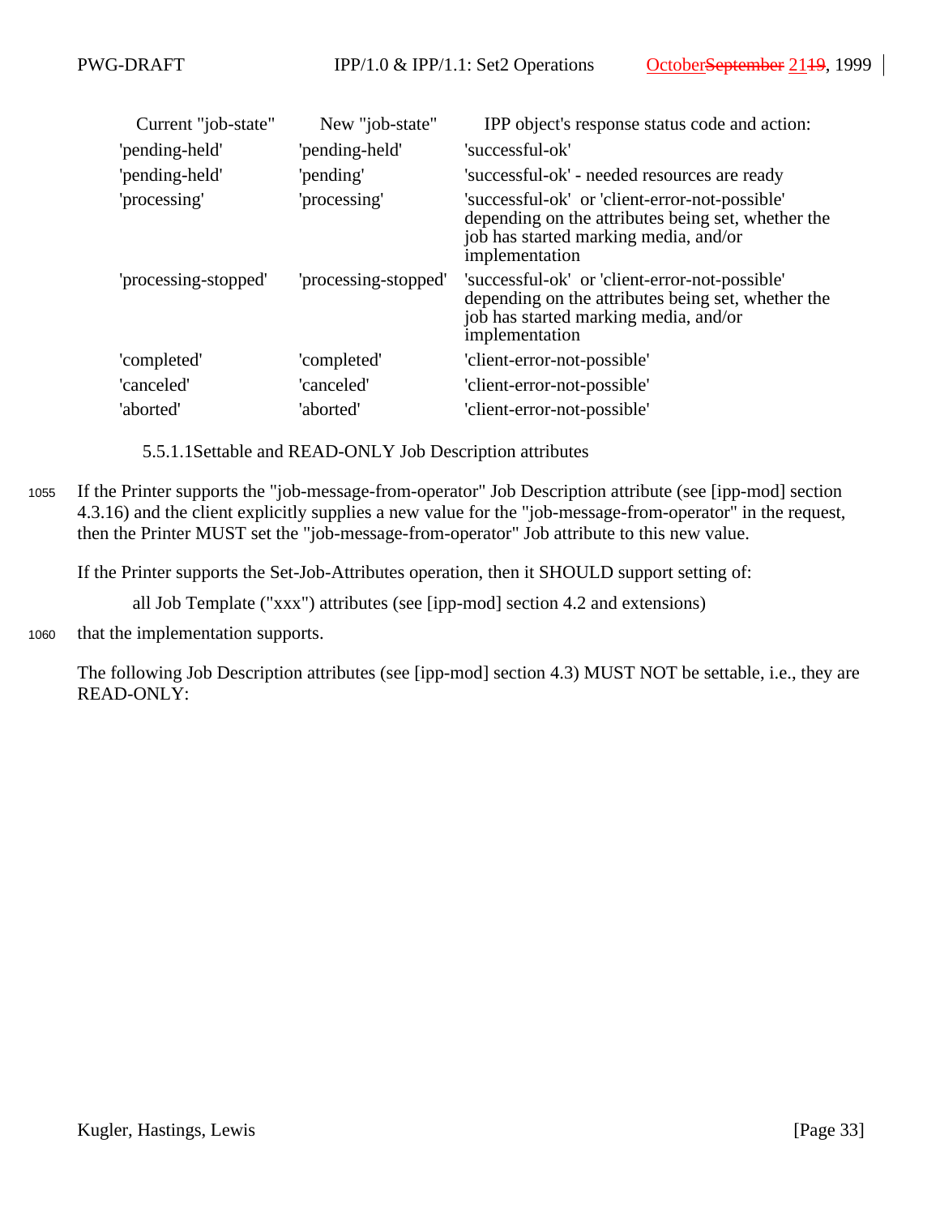| Current "job-state" | New "job-state" | IPP object's response status code and action: |
| --- | --- | --- |
| 'pending-held' | 'pending-held' | 'successful-ok' |
| 'pending-held' | 'pending' | 'successful-ok' - needed resources are ready |
| 'processing' | 'processing' | 'successful-ok' or 'client-error-not-possible' depending on the attributes being set, whether the job has started marking media, and/or implementation |
| 'processing-stopped' | 'processing-stopped' | 'successful-ok' or 'client-error-not-possible' depending on the attributes being set, whether the job has started marking media, and/or implementation |
| 'completed' | 'completed' | 'client-error-not-possible' |
| 'canceled' | 'canceled' | 'client-error-not-possible' |
| 'aborted' | 'aborted' | 'client-error-not-possible' |

#### 5.5.1.1 Settable and READ-ONLY Job Description attributes

If the Printer supports the "job-message-from-operator" Job Description attribute (see [ipp-mod] section 4.3.16) and the client explicitly supplies a new value for the "job-message-from-operator" in the request, then the Printer MUST set the "job-message-from-operator" Job attribute to this new value.

If the Printer supports the Set-Job-Attributes operation, then it SHOULD support setting of:

all Job Template ("xxx") attributes (see [ipp-mod] section 4.2 and extensions)

that the implementation supports.

The following Job Description attributes (see [ipp-mod] section 4.3) MUST NOT be settable, i.e., they are READ-ONLY: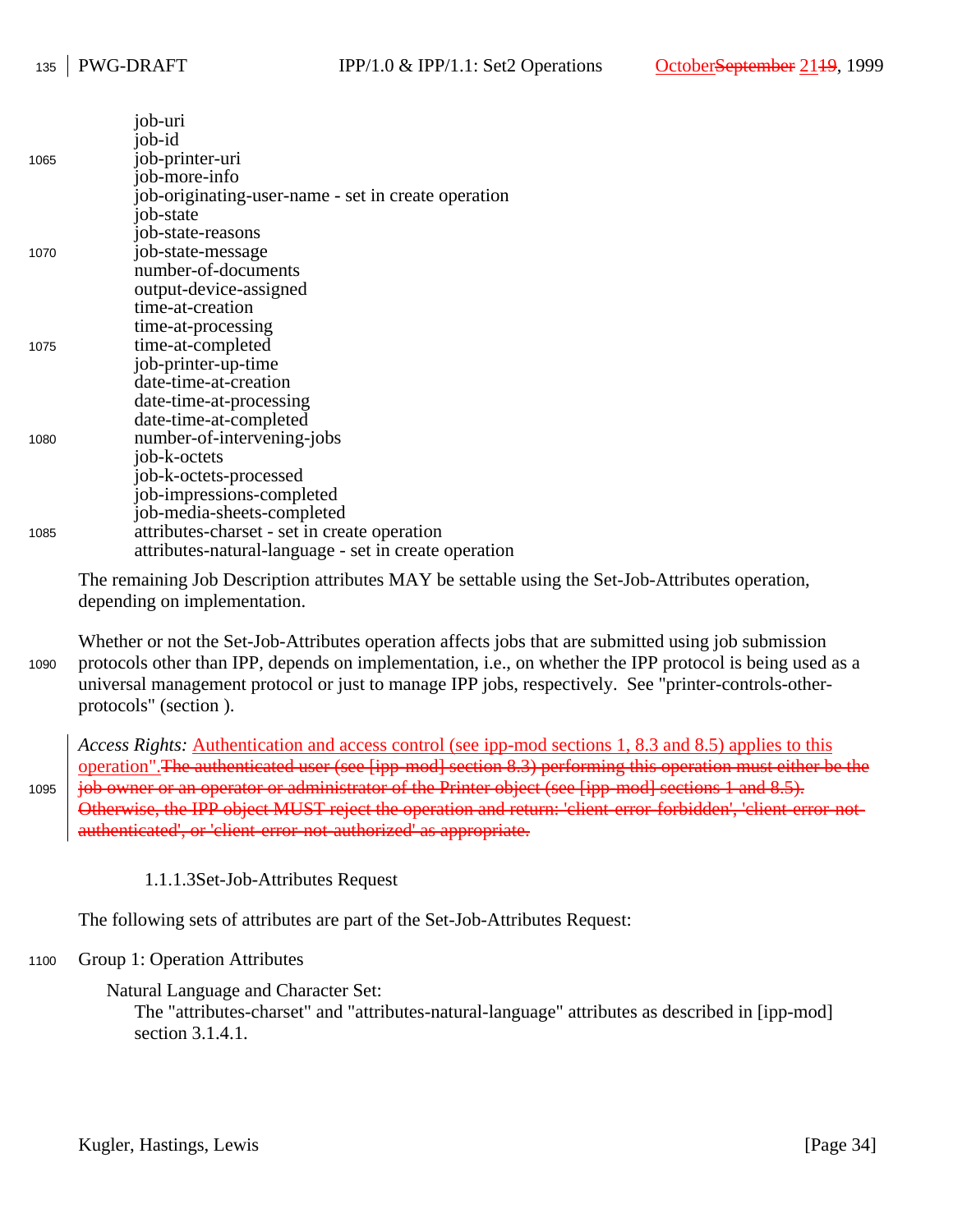job-uri
job-id
job-printer-uri
job-more-info
job-originating-user-name - set in create operation
job-state
job-state-reasons
job-state-message
number-of-documents
output-device-assigned
time-at-creation
time-at-processing
time-at-completed
job-printer-up-time
date-time-at-creation
date-time-at-processing
date-time-at-completed
number-of-intervening-jobs
job-k-octets
job-k-octets-processed
job-impressions-completed
job-media-sheets-completed
attributes-charset - set in create operation
attributes-natural-language - set in create operation

The remaining Job Description attributes MAY be settable using the Set-Job-Attributes operation, depending on implementation.

Whether or not the Set-Job-Attributes operation affects jobs that are submitted using job submission protocols other than IPP, depends on implementation, i.e., on whether the IPP protocol is being used as a universal management protocol or just to manage IPP jobs, respectively. See "printer-controls-other-protocols" (section ).

*Access Rights:* Authentication and access control (see ipp-mod sections 1, 8.3 and 8.5) applies to this operation".~~The authenticated user (see [ipp-mod] section 8.3) performing this operation must either be the job owner or an operator or administrator of the Printer object (see [ipp-mod] sections 1 and 8.5). Otherwise, the IPP object MUST reject the operation and return: 'client-error-forbidden', 'client-error-not-authenticated', or 'client-error-not-authorized' as appropriate.~~

#### 1.1.1.3 Set-Job-Attributes Request

The following sets of attributes are part of the Set-Job-Attributes Request:

Group 1: Operation Attributes

Natural Language and Character Set:
The "attributes-charset" and "attributes-natural-language" attributes as described in [ipp-mod] section 3.1.4.1.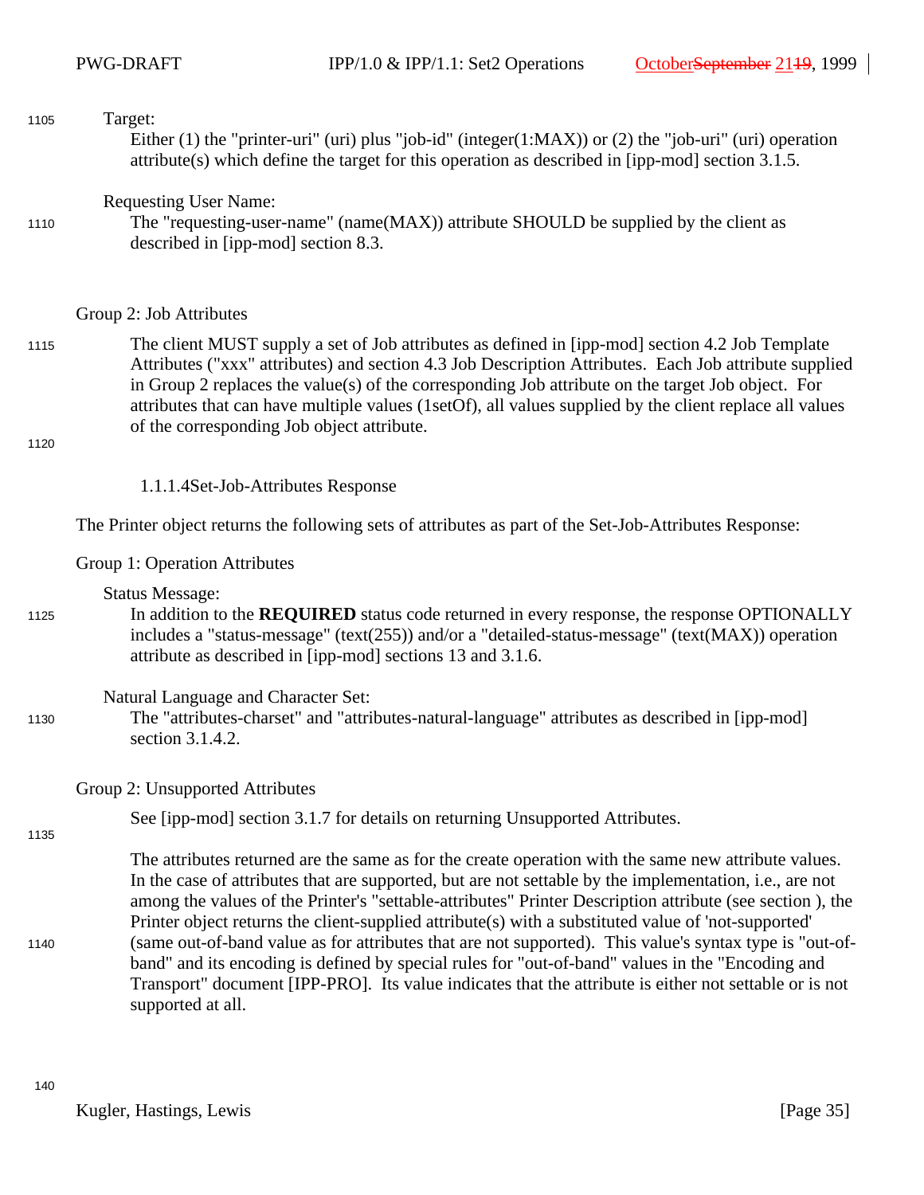Target:

Either (1) the "printer-uri" (uri) plus "job-id" (integer(1:MAX)) or (2) the "job-uri" (uri) operation attribute(s) which define the target for this operation as described in [ipp-mod] section 3.1.5.

Requesting User Name:

The "requesting-user-name" (name(MAX)) attribute SHOULD be supplied by the client as described in [ipp-mod] section 8.3.

Group 2: Job Attributes

The client MUST supply a set of Job attributes as defined in [ipp-mod] section 4.2 Job Template Attributes ("xxx" attributes) and section 4.3 Job Description Attributes. Each Job attribute supplied in Group 2 replaces the value(s) of the corresponding Job attribute on the target Job object. For attributes that can have multiple values (1setOf), all values supplied by the client replace all values of the corresponding Job object attribute.

#### 1.1.1.4 Set-Job-Attributes Response

The Printer object returns the following sets of attributes as part of the Set-Job-Attributes Response:

Group 1: Operation Attributes

Status Message:

In addition to the **REQUIRED** status code returned in every response, the response OPTIONALLY includes a "status-message" (text(255)) and/or a "detailed-status-message" (text(MAX)) operation attribute as described in [ipp-mod] sections 13 and 3.1.6.

Natural Language and Character Set:

The "attributes-charset" and "attributes-natural-language" attributes as described in [ipp-mod] section 3.1.4.2.

Group 2: Unsupported Attributes

See [ipp-mod] section 3.1.7 for details on returning Unsupported Attributes.

The attributes returned are the same as for the create operation with the same new attribute values. In the case of attributes that are supported, but are not settable by the implementation, i.e., are not among the values of the Printer's "settable-attributes" Printer Description attribute (see section ), the Printer object returns the client-supplied attribute(s) with a substituted value of 'not-supported' (same out-of-band value as for attributes that are not supported). This value's syntax type is "out-of-band" and its encoding is defined by special rules for "out-of-band" values in the "Encoding and Transport" document [IPP-PRO]. Its value indicates that the attribute is either not settable or is not supported at all.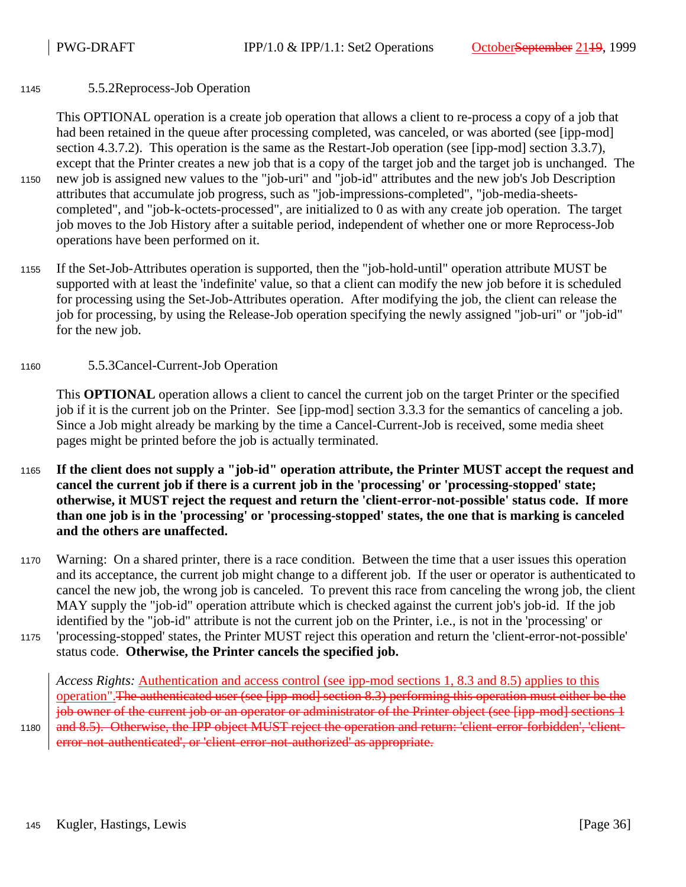### 5.5.2 Reprocess-Job Operation

This OPTIONAL operation is a create job operation that allows a client to re-process a copy of a job that had been retained in the queue after processing completed, was canceled, or was aborted (see [ipp-mod] section 4.3.7.2). This operation is the same as the Restart-Job operation (see [ipp-mod] section 3.3.7), except that the Printer creates a new job that is a copy of the target job and the target job is unchanged. The new job is assigned new values to the "job-uri" and "job-id" attributes and the new job's Job Description attributes that accumulate job progress, such as "job-impressions-completed", "job-media-sheets-completed", and "job-k-octets-processed", are initialized to 0 as with any create job operation. The target job moves to the Job History after a suitable period, independent of whether one or more Reprocess-Job operations have been performed on it.

If the Set-Job-Attributes operation is supported, then the "job-hold-until" operation attribute MUST be supported with at least the 'indefinite' value, so that a client can modify the new job before it is scheduled for processing using the Set-Job-Attributes operation. After modifying the job, the client can release the job for processing, by using the Release-Job operation specifying the newly assigned "job-uri" or "job-id" for the new job.

### 5.5.3 Cancel-Current-Job Operation

This **OPTIONAL** operation allows a client to cancel the current job on the target Printer or the specified job if it is the current job on the Printer. See [ipp-mod] section 3.3.3 for the semantics of canceling a job. Since a Job might already be marking by the time a Cancel-Current-Job is received, some media sheet pages might be printed before the job is actually terminated.

**If the client does not supply a "job-id" operation attribute, the Printer MUST accept the request and cancel the current job if there is a current job in the 'processing' or 'processing-stopped' state; otherwise, it MUST reject the request and return the 'client-error-not-possible' status code. If more than one job is in the 'processing' or 'processing-stopped' states, the one that is marking is canceled and the others are unaffected.**

Warning: On a shared printer, there is a race condition. Between the time that a user issues this operation and its acceptance, the current job might change to a different job. If the user or operator is authenticated to cancel the new job, the wrong job is canceled. To prevent this race from canceling the wrong job, the client MAY supply the "job-id" operation attribute which is checked against the current job's job-id. If the job identified by the "job-id" attribute is not the current job on the Printer, i.e., is not in the 'processing' or 'processing-stopped' states, the Printer MUST reject this operation and return the 'client-error-not-possible' status code. **Otherwise, the Printer cancels the specified job.**

*Access Rights:* Authentication and access control (see ipp-mod sections 1, 8.3 and 8.5) applies to this operation".~~The authenticated user (see [ipp-mod] section 8.3) performing this operation must either be the job owner of the current job or an operator or administrator of the Printer object (see [ipp-mod] sections 1 and 8.5). Otherwise, the IPP object MUST reject the operation and return: 'client-error-forbidden', 'client-error-not-authenticated', or 'client-error-not-authorized' as appropriate.~~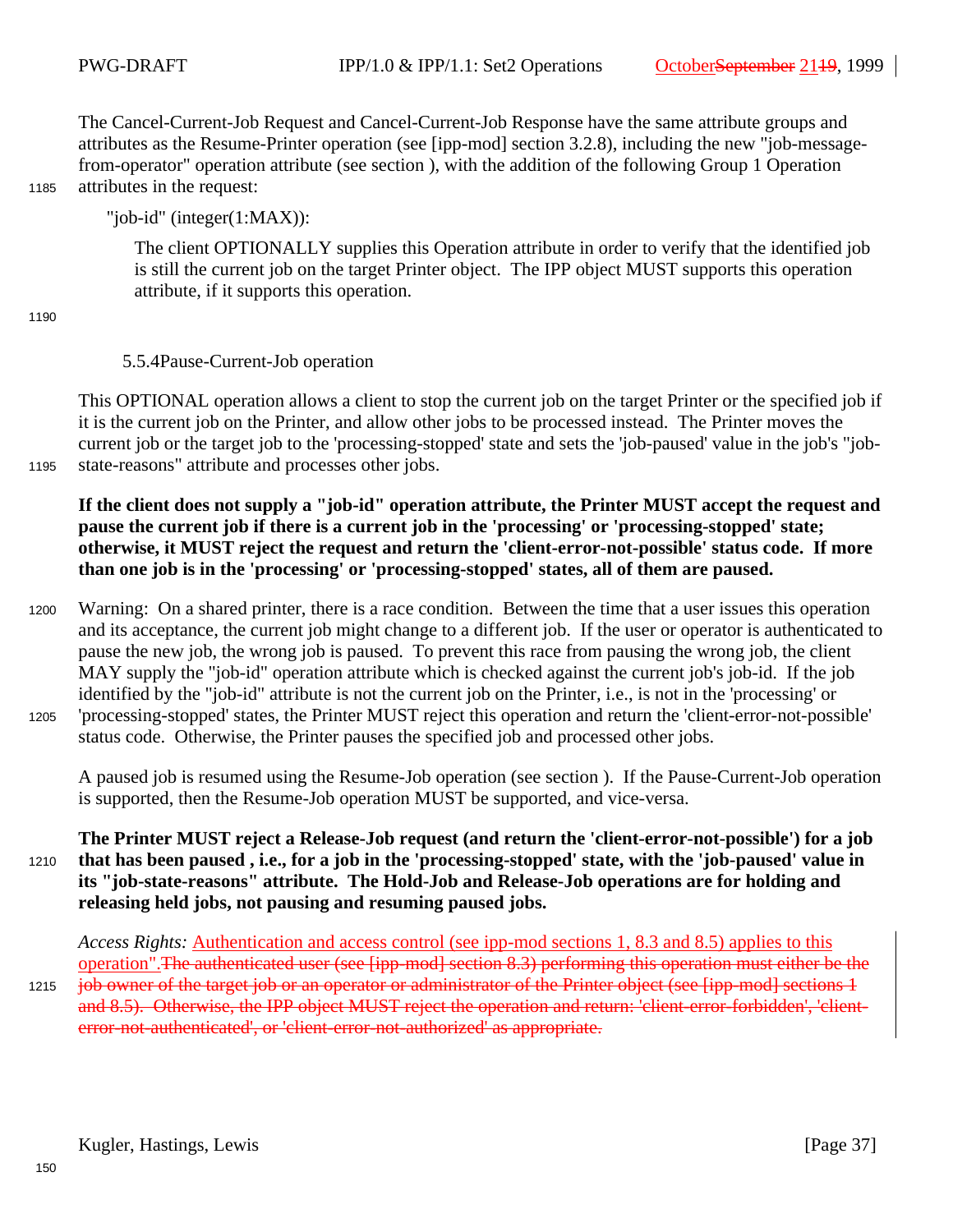The Cancel-Current-Job Request and Cancel-Current-Job Response have the same attribute groups and attributes as the Resume-Printer operation (see [ipp-mod] section 3.2.8), including the new "job-message-from-operator" operation attribute (see section ), with the addition of the following Group 1 Operation attributes in the request:

"job-id" (integer(1:MAX)):

The client OPTIONALLY supplies this Operation attribute in order to verify that the identified job is still the current job on the target Printer object. The IPP object MUST supports this operation attribute, if it supports this operation.

### 5.5.4 Pause-Current-Job operation

This OPTIONAL operation allows a client to stop the current job on the target Printer or the specified job if it is the current job on the Printer, and allow other jobs to be processed instead. The Printer moves the current job or the target job to the 'processing-stopped' state and sets the 'job-paused' value in the job's "job-state-reasons" attribute and processes other jobs.

**If the client does not supply a "job-id" operation attribute, the Printer MUST accept the request and pause the current job if there is a current job in the 'processing' or 'processing-stopped' state; otherwise, it MUST reject the request and return the 'client-error-not-possible' status code. If more than one job is in the 'processing' or 'processing-stopped' states, all of them are paused.**

Warning: On a shared printer, there is a race condition. Between the time that a user issues this operation and its acceptance, the current job might change to a different job. If the user or operator is authenticated to pause the new job, the wrong job is paused. To prevent this race from pausing the wrong job, the client MAY supply the "job-id" operation attribute which is checked against the current job's job-id. If the job identified by the "job-id" attribute is not the current job on the Printer, i.e., is not in the 'processing' or 'processing-stopped' states, the Printer MUST reject this operation and return the 'client-error-not-possible' status code. Otherwise, the Printer pauses the specified job and processed other jobs.

A paused job is resumed using the Resume-Job operation (see section ). If the Pause-Current-Job operation is supported, then the Resume-Job operation MUST be supported, and vice-versa.

**The Printer MUST reject a Release-Job request (and return the 'client-error-not-possible') for a job that has been paused , i.e., for a job in the 'processing-stopped' state, with the 'job-paused' value in its "job-state-reasons" attribute. The Hold-Job and Release-Job operations are for holding and releasing held jobs, not pausing and resuming paused jobs.**

*Access Rights:* Authentication and access control (see ipp-mod sections 1, 8.3 and 8.5) applies to this operation".~~The authenticated user (see [ipp-mod] section 8.3) performing this operation must either be the job owner of the target job or an operator or administrator of the Printer object (see [ipp-mod] sections 1 and 8.5). Otherwise, the IPP object MUST reject the operation and return: 'client-error-forbidden', 'client-error-not-authenticated', or 'client-error-not-authorized' as appropriate.~~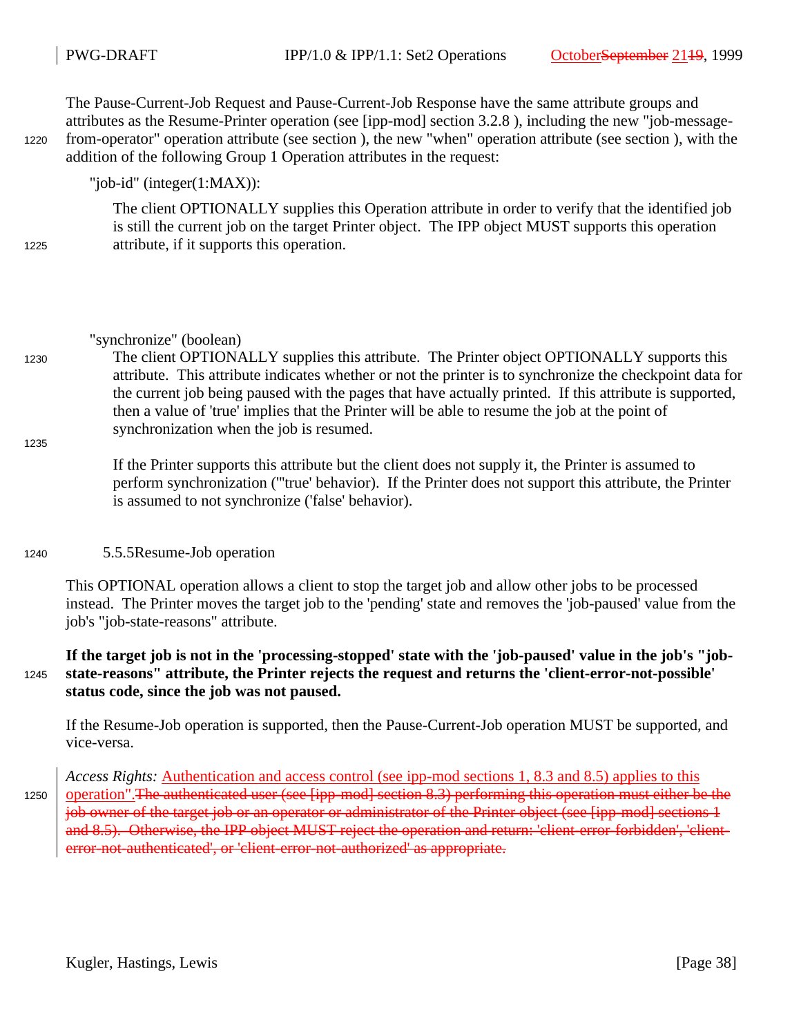The Pause-Current-Job Request and Pause-Current-Job Response have the same attribute groups and attributes as the Resume-Printer operation (see [ipp-mod] section 3.2.8 ), including the new "job-message-from-operator" operation attribute (see section ), the new "when" operation attribute (see section ), with the addition of the following Group 1 Operation attributes in the request:

"job-id" (integer(1:MAX)):

The client OPTIONALLY supplies this Operation attribute in order to verify that the identified job is still the current job on the target Printer object. The IPP object MUST supports this operation attribute, if it supports this operation.

"synchronize" (boolean)

The client OPTIONALLY supplies this attribute. The Printer object OPTIONALLY supports this attribute. This attribute indicates whether or not the printer is to synchronize the checkpoint data for the current job being paused with the pages that have actually printed. If this attribute is supported, then a value of 'true' implies that the Printer will be able to resume the job at the point of synchronization when the job is resumed.

If the Printer supports this attribute but the client does not supply it, the Printer is assumed to perform synchronization ("'true' behavior). If the Printer does not support this attribute, the Printer is assumed to not synchronize ('false' behavior).

### 5.5.5 Resume-Job operation

This OPTIONAL operation allows a client to stop the target job and allow other jobs to be processed instead. The Printer moves the target job to the 'pending' state and removes the 'job-paused' value from the job's "job-state-reasons" attribute.

**If the target job is not in the 'processing-stopped' state with the 'job-paused' value in the job's "job-state-reasons" attribute, the Printer rejects the request and returns the 'client-error-not-possible' status code, since the job was not paused.**

If the Resume-Job operation is supported, then the Pause-Current-Job operation MUST be supported, and vice-versa.

*Access Rights:* Authentication and access control (see ipp-mod sections 1, 8.3 and 8.5) applies to this operation".~~The authenticated user (see [ipp-mod] section 8.3) performing this operation must either be the job owner of the target job or an operator or administrator of the Printer object (see [ipp-mod] sections 1 and 8.5). Otherwise, the IPP object MUST reject the operation and return: 'client-error-forbidden', 'client-error-not-authenticated', or 'client-error-not-authorized' as appropriate.~~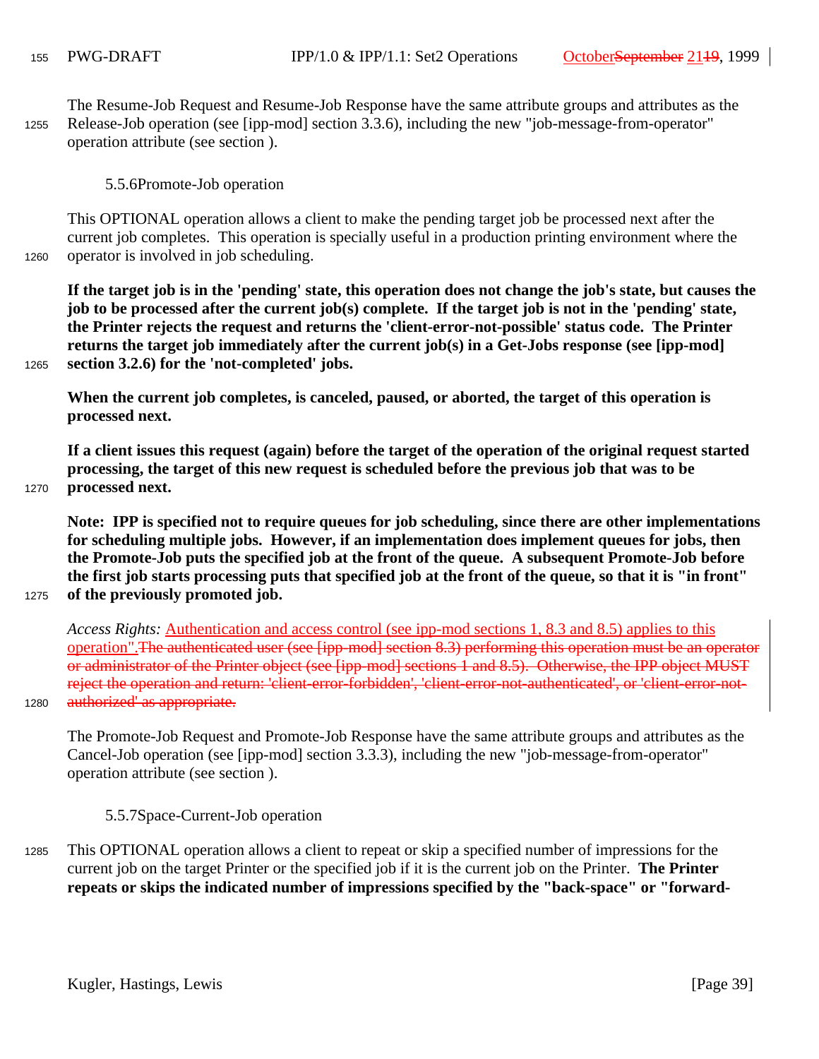The Resume-Job Request and Resume-Job Response have the same attribute groups and attributes as the Release-Job operation (see [ipp-mod] section 3.3.6), including the new "job-message-from-operator" operation attribute (see section ).

### 5.5.6 Promote-Job operation

This OPTIONAL operation allows a client to make the pending target job be processed next after the current job completes. This operation is specially useful in a production printing environment where the operator is involved in job scheduling.

**If the target job is in the 'pending' state, this operation does not change the job's state, but causes the job to be processed after the current job(s) complete. If the target job is not in the 'pending' state, the Printer rejects the request and returns the 'client-error-not-possible' status code. The Printer returns the target job immediately after the current job(s) in a Get-Jobs response (see [ipp-mod] section 3.2.6) for the 'not-completed' jobs.**

**When the current job completes, is canceled, paused, or aborted, the target of this operation is processed next.**

**If a client issues this request (again) before the target of the operation of the original request started processing, the target of this new request is scheduled before the previous job that was to be processed next.**

**Note: IPP is specified not to require queues for job scheduling, since there are other implementations for scheduling multiple jobs. However, if an implementation does implement queues for jobs, then the Promote-Job puts the specified job at the front of the queue. A subsequent Promote-Job before the first job starts processing puts that specified job at the front of the queue, so that it is "in front" of the previously promoted job.**

*Access Rights:* Authentication and access control (see ipp-mod sections 1, 8.3 and 8.5) applies to this operation".~~The authenticated user (see [ipp-mod] section 8.3) performing this operation must be an operator or administrator of the Printer object (see [ipp-mod] sections 1 and 8.5). Otherwise, the IPP object MUST reject the operation and return: 'client-error-forbidden', 'client-error-not-authenticated', or 'client-error-not-authorized' as appropriate.~~

The Promote-Job Request and Promote-Job Response have the same attribute groups and attributes as the Cancel-Job operation (see [ipp-mod] section 3.3.3), including the new "job-message-from-operator" operation attribute (see section ).

### 5.5.7 Space-Current-Job operation

This OPTIONAL operation allows a client to repeat or skip a specified number of impressions for the current job on the target Printer or the specified job if it is the current job on the Printer. **The Printer repeats or skips the indicated number of impressions specified by the "back-space" or "forward-**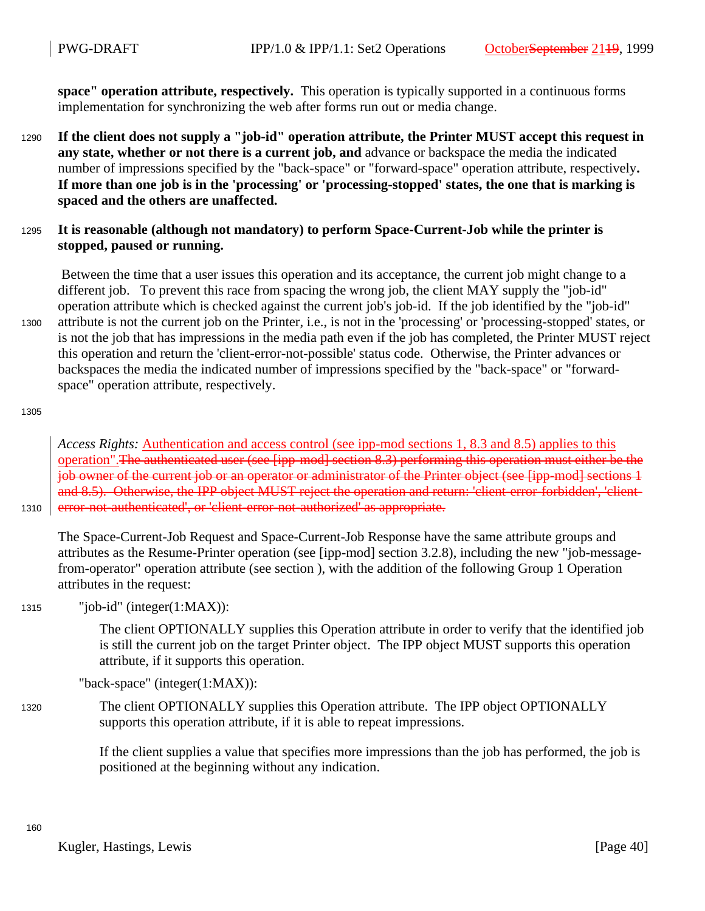**space" operation attribute, respectively.** This operation is typically supported in a continuous forms implementation for synchronizing the web after forms run out or media change.

**If the client does not supply a "job-id" operation attribute, the Printer MUST accept this request in any state, whether or not there is a current job, and** advance or backspace the media the indicated number of impressions specified by the "back-space" or "forward-space" operation attribute, respectively**. If more than one job is in the 'processing' or 'processing-stopped' states, the one that is marking is spaced and the others are unaffected.**

**It is reasonable (although not mandatory) to perform Space-Current-Job while the printer is stopped, paused or running.**

Between the time that a user issues this operation and its acceptance, the current job might change to a different job. To prevent this race from spacing the wrong job, the client MAY supply the "job-id" operation attribute which is checked against the current job's job-id. If the job identified by the "job-id" attribute is not the current job on the Printer, i.e., is not in the 'processing' or 'processing-stopped' states, or is not the job that has impressions in the media path even if the job has completed, the Printer MUST reject this operation and return the 'client-error-not-possible' status code. Otherwise, the Printer advances or backspaces the media the indicated number of impressions specified by the "back-space" or "forward-space" operation attribute, respectively.

*Access Rights:* Authentication and access control (see ipp-mod sections 1, 8.3 and 8.5) applies to this operation".~~The authenticated user (see [ipp-mod] section 8.3) performing this operation must either be the job owner of the current job or an operator or administrator of the Printer object (see [ipp-mod] sections 1 and 8.5). Otherwise, the IPP object MUST reject the operation and return: 'client-error-forbidden', 'client-error-not-authenticated', or 'client-error-not-authorized' as appropriate.~~

The Space-Current-Job Request and Space-Current-Job Response have the same attribute groups and attributes as the Resume-Printer operation (see [ipp-mod] section 3.2.8), including the new "job-message-from-operator" operation attribute (see section ), with the addition of the following Group 1 Operation attributes in the request:

"job-id" (integer(1:MAX)):

The client OPTIONALLY supplies this Operation attribute in order to verify that the identified job is still the current job on the target Printer object. The IPP object MUST supports this operation attribute, if it supports this operation.

"back-space" (integer(1:MAX)):

The client OPTIONALLY supplies this Operation attribute. The IPP object OPTIONALLY supports this operation attribute, if it is able to repeat impressions.

If the client supplies a value that specifies more impressions than the job has performed, the job is positioned at the beginning without any indication.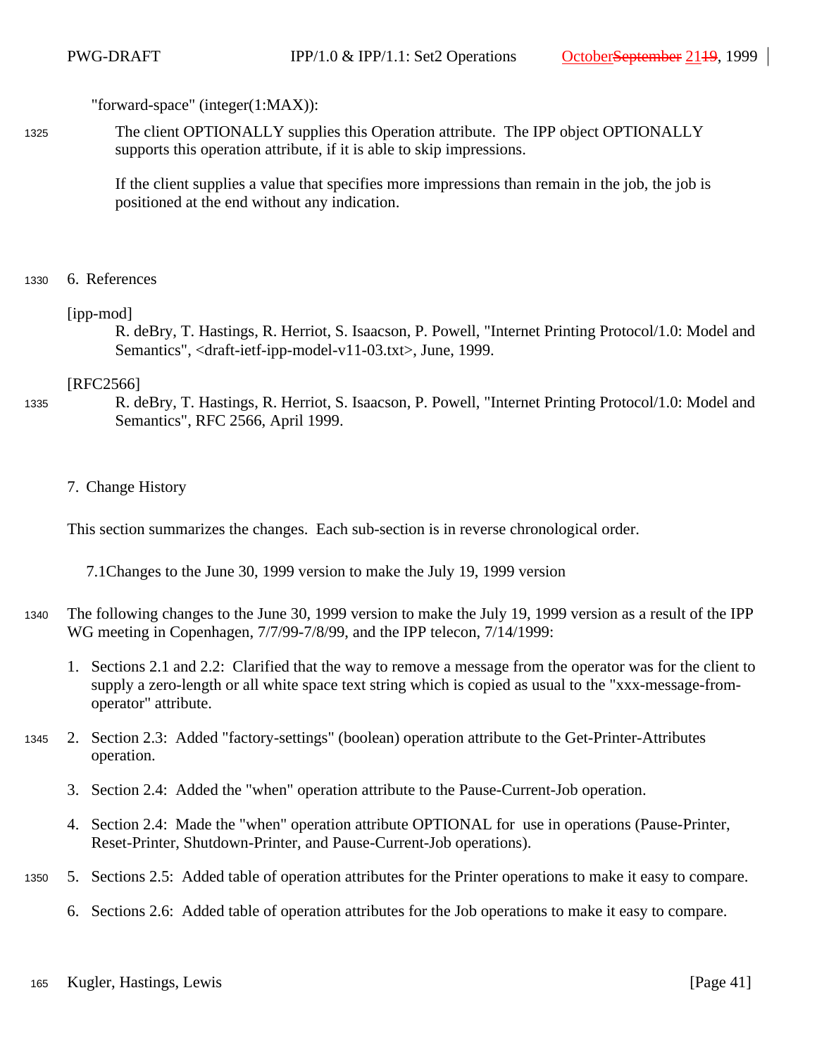"forward-space" (integer(1:MAX)):

The client OPTIONALLY supplies this Operation attribute. The IPP object OPTIONALLY supports this operation attribute, if it is able to skip impressions.

If the client supplies a value that specifies more impressions than remain in the job, the job is positioned at the end without any indication.

# 6. References

[ipp-mod]
R. deBry, T. Hastings, R. Herriot, S. Isaacson, P. Powell, "Internet Printing Protocol/1.0: Model and Semantics", <draft-ietf-ipp-model-v11-03.txt>, June, 1999.

[RFC2566]
R. deBry, T. Hastings, R. Herriot, S. Isaacson, P. Powell, "Internet Printing Protocol/1.0: Model and Semantics", RFC 2566, April 1999.

# 7. Change History

This section summarizes the changes. Each sub-section is in reverse chronological order.

## 7.1 Changes to the June 30, 1999 version to make the July 19, 1999 version

The following changes to the June 30, 1999 version to make the July 19, 1999 version as a result of the IPP WG meeting in Copenhagen, 7/7/99-7/8/99, and the IPP telecon, 7/14/1999:

1. Sections 2.1 and 2.2: Clarified that the way to remove a message from the operator was for the client to supply a zero-length or all white space text string which is copied as usual to the "xxx-message-from-operator" attribute.
2. Section 2.3: Added "factory-settings" (boolean) operation attribute to the Get-Printer-Attributes operation.
3. Section 2.4: Added the "when" operation attribute to the Pause-Current-Job operation.
4. Section 2.4: Made the "when" operation attribute OPTIONAL for use in operations (Pause-Printer, Reset-Printer, Shutdown-Printer, and Pause-Current-Job operations).
5. Sections 2.5: Added table of operation attributes for the Printer operations to make it easy to compare.
6. Sections 2.6: Added table of operation attributes for the Job operations to make it easy to compare.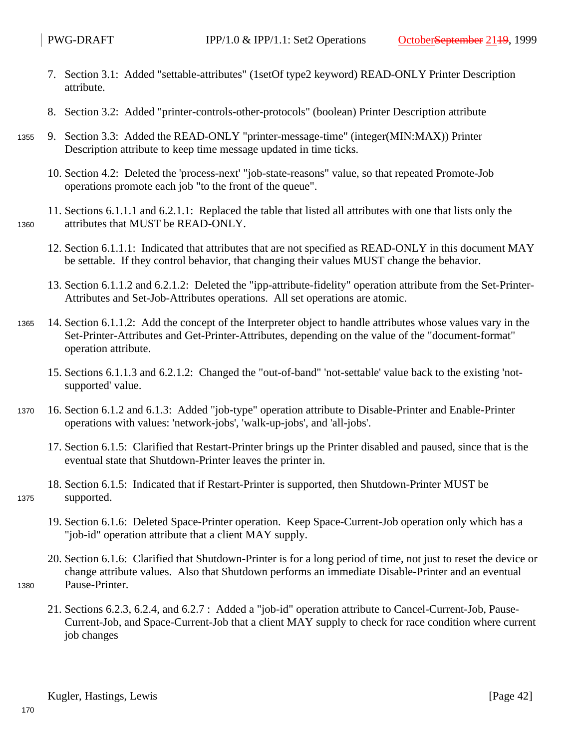7. Section 3.1: Added "settable-attributes" (1setOf type2 keyword) READ-ONLY Printer Description attribute.

8. Section 3.2: Added "printer-controls-other-protocols" (boolean) Printer Description attribute

9. Section 3.3: Added the READ-ONLY "printer-message-time" (integer(MIN:MAX)) Printer Description attribute to keep time message updated in time ticks.

10. Section 4.2: Deleted the 'process-next' "job-state-reasons" value, so that repeated Promote-Job operations promote each job "to the front of the queue".

11. Sections 6.1.1.1 and 6.2.1.1: Replaced the table that listed all attributes with one that lists only the attributes that MUST be READ-ONLY.

12. Section 6.1.1.1: Indicated that attributes that are not specified as READ-ONLY in this document MAY be settable. If they control behavior, that changing their values MUST change the behavior.

13. Section 6.1.1.2 and 6.2.1.2: Deleted the "ipp-attribute-fidelity" operation attribute from the Set-Printer-Attributes and Set-Job-Attributes operations. All set operations are atomic.

14. Section 6.1.1.2: Add the concept of the Interpreter object to handle attributes whose values vary in the Set-Printer-Attributes and Get-Printer-Attributes, depending on the value of the "document-format" operation attribute.

15. Sections 6.1.1.3 and 6.2.1.2: Changed the "out-of-band" 'not-settable' value back to the existing 'not-supported' value.

16. Section 6.1.2 and 6.1.3: Added "job-type" operation attribute to Disable-Printer and Enable-Printer operations with values: 'network-jobs', 'walk-up-jobs', and 'all-jobs'.

17. Section 6.1.5: Clarified that Restart-Printer brings up the Printer disabled and paused, since that is the eventual state that Shutdown-Printer leaves the printer in.

18. Section 6.1.5: Indicated that if Restart-Printer is supported, then Shutdown-Printer MUST be supported.

19. Section 6.1.6: Deleted Space-Printer operation. Keep Space-Current-Job operation only which has a "job-id" operation attribute that a client MAY supply.

20. Section 6.1.6: Clarified that Shutdown-Printer is for a long period of time, not just to reset the device or change attribute values. Also that Shutdown performs an immediate Disable-Printer and an eventual Pause-Printer.

21. Sections 6.2.3, 6.2.4, and 6.2.7 : Added a "job-id" operation attribute to Cancel-Current-Job, Pause-Current-Job, and Space-Current-Job that a client MAY supply to check for race condition where current job changes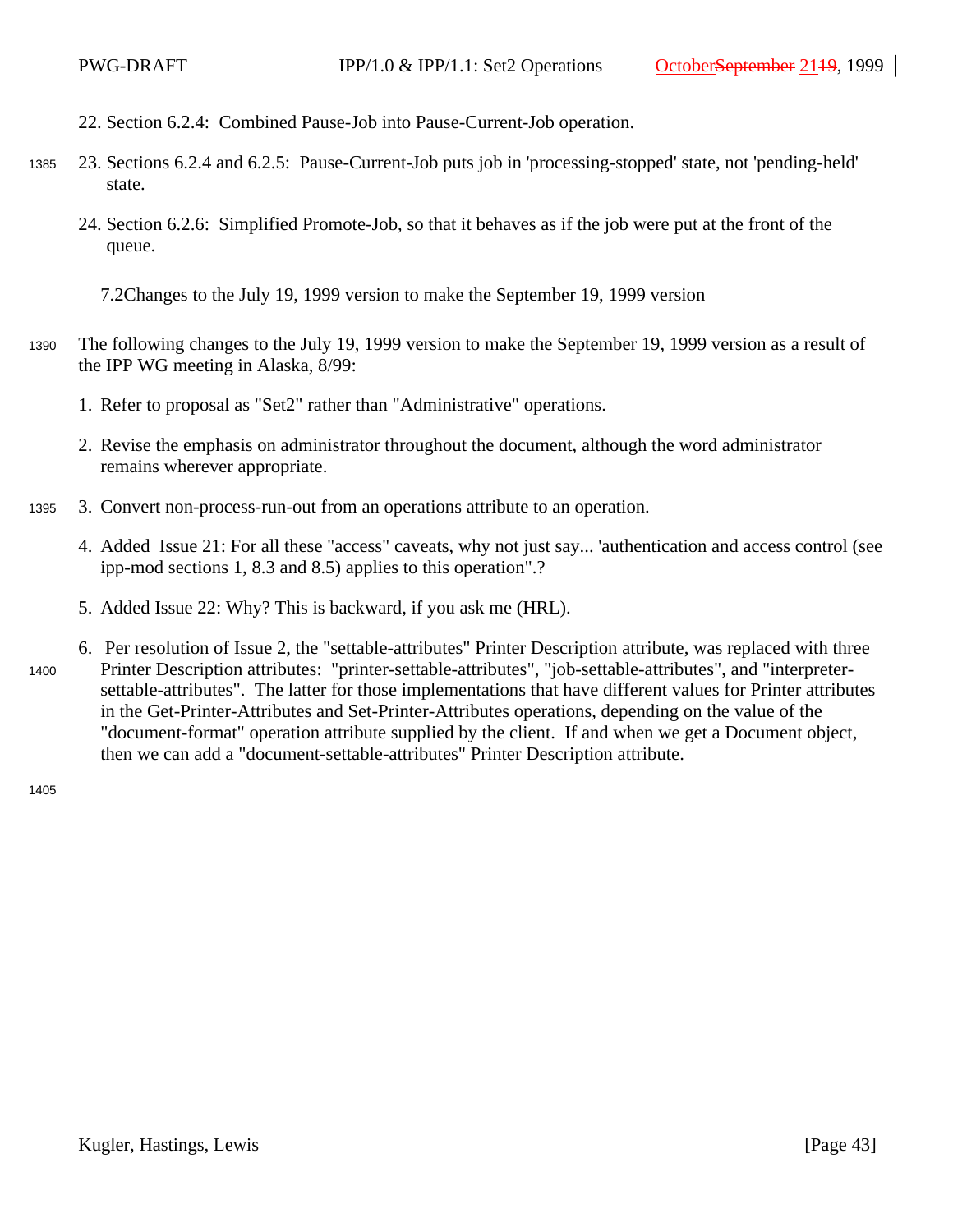22. Section 6.2.4: Combined Pause-Job into Pause-Current-Job operation.

23. Sections 6.2.4 and 6.2.5: Pause-Current-Job puts job in 'processing-stopped' state, not 'pending-held' state.

24. Section 6.2.6: Simplified Promote-Job, so that it behaves as if the job were put at the front of the queue.

## 7.2 Changes to the July 19, 1999 version to make the September 19, 1999 version

The following changes to the July 19, 1999 version to make the September 19, 1999 version as a result of the IPP WG meeting in Alaska, 8/99:

1. Refer to proposal as "Set2" rather than "Administrative" operations.

2. Revise the emphasis on administrator throughout the document, although the word administrator remains wherever appropriate.

3. Convert non-process-run-out from an operations attribute to an operation.

4. Added Issue 21: For all these "access" caveats, why not just say... 'authentication and access control (see ipp-mod sections 1, 8.3 and 8.5) applies to this operation".?

5. Added Issue 22: Why? This is backward, if you ask me (HRL).

6. Per resolution of Issue 2, the "settable-attributes" Printer Description attribute, was replaced with three Printer Description attributes: "printer-settable-attributes", "job-settable-attributes", and "interpreter-settable-attributes". The latter for those implementations that have different values for Printer attributes in the Get-Printer-Attributes and Set-Printer-Attributes operations, depending on the value of the "document-format" operation attribute supplied by the client. If and when we get a Document object, then we can add a "document-settable-attributes" Printer Description attribute.